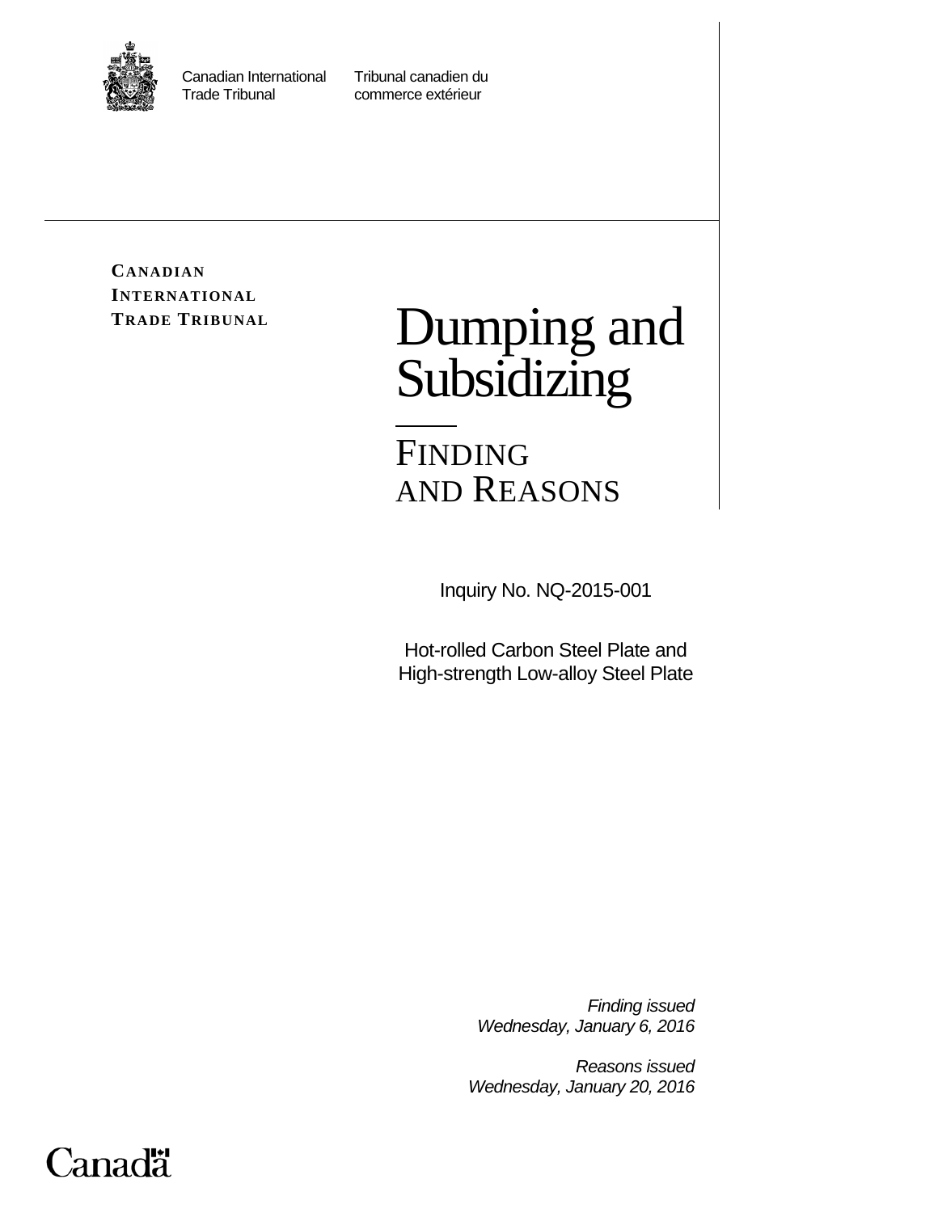Canadian International Trade Tribunal

Tribunal canadien du commerce extérieur

**CANADIAN INTERNATIONAL TRADE TRIBUNAL**

# Dumping and Subsidizing

## FINDING AND REASONS

Inquiry No. NQ-2015-001

Hot-rolled Carbon Steel Plate and High-strength Low-alloy Steel Plate

*Finding issued*
*Wednesday, January 6, 2016*

*Reasons issued*
*Wednesday, January 20, 2016*

Canada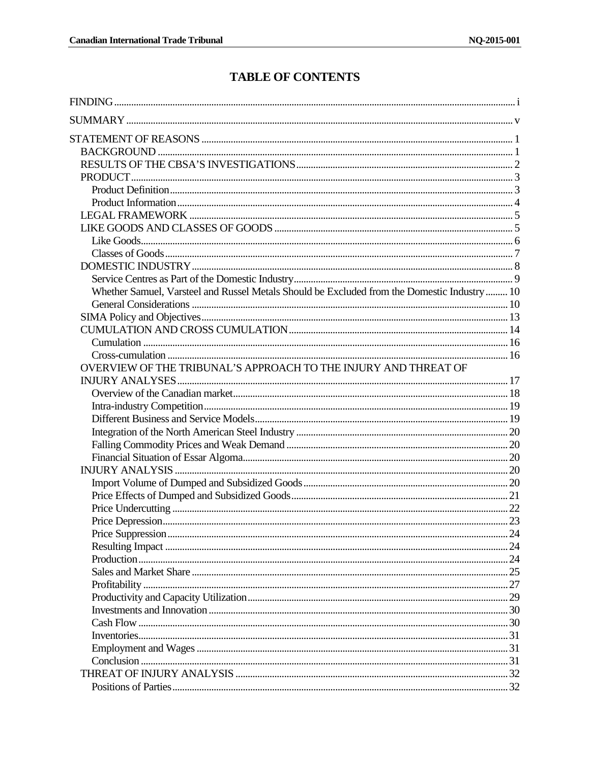# TABLE OF CONTENTS

- FINDING ... i
- SUMMARY ... v
- STATEMENT OF REASONS ... 1
  - BACKGROUND ... 1
  - RESULTS OF THE CBSA'S INVESTIGATIONS ... 2
  - PRODUCT ... 3
    - Product Definition ... 3
    - Product Information ... 4
  - LEGAL FRAMEWORK ... 5
  - LIKE GOODS AND CLASSES OF GOODS ... 5
    - Like Goods ... 6
    - Classes of Goods ... 7
  - DOMESTIC INDUSTRY ... 8
    - Service Centres as Part of the Domestic Industry ... 9
    - Whether Samuel, Varsteel and Russel Metals Should be Excluded from the Domestic Industry ... 10
    - General Considerations ... 10
  - SIMA Policy and Objectives ... 13
  - CUMULATION AND CROSS CUMULATION ... 14
    - Cumulation ... 16
    - Cross-cumulation ... 16
  - OVERVIEW OF THE TRIBUNAL'S APPROACH TO THE INJURY AND THREAT OF INJURY ANALYSES ... 17
    - Overview of the Canadian market ... 18
    - Intra-industry Competition ... 19
    - Different Business and Service Models ... 19
    - Integration of the North American Steel Industry ... 20
    - Falling Commodity Prices and Weak Demand ... 20
    - Financial Situation of Essar Algoma ... 20
  - INJURY ANALYSIS ... 20
    - Import Volume of Dumped and Subsidized Goods ... 20
    - Price Effects of Dumped and Subsidized Goods ... 21
    - Price Undercutting ... 22
    - Price Depression ... 23
    - Price Suppression ... 24
    - Resulting Impact ... 24
    - Production ... 24
    - Sales and Market Share ... 25
    - Profitability ... 27
    - Productivity and Capacity Utilization ... 29
    - Investments and Innovation ... 30
    - Cash Flow ... 30
    - Inventories ... 31
    - Employment and Wages ... 31
    - Conclusion ... 31
  - THREAT OF INJURY ANALYSIS ... 32
    - Positions of Parties ... 32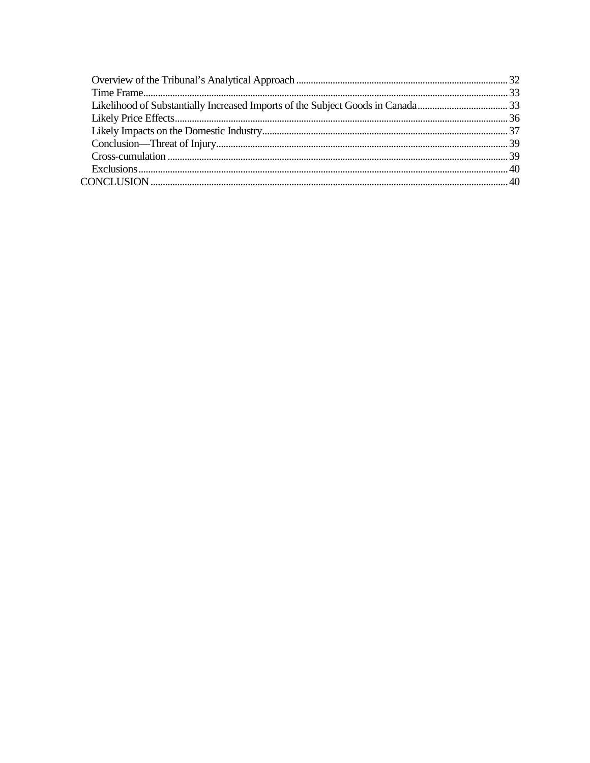Overview of the Tribunal's Analytical Approach ........................................................................................ 32
Time Frame........................................................................................................................................ 33
Likelihood of Substantially Increased Imports of the Subject Goods in Canada..................................... 33
Likely Price Effects............................................................................................................................. 36
Likely Impacts on the Domestic Industry.............................................................................................. 37
Conclusion—Threat of Injury................................................................................................................ 39
Cross-cumulation ................................................................................................................................ 39
Exclusions........................................................................................................................................... 40
CONCLUSION ........................................................................................................................................ 40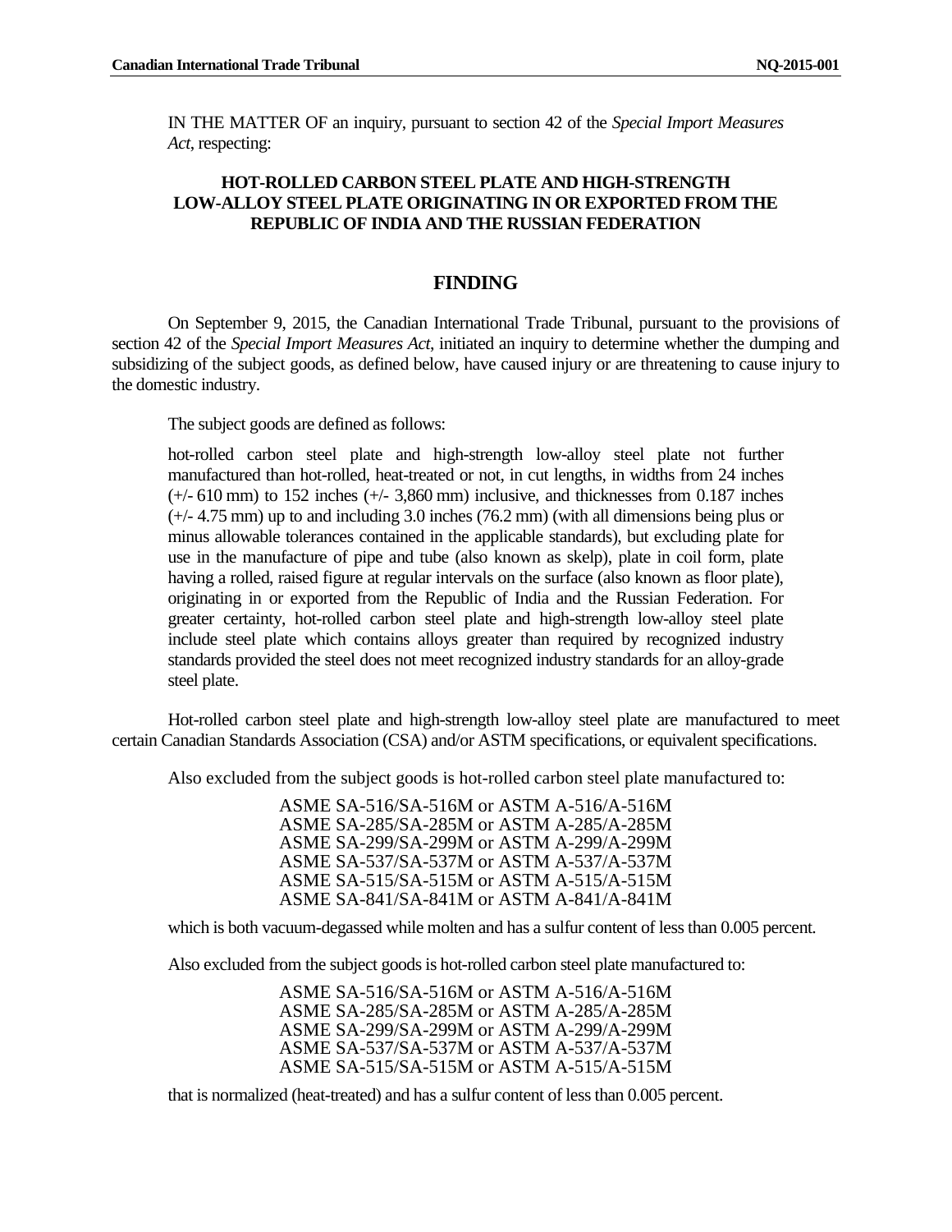IN THE MATTER OF an inquiry, pursuant to section 42 of the *Special Import Measures Act*, respecting:

**HOT-ROLLED CARBON STEEL PLATE AND HIGH-STRENGTH LOW-ALLOY STEEL PLATE ORIGINATING IN OR EXPORTED FROM THE REPUBLIC OF INDIA AND THE RUSSIAN FEDERATION**

## FINDING

On September 9, 2015, the Canadian International Trade Tribunal, pursuant to the provisions of section 42 of the *Special Import Measures Act*, initiated an inquiry to determine whether the dumping and subsidizing of the subject goods, as defined below, have caused injury or are threatening to cause injury to the domestic industry.

The subject goods are defined as follows:

> hot-rolled carbon steel plate and high-strength low-alloy steel plate not further manufactured than hot-rolled, heat-treated or not, in cut lengths, in widths from 24 inches (+/- 610 mm) to 152 inches (+/- 3,860 mm) inclusive, and thicknesses from 0.187 inches (+/- 4.75 mm) up to and including 3.0 inches (76.2 mm) (with all dimensions being plus or minus allowable tolerances contained in the applicable standards), but excluding plate for use in the manufacture of pipe and tube (also known as skelp), plate in coil form, plate having a rolled, raised figure at regular intervals on the surface (also known as floor plate), originating in or exported from the Republic of India and the Russian Federation. For greater certainty, hot-rolled carbon steel plate and high-strength low-alloy steel plate include steel plate which contains alloys greater than required by recognized industry standards provided the steel does not meet recognized industry standards for an alloy-grade steel plate.

Hot-rolled carbon steel plate and high-strength low-alloy steel plate are manufactured to meet certain Canadian Standards Association (CSA) and/or ASTM specifications, or equivalent specifications.

Also excluded from the subject goods is hot-rolled carbon steel plate manufactured to:

ASME SA-516/SA-516M or ASTM A-516/A-516M  
ASME SA-285/SA-285M or ASTM A-285/A-285M  
ASME SA-299/SA-299M or ASTM A-299/A-299M  
ASME SA-537/SA-537M or ASTM A-537/A-537M  
ASME SA-515/SA-515M or ASTM A-515/A-515M  
ASME SA-841/SA-841M or ASTM A-841/A-841M

which is both vacuum-degassed while molten and has a sulfur content of less than 0.005 percent.

Also excluded from the subject goods is hot-rolled carbon steel plate manufactured to:

ASME SA-516/SA-516M or ASTM A-516/A-516M  
ASME SA-285/SA-285M or ASTM A-285/A-285M  
ASME SA-299/SA-299M or ASTM A-299/A-299M  
ASME SA-537/SA-537M or ASTM A-537/A-537M  
ASME SA-515/SA-515M or ASTM A-515/A-515M

that is normalized (heat-treated) and has a sulfur content of less than 0.005 percent.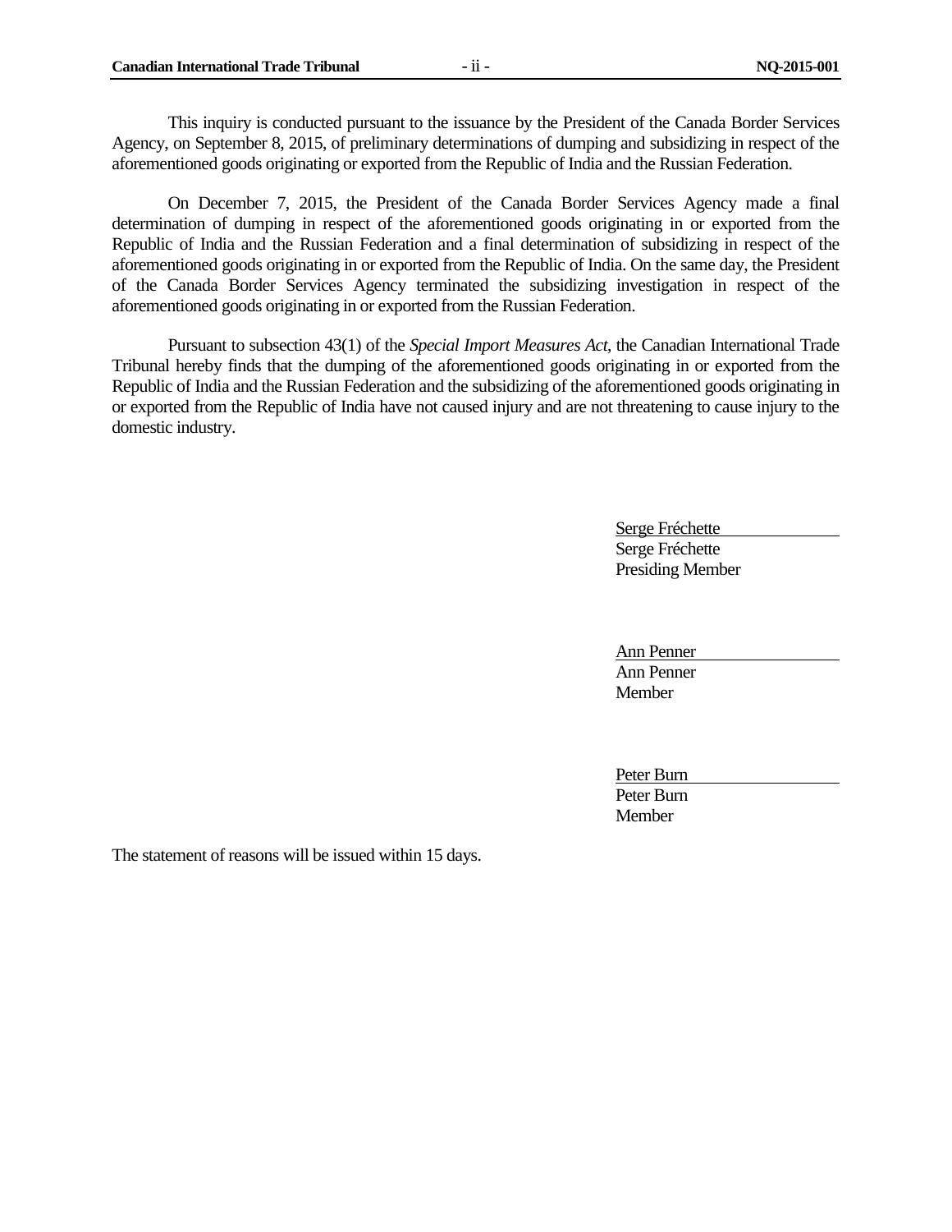This inquiry is conducted pursuant to the issuance by the President of the Canada Border Services Agency, on September 8, 2015, of preliminary determinations of dumping and subsidizing in respect of the aforementioned goods originating or exported from the Republic of India and the Russian Federation.

On December 7, 2015, the President of the Canada Border Services Agency made a final determination of dumping in respect of the aforementioned goods originating in or exported from the Republic of India and the Russian Federation and a final determination of subsidizing in respect of the aforementioned goods originating in or exported from the Republic of India. On the same day, the President of the Canada Border Services Agency terminated the subsidizing investigation in respect of the aforementioned goods originating in or exported from the Russian Federation.

Pursuant to subsection 43(1) of the *Special Import Measures Act*, the Canadian International Trade Tribunal hereby finds that the dumping of the aforementioned goods originating in or exported from the Republic of India and the Russian Federation and the subsidizing of the aforementioned goods originating in or exported from the Republic of India have not caused injury and are not threatening to cause injury to the domestic industry.

Serge Fréchette
Serge Fréchette
Presiding Member

Ann Penner
Ann Penner
Member

Peter Burn
Peter Burn
Member

The statement of reasons will be issued within 15 days.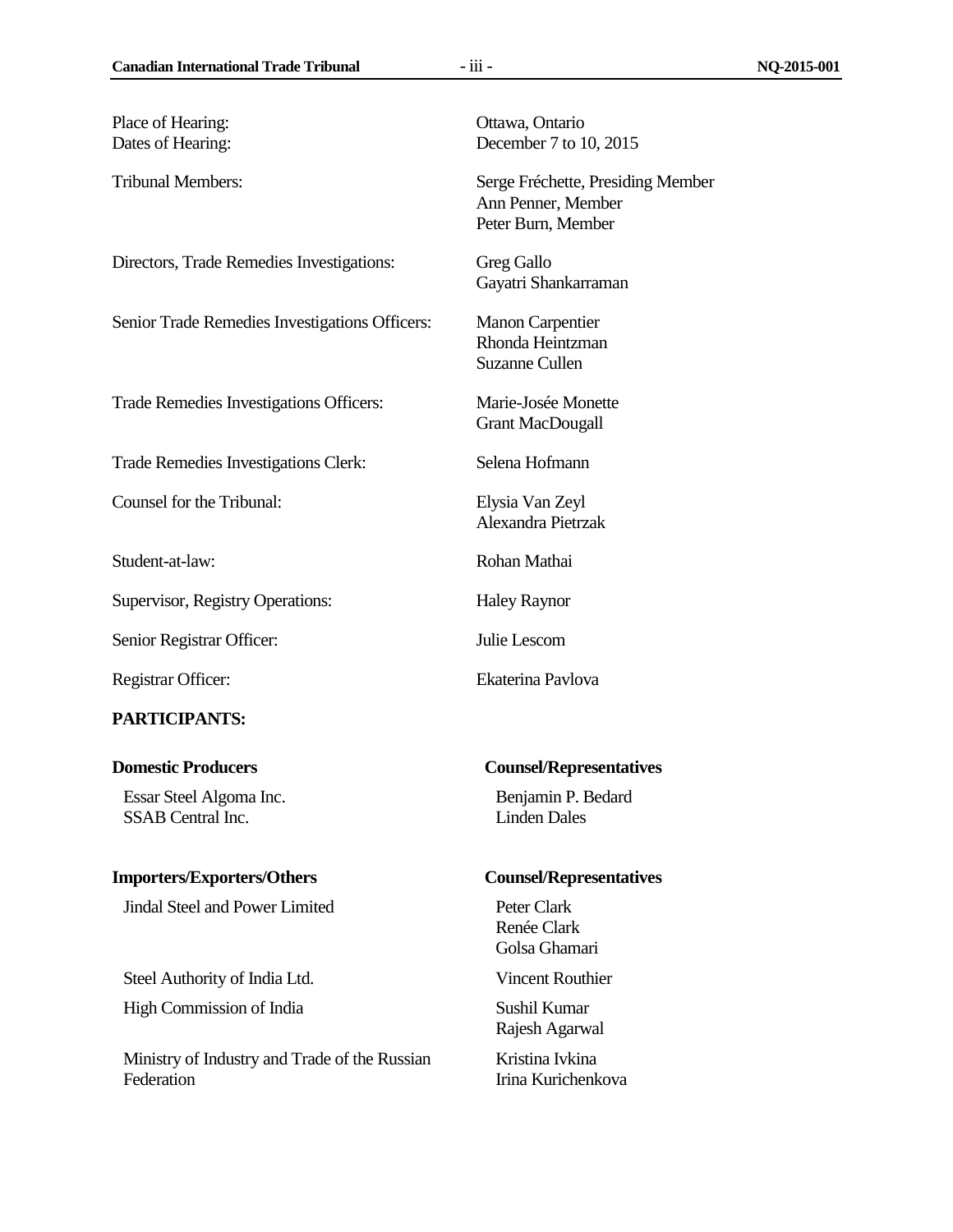| | |
|---|---|
| Place of Hearing: | Ottawa, Ontario |
| Dates of Hearing: | December 7 to 10, 2015 |
| Tribunal Members: | Serge Fréchette, Presiding Member<br>Ann Penner, Member<br>Peter Burn, Member |
| Directors, Trade Remedies Investigations: | Greg Gallo<br>Gayatri Shankarraman |
| Senior Trade Remedies Investigations Officers: | Manon Carpentier<br>Rhonda Heintzman<br>Suzanne Cullen |
| Trade Remedies Investigations Officers: | Marie-Josée Monette<br>Grant MacDougall |
| Trade Remedies Investigations Clerk: | Selena Hofmann |
| Counsel for the Tribunal: | Elysia Van Zeyl<br>Alexandra Pietrzak |
| Student-at-law: | Rohan Mathai |
| Supervisor, Registry Operations: | Haley Raynor |
| Senior Registrar Officer: | Julie Lescom |
| Registrar Officer: | Ekaterina Pavlova |

**PARTICIPANTS:**

| **Domestic Producers** | **Counsel/Representatives** |
|---|---|
| Essar Steel Algoma Inc.<br>SSAB Central Inc. | Benjamin P. Bedard<br>Linden Dales |

| **Importers/Exporters/Others** | **Counsel/Representatives** |
|---|---|
| Jindal Steel and Power Limited | Peter Clark<br>Renée Clark<br>Golsa Ghamari |
| Steel Authority of India Ltd. | Vincent Routhier |
| High Commission of India | Sushil Kumar<br>Rajesh Agarwal |
| Ministry of Industry and Trade of the Russian Federation | Kristina Ivkina<br>Irina Kurichenkova |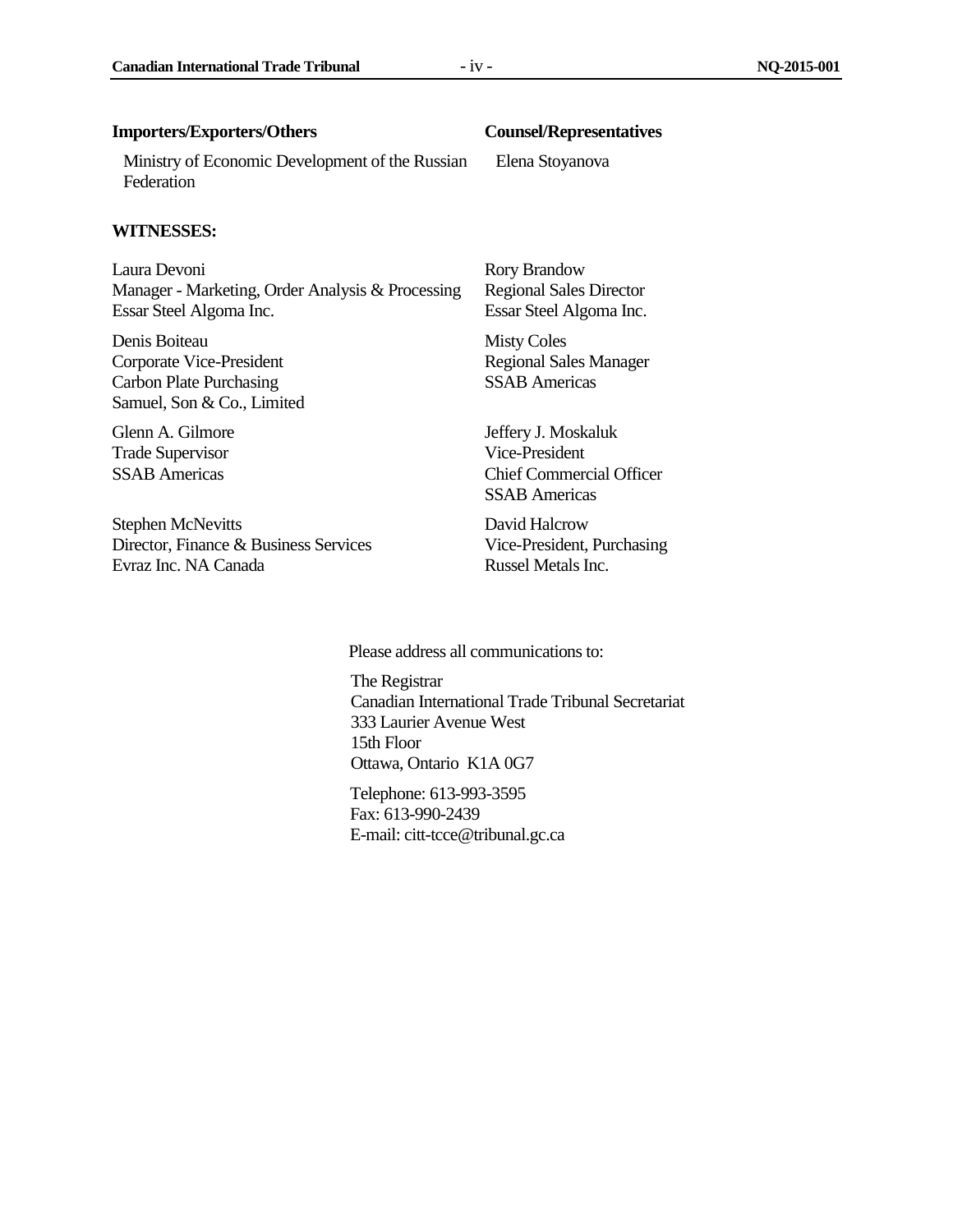| Importers/Exporters/Others | Counsel/Representatives |
|---|---|
| Ministry of Economic Development of the Russian Federation | Elena Stoyanova |

**WITNESSES:**

| | |
|---|---|
| Laura Devoni<br>Manager - Marketing, Order Analysis & Processing<br>Essar Steel Algoma Inc. | Rory Brandow<br>Regional Sales Director<br>Essar Steel Algoma Inc. |
| Denis Boiteau<br>Corporate Vice-President<br>Carbon Plate Purchasing<br>Samuel, Son & Co., Limited | Misty Coles<br>Regional Sales Manager<br>SSAB Americas |
| Glenn A. Gilmore<br>Trade Supervisor<br>SSAB Americas | Jeffery J. Moskaluk<br>Vice-President<br>Chief Commercial Officer<br>SSAB Americas |
| Stephen McNevitts<br>Director, Finance & Business Services<br>Evraz Inc. NA Canada | David Halcrow<br>Vice-President, Purchasing<br>Russel Metals Inc. |

Please address all communications to:

The Registrar
Canadian International Trade Tribunal Secretariat
333 Laurier Avenue West
15th Floor
Ottawa, Ontario K1A 0G7

Telephone: 613-993-3595
Fax: 613-990-2439
E-mail: citt-tcce@tribunal.gc.ca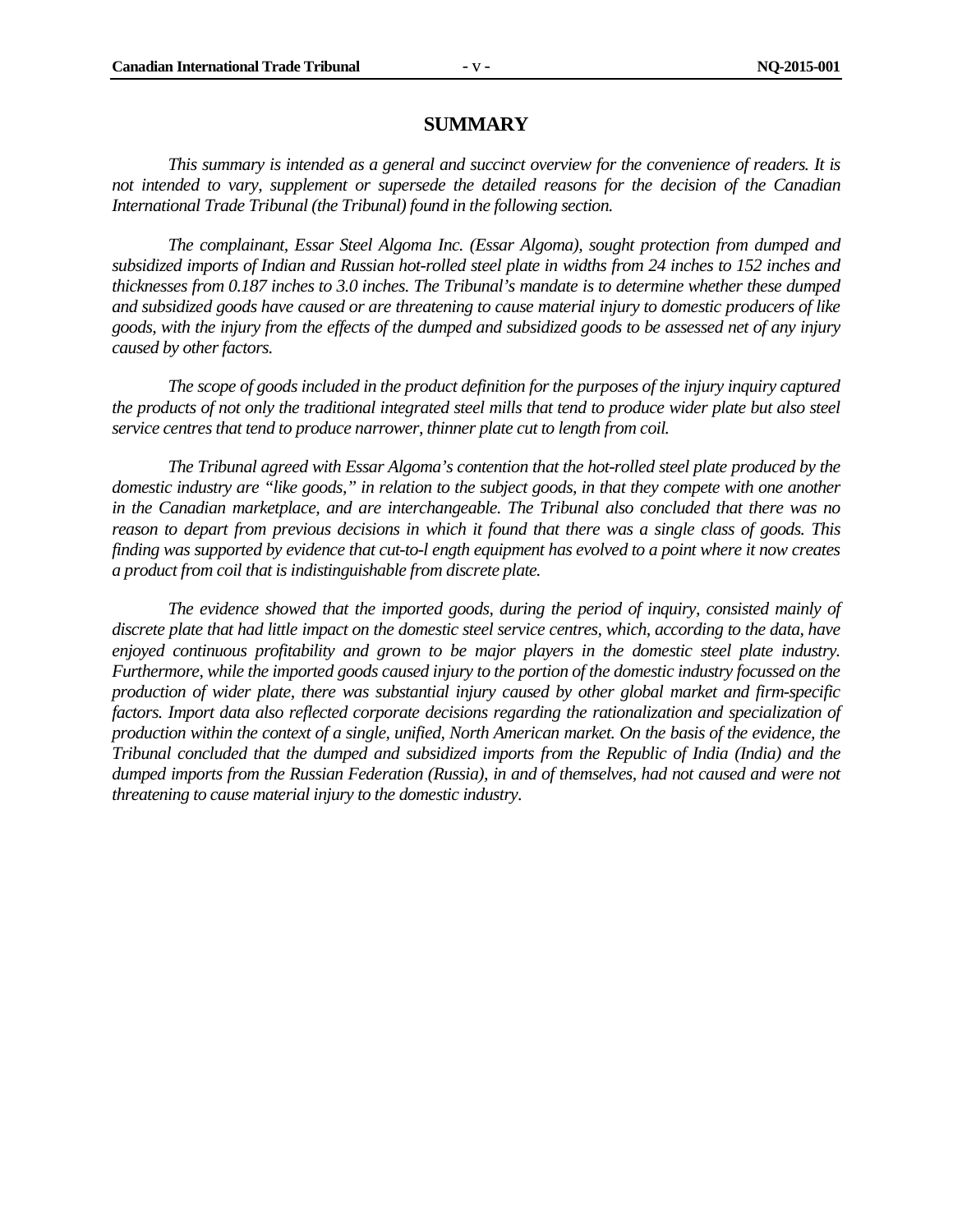## SUMMARY

*This summary is intended as a general and succinct overview for the convenience of readers. It is not intended to vary, supplement or supersede the detailed reasons for the decision of the Canadian International Trade Tribunal (the Tribunal) found in the following section.*

*The complainant, Essar Steel Algoma Inc. (Essar Algoma), sought protection from dumped and subsidized imports of Indian and Russian hot-rolled steel plate in widths from 24 inches to 152 inches and thicknesses from 0.187 inches to 3.0 inches. The Tribunal's mandate is to determine whether these dumped and subsidized goods have caused or are threatening to cause material injury to domestic producers of like goods, with the injury from the effects of the dumped and subsidized goods to be assessed net of any injury caused by other factors.*

*The scope of goods included in the product definition for the purposes of the injury inquiry captured the products of not only the traditional integrated steel mills that tend to produce wider plate but also steel service centres that tend to produce narrower, thinner plate cut to length from coil.*

*The Tribunal agreed with Essar Algoma's contention that the hot-rolled steel plate produced by the domestic industry are "like goods," in relation to the subject goods, in that they compete with one another in the Canadian marketplace, and are interchangeable. The Tribunal also concluded that there was no reason to depart from previous decisions in which it found that there was a single class of goods. This finding was supported by evidence that cut-to-l ength equipment has evolved to a point where it now creates a product from coil that is indistinguishable from discrete plate.*

*The evidence showed that the imported goods, during the period of inquiry, consisted mainly of discrete plate that had little impact on the domestic steel service centres, which, according to the data, have enjoyed continuous profitability and grown to be major players in the domestic steel plate industry. Furthermore, while the imported goods caused injury to the portion of the domestic industry focussed on the production of wider plate, there was substantial injury caused by other global market and firm-specific factors. Import data also reflected corporate decisions regarding the rationalization and specialization of production within the context of a single, unified, North American market. On the basis of the evidence, the Tribunal concluded that the dumped and subsidized imports from the Republic of India (India) and the dumped imports from the Russian Federation (Russia), in and of themselves, had not caused and were not threatening to cause material injury to the domestic industry.*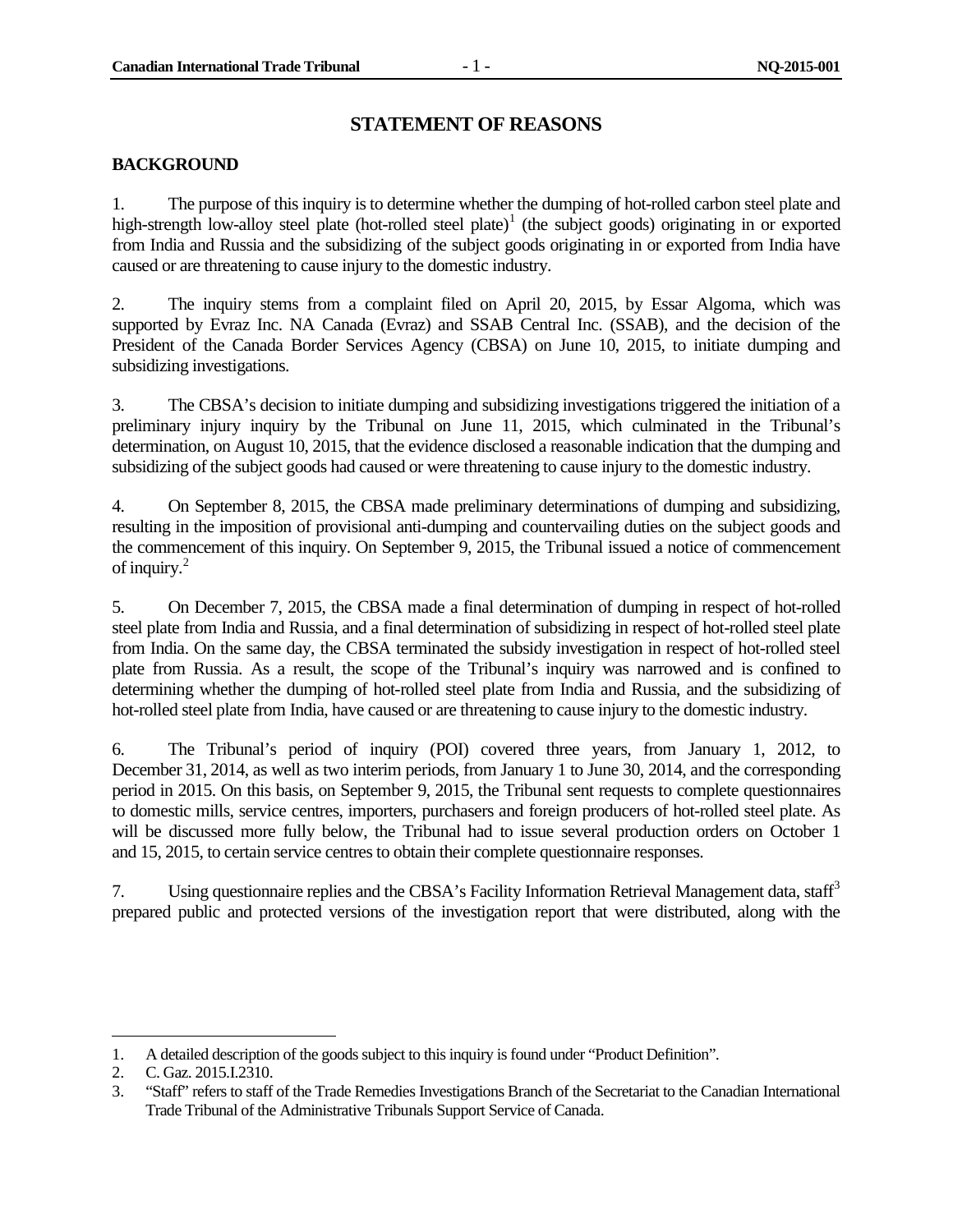## STATEMENT OF REASONS

### BACKGROUND

1. The purpose of this inquiry is to determine whether the dumping of hot-rolled carbon steel plate and high-strength low-alloy steel plate (hot-rolled steel plate)[1] (the subject goods) originating in or exported from India and Russia and the subsidizing of the subject goods originating in or exported from India have caused or are threatening to cause injury to the domestic industry.

2. The inquiry stems from a complaint filed on April 20, 2015, by Essar Algoma, which was supported by Evraz Inc. NA Canada (Evraz) and SSAB Central Inc. (SSAB), and the decision of the President of the Canada Border Services Agency (CBSA) on June 10, 2015, to initiate dumping and subsidizing investigations.

3. The CBSA's decision to initiate dumping and subsidizing investigations triggered the initiation of a preliminary injury inquiry by the Tribunal on June 11, 2015, which culminated in the Tribunal's determination, on August 10, 2015, that the evidence disclosed a reasonable indication that the dumping and subsidizing of the subject goods had caused or were threatening to cause injury to the domestic industry.

4. On September 8, 2015, the CBSA made preliminary determinations of dumping and subsidizing, resulting in the imposition of provisional anti-dumping and countervailing duties on the subject goods and the commencement of this inquiry. On September 9, 2015, the Tribunal issued a notice of commencement of inquiry.[2]

5. On December 7, 2015, the CBSA made a final determination of dumping in respect of hot-rolled steel plate from India and Russia, and a final determination of subsidizing in respect of hot-rolled steel plate from India. On the same day, the CBSA terminated the subsidy investigation in respect of hot-rolled steel plate from Russia. As a result, the scope of the Tribunal's inquiry was narrowed and is confined to determining whether the dumping of hot-rolled steel plate from India and Russia, and the subsidizing of hot-rolled steel plate from India, have caused or are threatening to cause injury to the domestic industry.

6. The Tribunal's period of inquiry (POI) covered three years, from January 1, 2012, to December 31, 2014, as well as two interim periods, from January 1 to June 30, 2014, and the corresponding period in 2015. On this basis, on September 9, 2015, the Tribunal sent requests to complete questionnaires to domestic mills, service centres, importers, purchasers and foreign producers of hot-rolled steel plate. As will be discussed more fully below, the Tribunal had to issue several production orders on October 1 and 15, 2015, to certain service centres to obtain their complete questionnaire responses.

7. Using questionnaire replies and the CBSA's Facility Information Retrieval Management data, staff[3] prepared public and protected versions of the investigation report that were distributed, along with the

---

1. A detailed description of the goods subject to this inquiry is found under "Product Definition".
2. C. Gaz. 2015.I.2310.
3. "Staff" refers to staff of the Trade Remedies Investigations Branch of the Secretariat to the Canadian International Trade Tribunal of the Administrative Tribunals Support Service of Canada.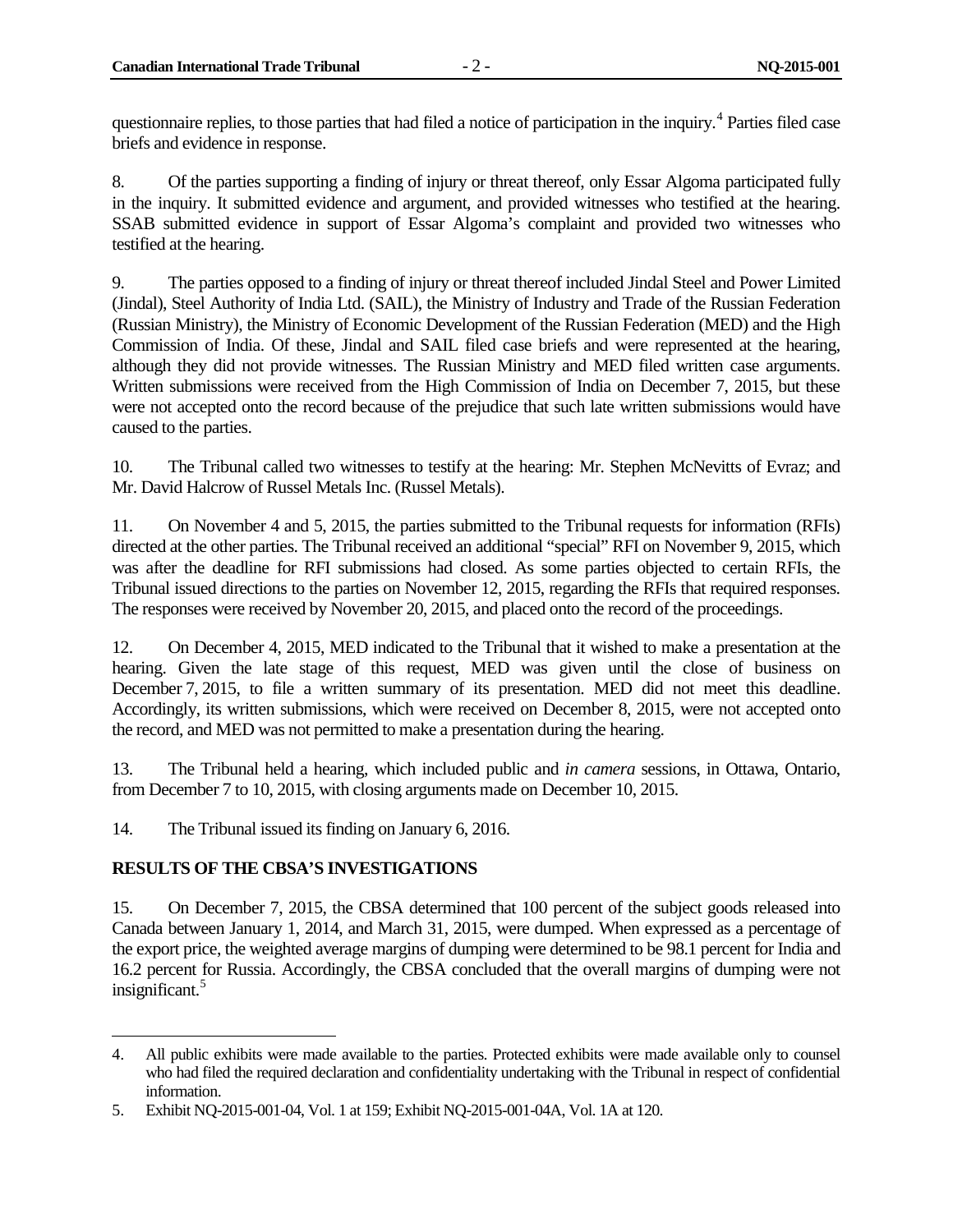questionnaire replies, to those parties that had filed a notice of participation in the inquiry.[4] Parties filed case briefs and evidence in response.

8. Of the parties supporting a finding of injury or threat thereof, only Essar Algoma participated fully in the inquiry. It submitted evidence and argument, and provided witnesses who testified at the hearing. SSAB submitted evidence in support of Essar Algoma's complaint and provided two witnesses who testified at the hearing.

9. The parties opposed to a finding of injury or threat thereof included Jindal Steel and Power Limited (Jindal), Steel Authority of India Ltd. (SAIL), the Ministry of Industry and Trade of the Russian Federation (Russian Ministry), the Ministry of Economic Development of the Russian Federation (MED) and the High Commission of India. Of these, Jindal and SAIL filed case briefs and were represented at the hearing, although they did not provide witnesses. The Russian Ministry and MED filed written case arguments. Written submissions were received from the High Commission of India on December 7, 2015, but these were not accepted onto the record because of the prejudice that such late written submissions would have caused to the parties.

10. The Tribunal called two witnesses to testify at the hearing: Mr. Stephen McNevitts of Evraz; and Mr. David Halcrow of Russel Metals Inc. (Russel Metals).

11. On November 4 and 5, 2015, the parties submitted to the Tribunal requests for information (RFIs) directed at the other parties. The Tribunal received an additional "special" RFI on November 9, 2015, which was after the deadline for RFI submissions had closed. As some parties objected to certain RFIs, the Tribunal issued directions to the parties on November 12, 2015, regarding the RFIs that required responses. The responses were received by November 20, 2015, and placed onto the record of the proceedings.

12. On December 4, 2015, MED indicated to the Tribunal that it wished to make a presentation at the hearing. Given the late stage of this request, MED was given until the close of business on December 7, 2015, to file a written summary of its presentation. MED did not meet this deadline. Accordingly, its written submissions, which were received on December 8, 2015, were not accepted onto the record, and MED was not permitted to make a presentation during the hearing.

13. The Tribunal held a hearing, which included public and *in camera* sessions, in Ottawa, Ontario, from December 7 to 10, 2015, with closing arguments made on December 10, 2015.

14. The Tribunal issued its finding on January 6, 2016.

## RESULTS OF THE CBSA'S INVESTIGATIONS

15. On December 7, 2015, the CBSA determined that 100 percent of the subject goods released into Canada between January 1, 2014, and March 31, 2015, were dumped. When expressed as a percentage of the export price, the weighted average margins of dumping were determined to be 98.1 percent for India and 16.2 percent for Russia. Accordingly, the CBSA concluded that the overall margins of dumping were not insignificant.[5]

---

4. All public exhibits were made available to the parties. Protected exhibits were made available only to counsel who had filed the required declaration and confidentiality undertaking with the Tribunal in respect of confidential information.

5. Exhibit NQ-2015-001-04, Vol. 1 at 159; Exhibit NQ-2015-001-04A, Vol. 1A at 120.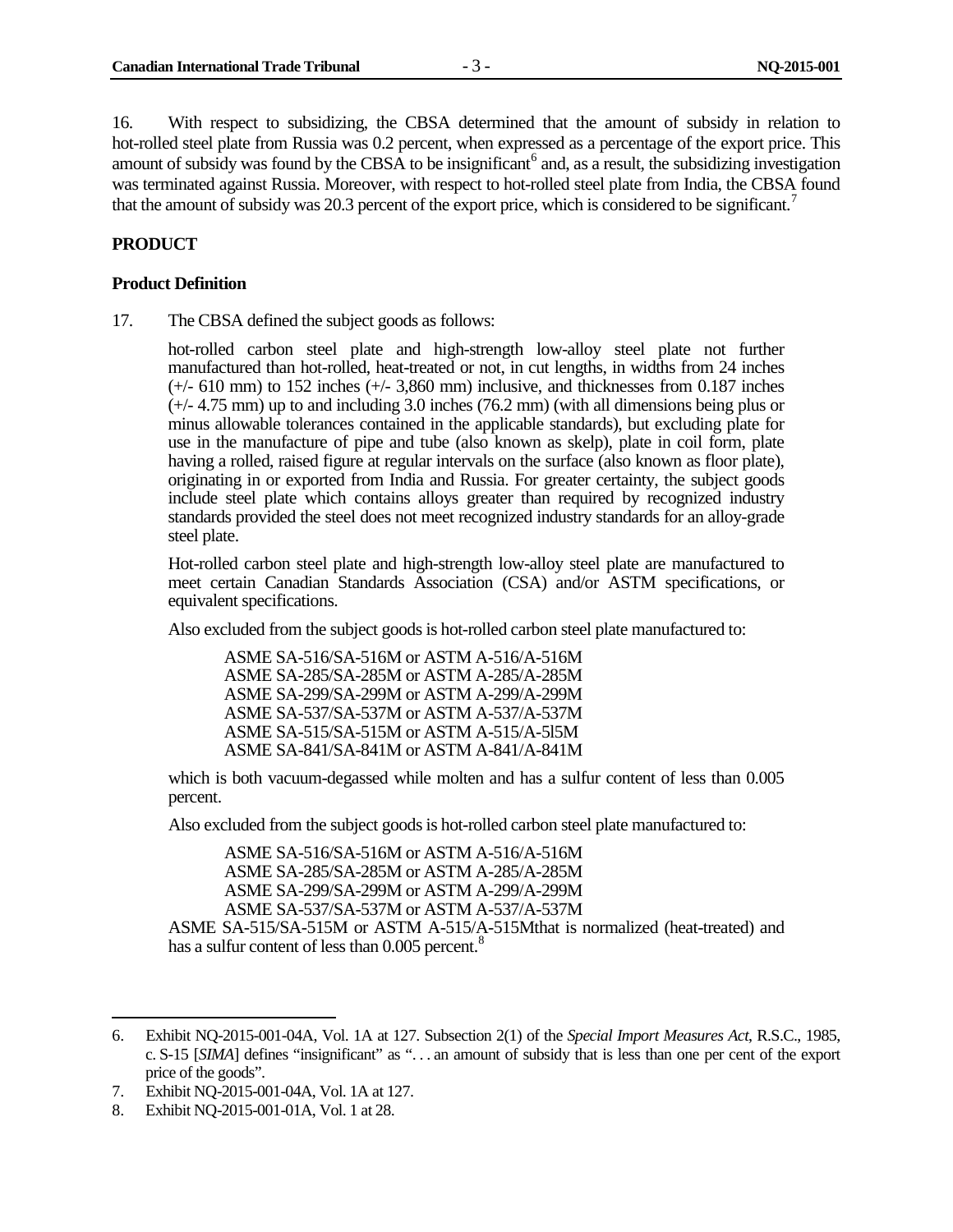16. With respect to subsidizing, the CBSA determined that the amount of subsidy in relation to hot-rolled steel plate from Russia was 0.2 percent, when expressed as a percentage of the export price. This amount of subsidy was found by the CBSA to be insignificant[6] and, as a result, the subsidizing investigation was terminated against Russia. Moreover, with respect to hot-rolled steel plate from India, the CBSA found that the amount of subsidy was 20.3 percent of the export price, which is considered to be significant.[7]

## PRODUCT

### Product Definition

17. The CBSA defined the subject goods as follows:

> hot-rolled carbon steel plate and high-strength low-alloy steel plate not further manufactured than hot-rolled, heat-treated or not, in cut lengths, in widths from 24 inches (+/- 610 mm) to 152 inches (+/- 3,860 mm) inclusive, and thicknesses from 0.187 inches (+/- 4.75 mm) up to and including 3.0 inches (76.2 mm) (with all dimensions being plus or minus allowable tolerances contained in the applicable standards), but excluding plate for use in the manufacture of pipe and tube (also known as skelp), plate in coil form, plate having a rolled, raised figure at regular intervals on the surface (also known as floor plate), originating in or exported from India and Russia. For greater certainty, the subject goods include steel plate which contains alloys greater than required by recognized industry standards provided the steel does not meet recognized industry standards for an alloy-grade steel plate.
>
> Hot-rolled carbon steel plate and high-strength low-alloy steel plate are manufactured to meet certain Canadian Standards Association (CSA) and/or ASTM specifications, or equivalent specifications.
>
> Also excluded from the subject goods is hot-rolled carbon steel plate manufactured to:
>
> ASME SA-516/SA-516M or ASTM A-516/A-516M
> ASME SA-285/SA-285M or ASTM A-285/A-285M
> ASME SA-299/SA-299M or ASTM A-299/A-299M
> ASME SA-537/SA-537M or ASTM A-537/A-537M
> ASME SA-515/SA-515M or ASTM A-515/A-5l5M
> ASME SA-841/SA-841M or ASTM A-841/A-841M
>
> which is both vacuum-degassed while molten and has a sulfur content of less than 0.005 percent.
>
> Also excluded from the subject goods is hot-rolled carbon steel plate manufactured to:
>
> ASME SA-516/SA-516M or ASTM A-516/A-516M
> ASME SA-285/SA-285M or ASTM A-285/A-285M
> ASME SA-299/SA-299M or ASTM A-299/A-299M
> ASME SA-537/SA-537M or ASTM A-537/A-537M
> ASME SA-515/SA-515M or ASTM A-515/A-515Mthat is normalized (heat-treated) and has a sulfur content of less than 0.005 percent.[8]

---

6. Exhibit NQ-2015-001-04A, Vol. 1A at 127. Subsection 2(1) of the *Special Import Measures Act*, R.S.C., 1985, c. S-15 [*SIMA*] defines "insignificant" as ". . . an amount of subsidy that is less than one per cent of the export price of the goods".
7. Exhibit NQ-2015-001-04A, Vol. 1A at 127.
8. Exhibit NQ-2015-001-01A, Vol. 1 at 28.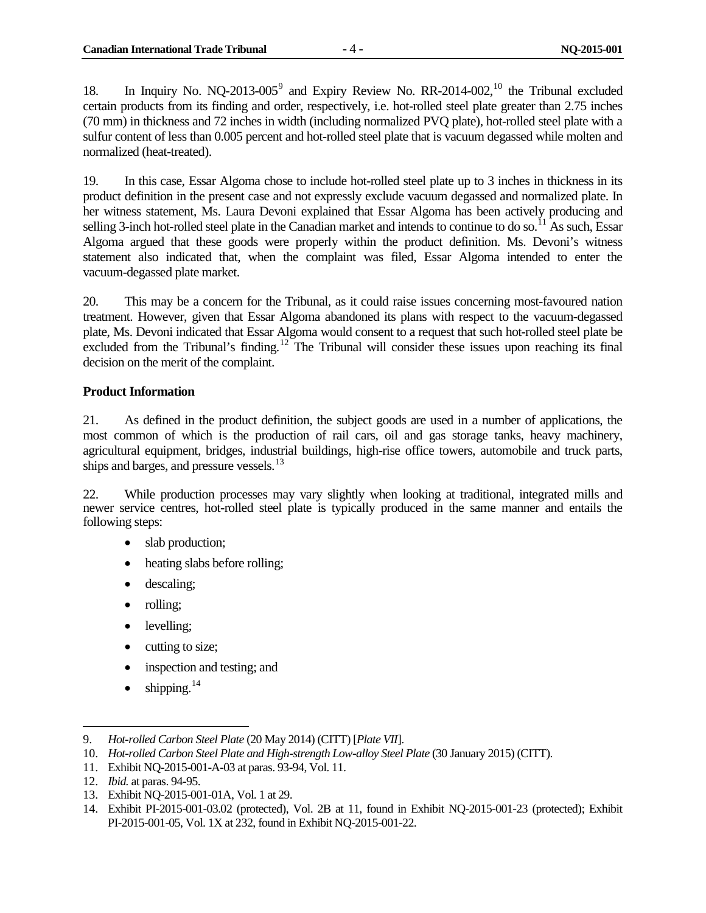18. In Inquiry No. NQ-2013-005[9] and Expiry Review No. RR-2014-002,[10] the Tribunal excluded certain products from its finding and order, respectively, i.e. hot-rolled steel plate greater than 2.75 inches (70 mm) in thickness and 72 inches in width (including normalized PVQ plate), hot-rolled steel plate with a sulfur content of less than 0.005 percent and hot-rolled steel plate that is vacuum degassed while molten and normalized (heat-treated).

19. In this case, Essar Algoma chose to include hot-rolled steel plate up to 3 inches in thickness in its product definition in the present case and not expressly exclude vacuum degassed and normalized plate. In her witness statement, Ms. Laura Devoni explained that Essar Algoma has been actively producing and selling 3-inch hot-rolled steel plate in the Canadian market and intends to continue to do so.[11] As such, Essar Algoma argued that these goods were properly within the product definition. Ms. Devoni's witness statement also indicated that, when the complaint was filed, Essar Algoma intended to enter the vacuum-degassed plate market.

20. This may be a concern for the Tribunal, as it could raise issues concerning most-favoured nation treatment. However, given that Essar Algoma abandoned its plans with respect to the vacuum-degassed plate, Ms. Devoni indicated that Essar Algoma would consent to a request that such hot-rolled steel plate be excluded from the Tribunal's finding.[12] The Tribunal will consider these issues upon reaching its final decision on the merit of the complaint.

**Product Information**

21. As defined in the product definition, the subject goods are used in a number of applications, the most common of which is the production of rail cars, oil and gas storage tanks, heavy machinery, agricultural equipment, bridges, industrial buildings, high-rise office towers, automobile and truck parts, ships and barges, and pressure vessels.[13]

22. While production processes may vary slightly when looking at traditional, integrated mills and newer service centres, hot-rolled steel plate is typically produced in the same manner and entails the following steps:

- slab production;
- heating slabs before rolling;
- descaling;
- rolling;
- levelling;
- cutting to size;
- inspection and testing; and
- shipping.[14]

---

9. *Hot-rolled Carbon Steel Plate* (20 May 2014) (CITT) [*Plate VII*].
10. *Hot-rolled Carbon Steel Plate and High-strength Low-alloy Steel Plate* (30 January 2015) (CITT).
11. Exhibit NQ-2015-001-A-03 at paras. 93-94, Vol. 11.
12. *Ibid.* at paras. 94-95.
13. Exhibit NQ-2015-001-01A, Vol. 1 at 29.
14. Exhibit PI-2015-001-03.02 (protected), Vol. 2B at 11, found in Exhibit NQ-2015-001-23 (protected); Exhibit PI-2015-001-05, Vol. 1X at 232, found in Exhibit NQ-2015-001-22.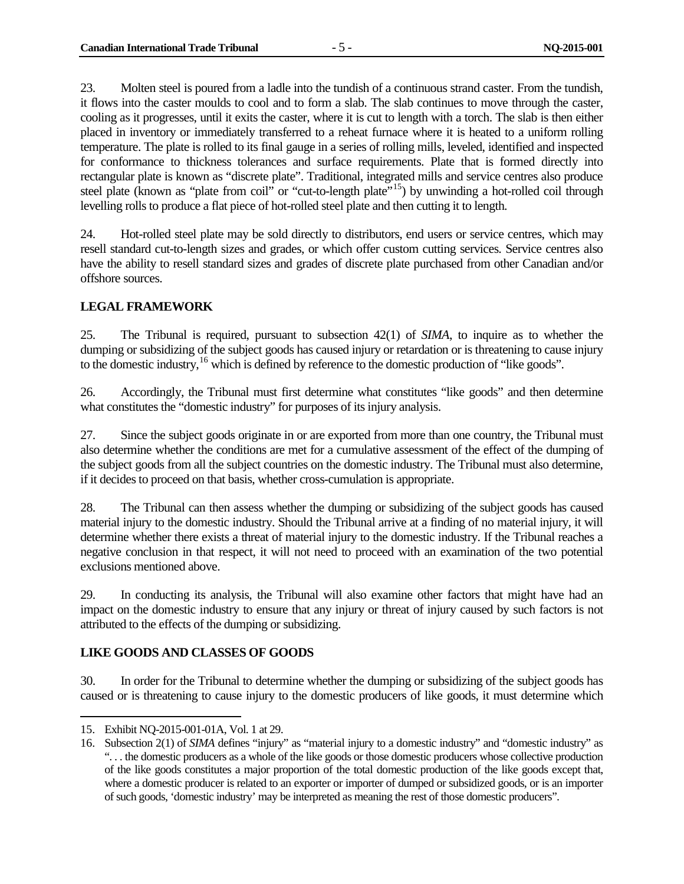23. Molten steel is poured from a ladle into the tundish of a continuous strand caster. From the tundish, it flows into the caster moulds to cool and to form a slab. The slab continues to move through the caster, cooling as it progresses, until it exits the caster, where it is cut to length with a torch. The slab is then either placed in inventory or immediately transferred to a reheat furnace where it is heated to a uniform rolling temperature. The plate is rolled to its final gauge in a series of rolling mills, leveled, identified and inspected for conformance to thickness tolerances and surface requirements. Plate that is formed directly into rectangular plate is known as "discrete plate". Traditional, integrated mills and service centres also produce steel plate (known as "plate from coil" or "cut-to-length plate"[15]) by unwinding a hot-rolled coil through levelling rolls to produce a flat piece of hot-rolled steel plate and then cutting it to length.

24. Hot-rolled steel plate may be sold directly to distributors, end users or service centres, which may resell standard cut-to-length sizes and grades, or which offer custom cutting services. Service centres also have the ability to resell standard sizes and grades of discrete plate purchased from other Canadian and/or offshore sources.

## LEGAL FRAMEWORK

25. The Tribunal is required, pursuant to subsection 42(1) of *SIMA*, to inquire as to whether the dumping or subsidizing of the subject goods has caused injury or retardation or is threatening to cause injury to the domestic industry,[16] which is defined by reference to the domestic production of "like goods".

26. Accordingly, the Tribunal must first determine what constitutes "like goods" and then determine what constitutes the "domestic industry" for purposes of its injury analysis.

27. Since the subject goods originate in or are exported from more than one country, the Tribunal must also determine whether the conditions are met for a cumulative assessment of the effect of the dumping of the subject goods from all the subject countries on the domestic industry. The Tribunal must also determine, if it decides to proceed on that basis, whether cross-cumulation is appropriate.

28. The Tribunal can then assess whether the dumping or subsidizing of the subject goods has caused material injury to the domestic industry. Should the Tribunal arrive at a finding of no material injury, it will determine whether there exists a threat of material injury to the domestic industry. If the Tribunal reaches a negative conclusion in that respect, it will not need to proceed with an examination of the two potential exclusions mentioned above.

29. In conducting its analysis, the Tribunal will also examine other factors that might have had an impact on the domestic industry to ensure that any injury or threat of injury caused by such factors is not attributed to the effects of the dumping or subsidizing.

## LIKE GOODS AND CLASSES OF GOODS

30. In order for the Tribunal to determine whether the dumping or subsidizing of the subject goods has caused or is threatening to cause injury to the domestic producers of like goods, it must determine which

---

15. Exhibit NQ-2015-001-01A, Vol. 1 at 29.

16. Subsection 2(1) of *SIMA* defines "injury" as "material injury to a domestic industry" and "domestic industry" as ". . . the domestic producers as a whole of the like goods or those domestic producers whose collective production of the like goods constitutes a major proportion of the total domestic production of the like goods except that, where a domestic producer is related to an exporter or importer of dumped or subsidized goods, or is an importer of such goods, 'domestic industry' may be interpreted as meaning the rest of those domestic producers".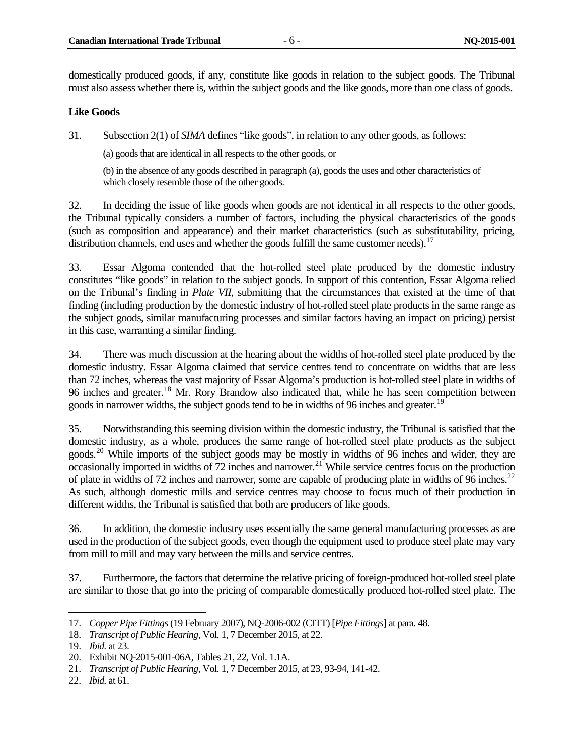domestically produced goods, if any, constitute like goods in relation to the subject goods. The Tribunal must also assess whether there is, within the subject goods and the like goods, more than one class of goods.

### Like Goods

31. Subsection 2(1) of *SIMA* defines "like goods", in relation to any other goods, as follows:

> (a) goods that are identical in all respects to the other goods, or
>
> (b) in the absence of any goods described in paragraph (a), goods the uses and other characteristics of which closely resemble those of the other goods.

32. In deciding the issue of like goods when goods are not identical in all respects to the other goods, the Tribunal typically considers a number of factors, including the physical characteristics of the goods (such as composition and appearance) and their market characteristics (such as substitutability, pricing, distribution channels, end uses and whether the goods fulfill the same customer needs).[17]

33. Essar Algoma contended that the hot-rolled steel plate produced by the domestic industry constitutes "like goods" in relation to the subject goods. In support of this contention, Essar Algoma relied on the Tribunal's finding in *Plate VII*, submitting that the circumstances that existed at the time of that finding (including production by the domestic industry of hot-rolled steel plate products in the same range as the subject goods, similar manufacturing processes and similar factors having an impact on pricing) persist in this case, warranting a similar finding.

34. There was much discussion at the hearing about the widths of hot-rolled steel plate produced by the domestic industry. Essar Algoma claimed that service centres tend to concentrate on widths that are less than 72 inches, whereas the vast majority of Essar Algoma's production is hot-rolled steel plate in widths of 96 inches and greater.[18] Mr. Rory Brandow also indicated that, while he has seen competition between goods in narrower widths, the subject goods tend to be in widths of 96 inches and greater.[19]

35. Notwithstanding this seeming division within the domestic industry, the Tribunal is satisfied that the domestic industry, as a whole, produces the same range of hot-rolled steel plate products as the subject goods.[20] While imports of the subject goods may be mostly in widths of 96 inches and wider, they are occasionally imported in widths of 72 inches and narrower.[21] While service centres focus on the production of plate in widths of 72 inches and narrower, some are capable of producing plate in widths of 96 inches.[22] As such, although domestic mills and service centres may choose to focus much of their production in different widths, the Tribunal is satisfied that both are producers of like goods.

36. In addition, the domestic industry uses essentially the same general manufacturing processes as are used in the production of the subject goods, even though the equipment used to produce steel plate may vary from mill to mill and may vary between the mills and service centres.

37. Furthermore, the factors that determine the relative pricing of foreign-produced hot-rolled steel plate are similar to those that go into the pricing of comparable domestically produced hot-rolled steel plate. The

---

17. *Copper Pipe Fittings* (19 February 2007), NQ-2006-002 (CITT) [*Pipe Fittings*] at para. 48.
18. *Transcript of Public Hearing*, Vol. 1, 7 December 2015, at 22.
19. *Ibid.* at 23.
20. Exhibit NQ-2015-001-06A, Tables 21, 22, Vol. 1.1A.
21. *Transcript of Public Hearing*, Vol. 1, 7 December 2015, at 23, 93-94, 141-42.
22. *Ibid.* at 61.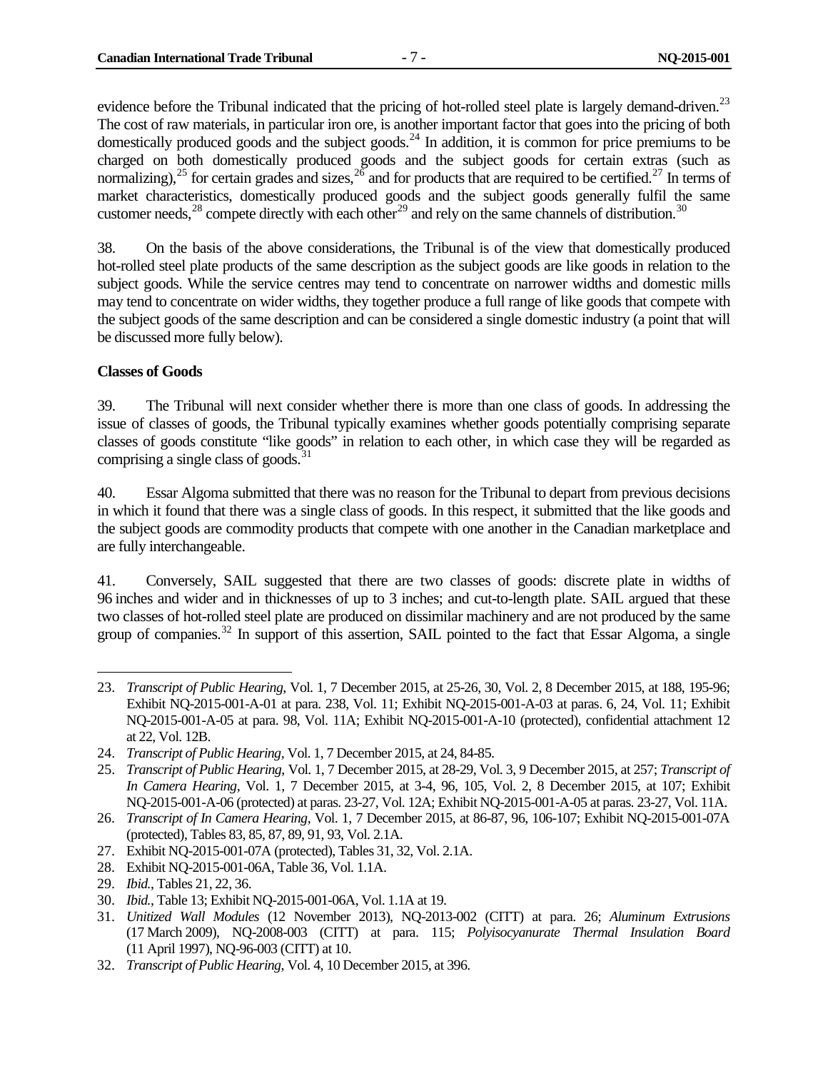evidence before the Tribunal indicated that the pricing of hot-rolled steel plate is largely demand-driven.[23] The cost of raw materials, in particular iron ore, is another important factor that goes into the pricing of both domestically produced goods and the subject goods.[24] In addition, it is common for price premiums to be charged on both domestically produced goods and the subject goods for certain extras (such as normalizing),[25] for certain grades and sizes,[26] and for products that are required to be certified.[27] In terms of market characteristics, domestically produced goods and the subject goods generally fulfil the same customer needs,[28] compete directly with each other[29] and rely on the same channels of distribution.[30]

38. On the basis of the above considerations, the Tribunal is of the view that domestically produced hot-rolled steel plate products of the same description as the subject goods are like goods in relation to the subject goods. While the service centres may tend to concentrate on narrower widths and domestic mills may tend to concentrate on wider widths, they together produce a full range of like goods that compete with the subject goods of the same description and can be considered a single domestic industry (a point that will be discussed more fully below).

**Classes of Goods**

39. The Tribunal will next consider whether there is more than one class of goods. In addressing the issue of classes of goods, the Tribunal typically examines whether goods potentially comprising separate classes of goods constitute "like goods" in relation to each other, in which case they will be regarded as comprising a single class of goods.[31]

40. Essar Algoma submitted that there was no reason for the Tribunal to depart from previous decisions in which it found that there was a single class of goods. In this respect, it submitted that the like goods and the subject goods are commodity products that compete with one another in the Canadian marketplace and are fully interchangeable.

41. Conversely, SAIL suggested that there are two classes of goods: discrete plate in widths of 96 inches and wider and in thicknesses of up to 3 inches; and cut-to-length plate. SAIL argued that these two classes of hot-rolled steel plate are produced on dissimilar machinery and are not produced by the same group of companies.[32] In support of this assertion, SAIL pointed to the fact that Essar Algoma, a single

---

23. *Transcript of Public Hearing*, Vol. 1, 7 December 2015, at 25-26, 30, Vol. 2, 8 December 2015, at 188, 195-96; Exhibit NQ-2015-001-A-01 at para. 238, Vol. 11; Exhibit NQ-2015-001-A-03 at paras. 6, 24, Vol. 11; Exhibit NQ-2015-001-A-05 at para. 98, Vol. 11A; Exhibit NQ-2015-001-A-10 (protected), confidential attachment 12 at 22, Vol. 12B.

24. *Transcript of Public Hearing*, Vol. 1, 7 December 2015, at 24, 84-85.

25. *Transcript of Public Hearing*, Vol. 1, 7 December 2015, at 28-29, Vol. 3, 9 December 2015, at 257; *Transcript of In Camera Hearing*, Vol. 1, 7 December 2015, at 3-4, 96, 105, Vol. 2, 8 December 2015, at 107; Exhibit NQ-2015-001-A-06 (protected) at paras. 23-27, Vol. 12A; Exhibit NQ-2015-001-A-05 at paras. 23-27, Vol. 11A.

26. *Transcript of In Camera Hearing*, Vol. 1, 7 December 2015, at 86-87, 96, 106-107; Exhibit NQ-2015-001-07A (protected), Tables 83, 85, 87, 89, 91, 93, Vol. 2.1A.

27. Exhibit NQ-2015-001-07A (protected), Tables 31, 32, Vol. 2.1A.

28. Exhibit NQ-2015-001-06A, Table 36, Vol. 1.1A.

29. *Ibid.*, Tables 21, 22, 36.

30. *Ibid.*, Table 13; Exhibit NQ-2015-001-06A, Vol. 1.1A at 19.

31. *Unitized Wall Modules* (12 November 2013), NQ-2013-002 (CITT) at para. 26; *Aluminum Extrusions* (17 March 2009), NQ-2008-003 (CITT) at para. 115; *Polyisocyanurate Thermal Insulation Board* (11 April 1997), NQ-96-003 (CITT) at 10.

32. *Transcript of Public Hearing*, Vol. 4, 10 December 2015, at 396.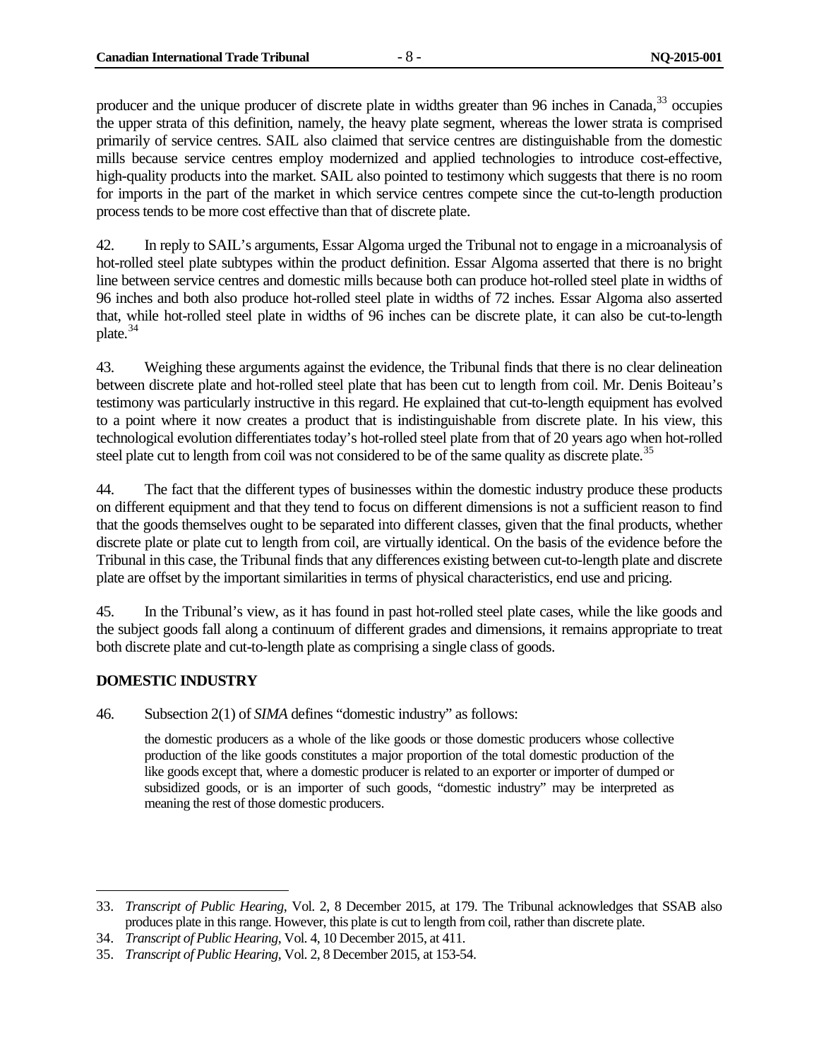producer and the unique producer of discrete plate in widths greater than 96 inches in Canada,[33] occupies the upper strata of this definition, namely, the heavy plate segment, whereas the lower strata is comprised primarily of service centres. SAIL also claimed that service centres are distinguishable from the domestic mills because service centres employ modernized and applied technologies to introduce cost-effective, high-quality products into the market. SAIL also pointed to testimony which suggests that there is no room for imports in the part of the market in which service centres compete since the cut-to-length production process tends to be more cost effective than that of discrete plate.

42. In reply to SAIL's arguments, Essar Algoma urged the Tribunal not to engage in a microanalysis of hot-rolled steel plate subtypes within the product definition. Essar Algoma asserted that there is no bright line between service centres and domestic mills because both can produce hot-rolled steel plate in widths of 96 inches and both also produce hot-rolled steel plate in widths of 72 inches. Essar Algoma also asserted that, while hot-rolled steel plate in widths of 96 inches can be discrete plate, it can also be cut-to-length plate.[34]

43. Weighing these arguments against the evidence, the Tribunal finds that there is no clear delineation between discrete plate and hot-rolled steel plate that has been cut to length from coil. Mr. Denis Boiteau's testimony was particularly instructive in this regard. He explained that cut-to-length equipment has evolved to a point where it now creates a product that is indistinguishable from discrete plate. In his view, this technological evolution differentiates today's hot-rolled steel plate from that of 20 years ago when hot-rolled steel plate cut to length from coil was not considered to be of the same quality as discrete plate.[35]

44. The fact that the different types of businesses within the domestic industry produce these products on different equipment and that they tend to focus on different dimensions is not a sufficient reason to find that the goods themselves ought to be separated into different classes, given that the final products, whether discrete plate or plate cut to length from coil, are virtually identical. On the basis of the evidence before the Tribunal in this case, the Tribunal finds that any differences existing between cut-to-length plate and discrete plate are offset by the important similarities in terms of physical characteristics, end use and pricing.

45. In the Tribunal's view, as it has found in past hot-rolled steel plate cases, while the like goods and the subject goods fall along a continuum of different grades and dimensions, it remains appropriate to treat both discrete plate and cut-to-length plate as comprising a single class of goods.

## DOMESTIC INDUSTRY

46. Subsection 2(1) of *SIMA* defines "domestic industry" as follows:

> the domestic producers as a whole of the like goods or those domestic producers whose collective production of the like goods constitutes a major proportion of the total domestic production of the like goods except that, where a domestic producer is related to an exporter or importer of dumped or subsidized goods, or is an importer of such goods, "domestic industry" may be interpreted as meaning the rest of those domestic producers.

---

33. *Transcript of Public Hearing*, Vol. 2, 8 December 2015, at 179. The Tribunal acknowledges that SSAB also produces plate in this range. However, this plate is cut to length from coil, rather than discrete plate.

34. *Transcript of Public Hearing*, Vol. 4, 10 December 2015, at 411.

35. *Transcript of Public Hearing*, Vol. 2, 8 December 2015, at 153-54.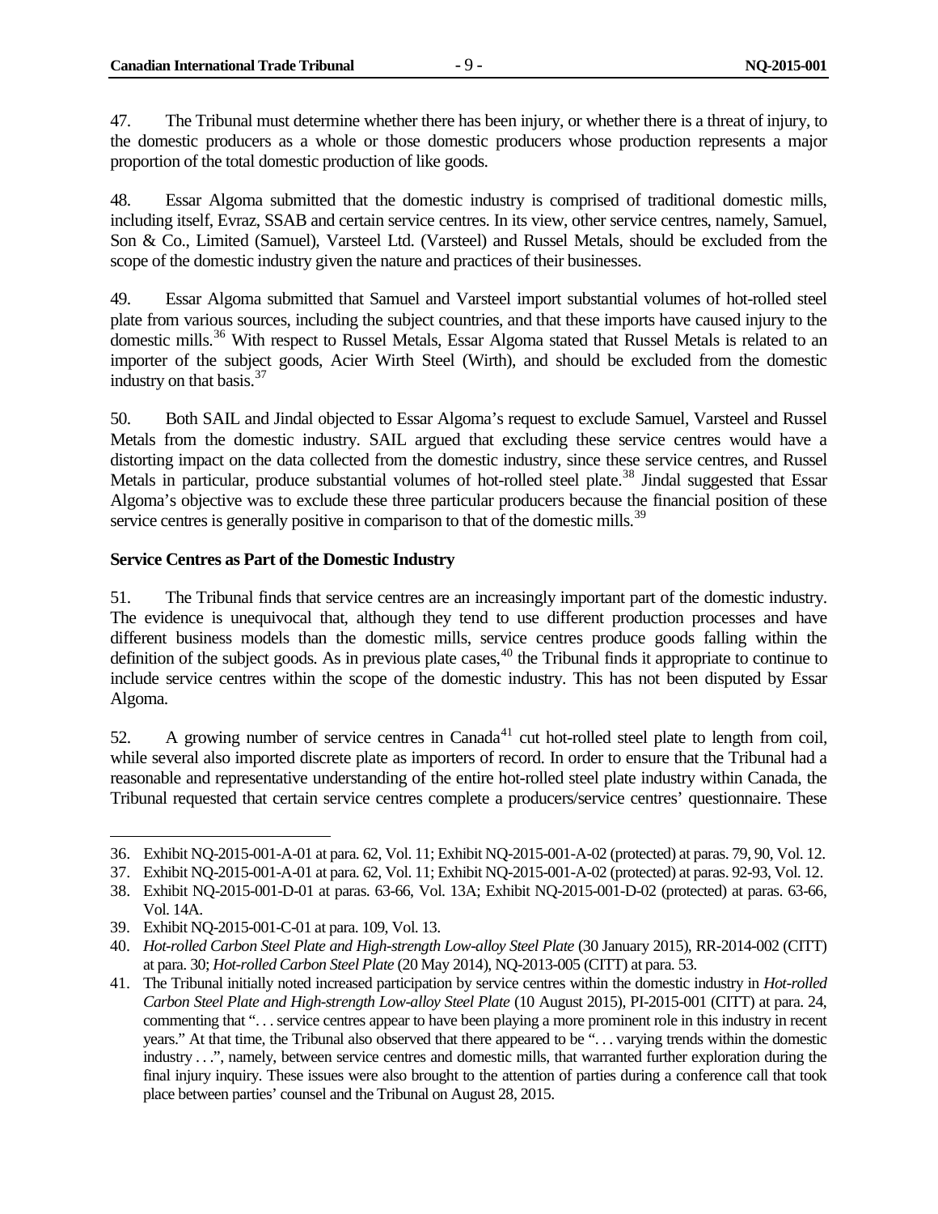47. The Tribunal must determine whether there has been injury, or whether there is a threat of injury, to the domestic producers as a whole or those domestic producers whose production represents a major proportion of the total domestic production of like goods.

48. Essar Algoma submitted that the domestic industry is comprised of traditional domestic mills, including itself, Evraz, SSAB and certain service centres. In its view, other service centres, namely, Samuel, Son & Co., Limited (Samuel), Varsteel Ltd. (Varsteel) and Russel Metals, should be excluded from the scope of the domestic industry given the nature and practices of their businesses.

49. Essar Algoma submitted that Samuel and Varsteel import substantial volumes of hot-rolled steel plate from various sources, including the subject countries, and that these imports have caused injury to the domestic mills.[36] With respect to Russel Metals, Essar Algoma stated that Russel Metals is related to an importer of the subject goods, Acier Wirth Steel (Wirth), and should be excluded from the domestic industry on that basis.[37]

50. Both SAIL and Jindal objected to Essar Algoma's request to exclude Samuel, Varsteel and Russel Metals from the domestic industry. SAIL argued that excluding these service centres would have a distorting impact on the data collected from the domestic industry, since these service centres, and Russel Metals in particular, produce substantial volumes of hot-rolled steel plate.[38] Jindal suggested that Essar Algoma's objective was to exclude these three particular producers because the financial position of these service centres is generally positive in comparison to that of the domestic mills.[39]

**Service Centres as Part of the Domestic Industry**

51. The Tribunal finds that service centres are an increasingly important part of the domestic industry. The evidence is unequivocal that, although they tend to use different production processes and have different business models than the domestic mills, service centres produce goods falling within the definition of the subject goods. As in previous plate cases,[40] the Tribunal finds it appropriate to continue to include service centres within the scope of the domestic industry. This has not been disputed by Essar Algoma.

52. A growing number of service centres in Canada[41] cut hot-rolled steel plate to length from coil, while several also imported discrete plate as importers of record. In order to ensure that the Tribunal had a reasonable and representative understanding of the entire hot-rolled steel plate industry within Canada, the Tribunal requested that certain service centres complete a producers/service centres' questionnaire. These

---

36. Exhibit NQ-2015-001-A-01 at para. 62, Vol. 11; Exhibit NQ-2015-001-A-02 (protected) at paras. 79, 90, Vol. 12.

37. Exhibit NQ-2015-001-A-01 at para. 62, Vol. 11; Exhibit NQ-2015-001-A-02 (protected) at paras. 92-93, Vol. 12.

38. Exhibit NQ-2015-001-D-01 at paras. 63-66, Vol. 13A; Exhibit NQ-2015-001-D-02 (protected) at paras. 63-66, Vol. 14A.

39. Exhibit NQ-2015-001-C-01 at para. 109, Vol. 13.

40. *Hot-rolled Carbon Steel Plate and High-strength Low-alloy Steel Plate* (30 January 2015), RR-2014-002 (CITT) at para. 30; *Hot-rolled Carbon Steel Plate* (20 May 2014), NQ-2013-005 (CITT) at para. 53.

41. The Tribunal initially noted increased participation by service centres within the domestic industry in *Hot-rolled Carbon Steel Plate and High-strength Low-alloy Steel Plate* (10 August 2015), PI-2015-001 (CITT) at para. 24, commenting that ". . . service centres appear to have been playing a more prominent role in this industry in recent years." At that time, the Tribunal also observed that there appeared to be ". . . varying trends within the domestic industry . . .", namely, between service centres and domestic mills, that warranted further exploration during the final injury inquiry. These issues were also brought to the attention of parties during a conference call that took place between parties' counsel and the Tribunal on August 28, 2015.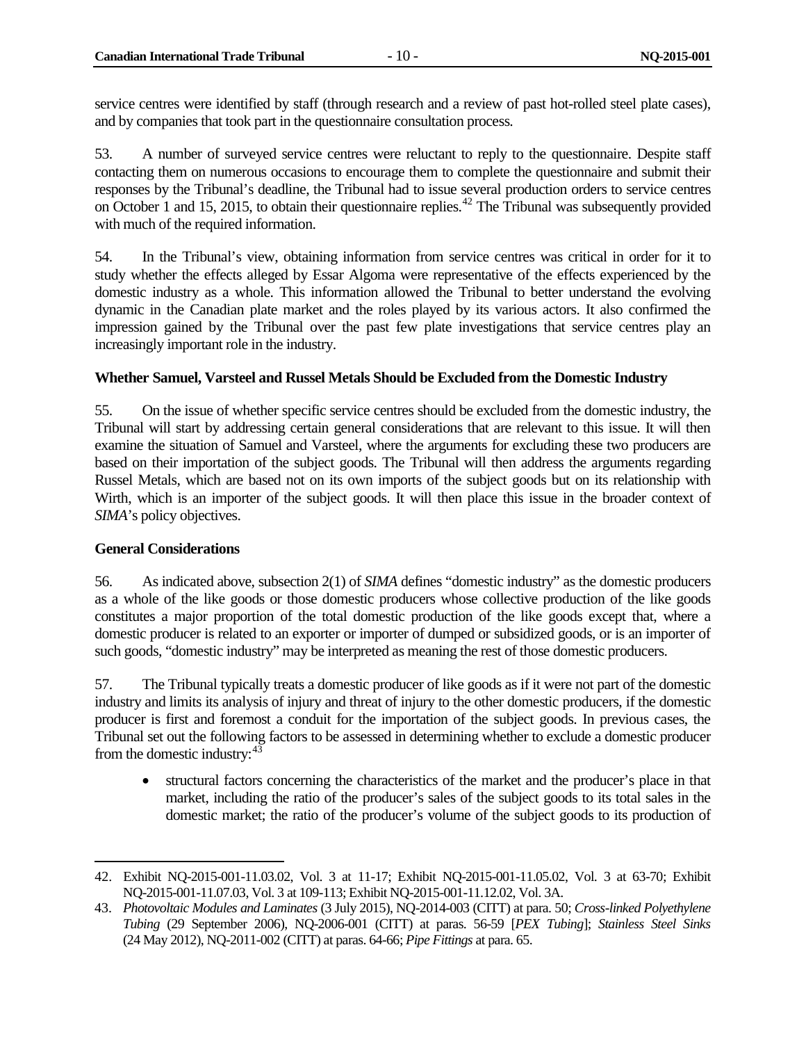service centres were identified by staff (through research and a review of past hot-rolled steel plate cases), and by companies that took part in the questionnaire consultation process.

53. A number of surveyed service centres were reluctant to reply to the questionnaire. Despite staff contacting them on numerous occasions to encourage them to complete the questionnaire and submit their responses by the Tribunal's deadline, the Tribunal had to issue several production orders to service centres on October 1 and 15, 2015, to obtain their questionnaire replies.[42] The Tribunal was subsequently provided with much of the required information.

54. In the Tribunal's view, obtaining information from service centres was critical in order for it to study whether the effects alleged by Essar Algoma were representative of the effects experienced by the domestic industry as a whole. This information allowed the Tribunal to better understand the evolving dynamic in the Canadian plate market and the roles played by its various actors. It also confirmed the impression gained by the Tribunal over the past few plate investigations that service centres play an increasingly important role in the industry.

**Whether Samuel, Varsteel and Russel Metals Should be Excluded from the Domestic Industry**

55. On the issue of whether specific service centres should be excluded from the domestic industry, the Tribunal will start by addressing certain general considerations that are relevant to this issue. It will then examine the situation of Samuel and Varsteel, where the arguments for excluding these two producers are based on their importation of the subject goods. The Tribunal will then address the arguments regarding Russel Metals, which are based not on its own imports of the subject goods but on its relationship with Wirth, which is an importer of the subject goods. It will then place this issue in the broader context of *SIMA*'s policy objectives.

**General Considerations**

56. As indicated above, subsection 2(1) of *SIMA* defines "domestic industry" as the domestic producers as a whole of the like goods or those domestic producers whose collective production of the like goods constitutes a major proportion of the total domestic production of the like goods except that, where a domestic producer is related to an exporter or importer of dumped or subsidized goods, or is an importer of such goods, "domestic industry" may be interpreted as meaning the rest of those domestic producers.

57. The Tribunal typically treats a domestic producer of like goods as if it were not part of the domestic industry and limits its analysis of injury and threat of injury to the other domestic producers, if the domestic producer is first and foremost a conduit for the importation of the subject goods. In previous cases, the Tribunal set out the following factors to be assessed in determining whether to exclude a domestic producer from the domestic industry:[43]

- structural factors concerning the characteristics of the market and the producer's place in that market, including the ratio of the producer's sales of the subject goods to its total sales in the domestic market; the ratio of the producer's volume of the subject goods to its production of

---

42. Exhibit NQ-2015-001-11.03.02, Vol. 3 at 11-17; Exhibit NQ-2015-001-11.05.02, Vol. 3 at 63-70; Exhibit NQ-2015-001-11.07.03, Vol. 3 at 109-113; Exhibit NQ-2015-001-11.12.02, Vol. 3A.

43. *Photovoltaic Modules and Laminates* (3 July 2015), NQ-2014-003 (CITT) at para. 50; *Cross-linked Polyethylene Tubing* (29 September 2006), NQ-2006-001 (CITT) at paras. 56-59 [*PEX Tubing*]; *Stainless Steel Sinks* (24 May 2012), NQ-2011-002 (CITT) at paras. 64-66; *Pipe Fittings* at para. 65.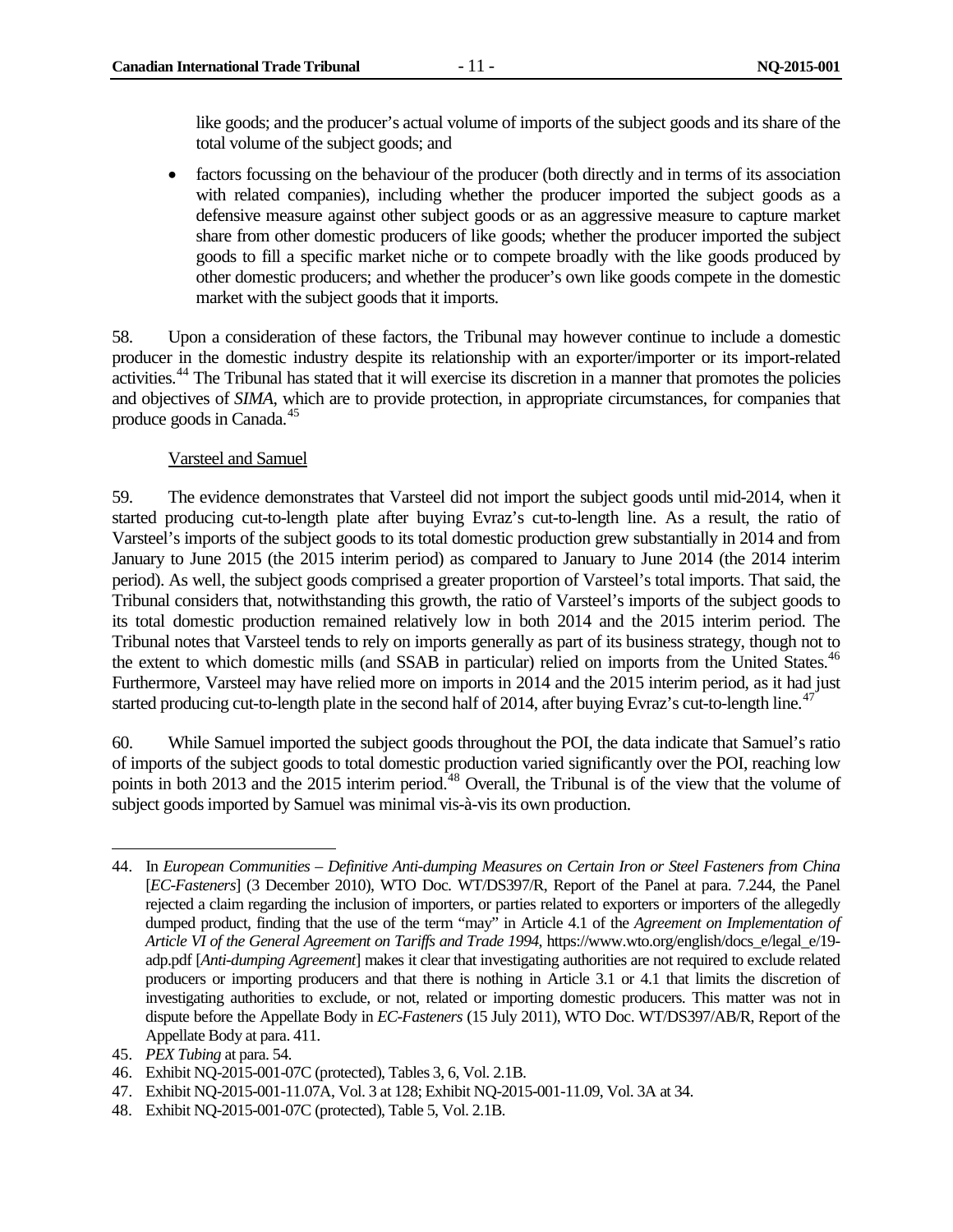like goods; and the producer's actual volume of imports of the subject goods and its share of the total volume of the subject goods; and

- factors focussing on the behaviour of the producer (both directly and in terms of its association with related companies), including whether the producer imported the subject goods as a defensive measure against other subject goods or as an aggressive measure to capture market share from other domestic producers of like goods; whether the producer imported the subject goods to fill a specific market niche or to compete broadly with the like goods produced by other domestic producers; and whether the producer's own like goods compete in the domestic market with the subject goods that it imports.

58. Upon a consideration of these factors, the Tribunal may however continue to include a domestic producer in the domestic industry despite its relationship with an exporter/importer or its import-related activities.[44] The Tribunal has stated that it will exercise its discretion in a manner that promotes the policies and objectives of *SIMA*, which are to provide protection, in appropriate circumstances, for companies that produce goods in Canada.[45]

Varsteel and Samuel

59. The evidence demonstrates that Varsteel did not import the subject goods until mid-2014, when it started producing cut-to-length plate after buying Evraz's cut-to-length line. As a result, the ratio of Varsteel's imports of the subject goods to its total domestic production grew substantially in 2014 and from January to June 2015 (the 2015 interim period) as compared to January to June 2014 (the 2014 interim period). As well, the subject goods comprised a greater proportion of Varsteel's total imports. That said, the Tribunal considers that, notwithstanding this growth, the ratio of Varsteel's imports of the subject goods to its total domestic production remained relatively low in both 2014 and the 2015 interim period. The Tribunal notes that Varsteel tends to rely on imports generally as part of its business strategy, though not to the extent to which domestic mills (and SSAB in particular) relied on imports from the United States.[46] Furthermore, Varsteel may have relied more on imports in 2014 and the 2015 interim period, as it had just started producing cut-to-length plate in the second half of 2014, after buying Evraz's cut-to-length line.[47]

60. While Samuel imported the subject goods throughout the POI, the data indicate that Samuel's ratio of imports of the subject goods to total domestic production varied significantly over the POI, reaching low points in both 2013 and the 2015 interim period.[48] Overall, the Tribunal is of the view that the volume of subject goods imported by Samuel was minimal vis-à-vis its own production.

---

44. In *European Communities – Definitive Anti-dumping Measures on Certain Iron or Steel Fasteners from China* [*EC-Fasteners*] (3 December 2010), WTO Doc. WT/DS397/R, Report of the Panel at para. 7.244, the Panel rejected a claim regarding the inclusion of importers, or parties related to exporters or importers of the allegedly dumped product, finding that the use of the term "may" in Article 4.1 of the *Agreement on Implementation of Article VI of the General Agreement on Tariffs and Trade 1994*, https://www.wto.org/english/docs_e/legal_e/19-adp.pdf [*Anti-dumping Agreement*] makes it clear that investigating authorities are not required to exclude related producers or importing producers and that there is nothing in Article 3.1 or 4.1 that limits the discretion of investigating authorities to exclude, or not, related or importing domestic producers. This matter was not in dispute before the Appellate Body in *EC-Fasteners* (15 July 2011), WTO Doc. WT/DS397/AB/R, Report of the Appellate Body at para. 411.
45. *PEX Tubing* at para. 54.
46. Exhibit NQ-2015-001-07C (protected), Tables 3, 6, Vol. 2.1B.
47. Exhibit NQ-2015-001-11.07A, Vol. 3 at 128; Exhibit NQ-2015-001-11.09, Vol. 3A at 34.
48. Exhibit NQ-2015-001-07C (protected), Table 5, Vol. 2.1B.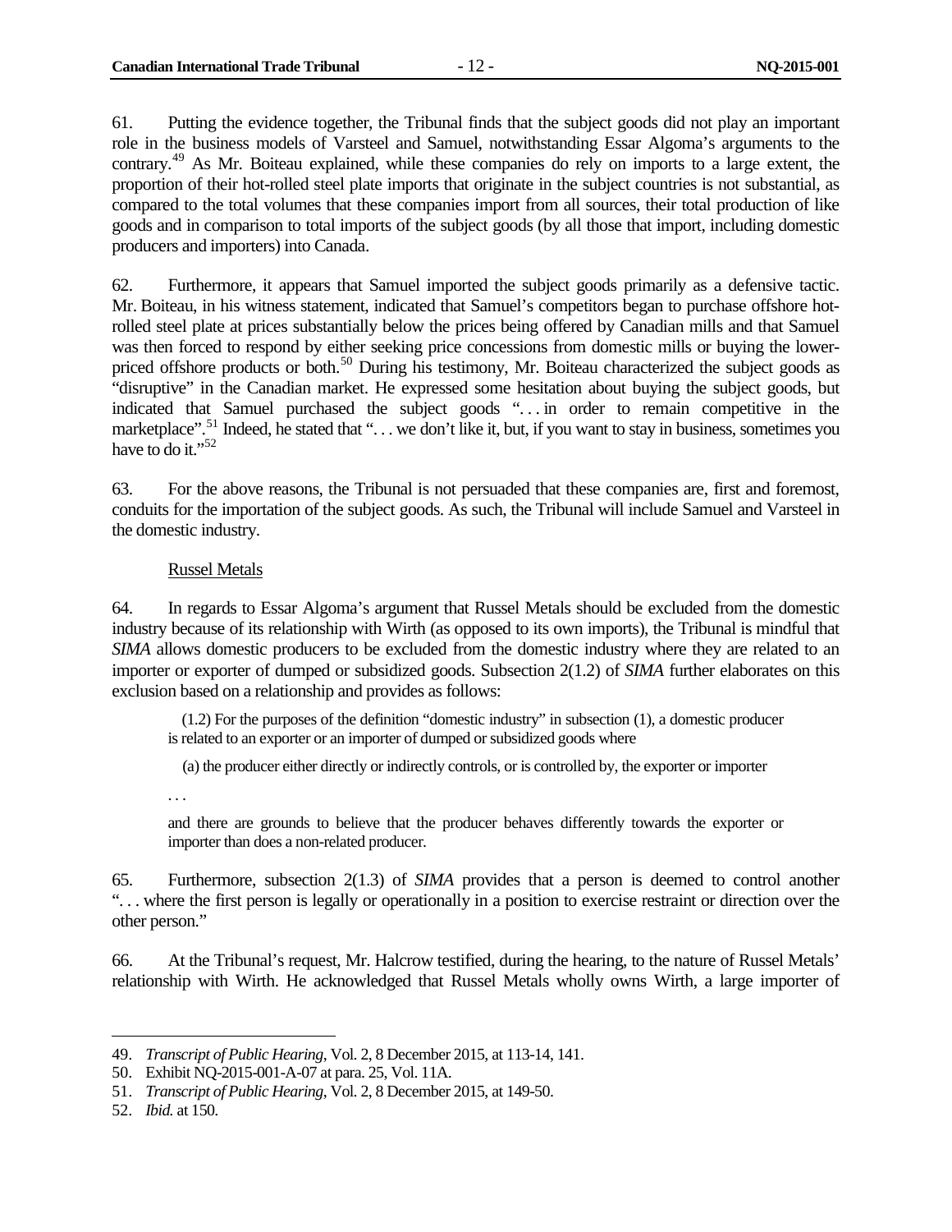61. Putting the evidence together, the Tribunal finds that the subject goods did not play an important role in the business models of Varsteel and Samuel, notwithstanding Essar Algoma's arguments to the contrary.[49] As Mr. Boiteau explained, while these companies do rely on imports to a large extent, the proportion of their hot-rolled steel plate imports that originate in the subject countries is not substantial, as compared to the total volumes that these companies import from all sources, their total production of like goods and in comparison to total imports of the subject goods (by all those that import, including domestic producers and importers) into Canada.

62. Furthermore, it appears that Samuel imported the subject goods primarily as a defensive tactic. Mr. Boiteau, in his witness statement, indicated that Samuel's competitors began to purchase offshore hot-rolled steel plate at prices substantially below the prices being offered by Canadian mills and that Samuel was then forced to respond by either seeking price concessions from domestic mills or buying the lower-priced offshore products or both.[50] During his testimony, Mr. Boiteau characterized the subject goods as "disruptive" in the Canadian market. He expressed some hesitation about buying the subject goods, but indicated that Samuel purchased the subject goods ". . . in order to remain competitive in the marketplace".[51] Indeed, he stated that ". . . we don't like it, but, if you want to stay in business, sometimes you have to do it."[52]

63. For the above reasons, the Tribunal is not persuaded that these companies are, first and foremost, conduits for the importation of the subject goods. As such, the Tribunal will include Samuel and Varsteel in the domestic industry.

Russel Metals

64. In regards to Essar Algoma's argument that Russel Metals should be excluded from the domestic industry because of its relationship with Wirth (as opposed to its own imports), the Tribunal is mindful that *SIMA* allows domestic producers to be excluded from the domestic industry where they are related to an importer or exporter of dumped or subsidized goods. Subsection 2(1.2) of *SIMA* further elaborates on this exclusion based on a relationship and provides as follows:

> (1.2) For the purposes of the definition "domestic industry" in subsection (1), a domestic producer is related to an exporter or an importer of dumped or subsidized goods where
>
> (a) the producer either directly or indirectly controls, or is controlled by, the exporter or importer
>
> . . .
>
> and there are grounds to believe that the producer behaves differently towards the exporter or importer than does a non-related producer.

65. Furthermore, subsection 2(1.3) of *SIMA* provides that a person is deemed to control another ". . . where the first person is legally or operationally in a position to exercise restraint or direction over the other person."

66. At the Tribunal's request, Mr. Halcrow testified, during the hearing, to the nature of Russel Metals' relationship with Wirth. He acknowledged that Russel Metals wholly owns Wirth, a large importer of

---

49. *Transcript of Public Hearing*, Vol. 2, 8 December 2015, at 113-14, 141.

50. Exhibit NQ-2015-001-A-07 at para. 25, Vol. 11A.

51. *Transcript of Public Hearing*, Vol. 2, 8 December 2015, at 149-50.

52. *Ibid.* at 150.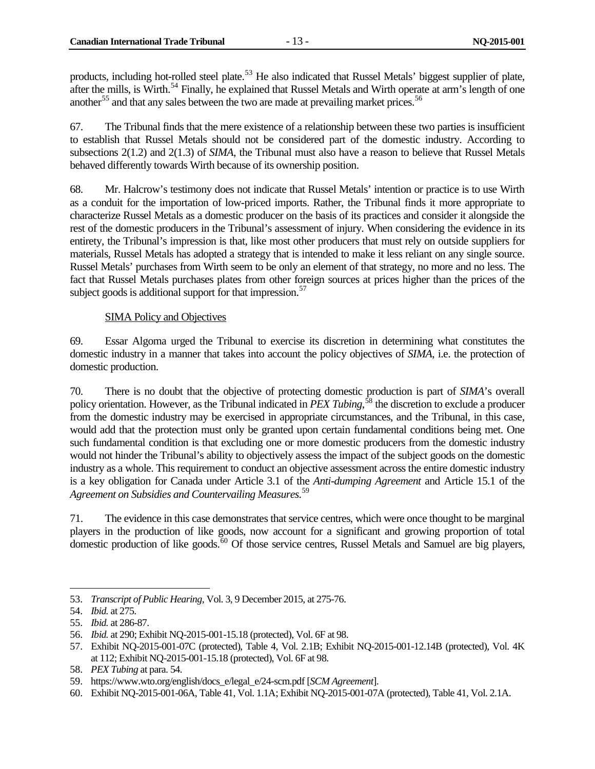products, including hot-rolled steel plate.[53] He also indicated that Russel Metals' biggest supplier of plate, after the mills, is Wirth.[54] Finally, he explained that Russel Metals and Wirth operate at arm's length of one another[55] and that any sales between the two are made at prevailing market prices.[56]

67. The Tribunal finds that the mere existence of a relationship between these two parties is insufficient to establish that Russel Metals should not be considered part of the domestic industry. According to subsections 2(1.2) and 2(1.3) of *SIMA*, the Tribunal must also have a reason to believe that Russel Metals behaved differently towards Wirth because of its ownership position.

68. Mr. Halcrow's testimony does not indicate that Russel Metals' intention or practice is to use Wirth as a conduit for the importation of low-priced imports. Rather, the Tribunal finds it more appropriate to characterize Russel Metals as a domestic producer on the basis of its practices and consider it alongside the rest of the domestic producers in the Tribunal's assessment of injury. When considering the evidence in its entirety, the Tribunal's impression is that, like most other producers that must rely on outside suppliers for materials, Russel Metals has adopted a strategy that is intended to make it less reliant on any single source. Russel Metals' purchases from Wirth seem to be only an element of that strategy, no more and no less. The fact that Russel Metals purchases plates from other foreign sources at prices higher than the prices of the subject goods is additional support for that impression.[57]

SIMA Policy and Objectives

69. Essar Algoma urged the Tribunal to exercise its discretion in determining what constitutes the domestic industry in a manner that takes into account the policy objectives of *SIMA*, i.e. the protection of domestic production.

70. There is no doubt that the objective of protecting domestic production is part of *SIMA*'s overall policy orientation. However, as the Tribunal indicated in *PEX Tubing*,[58] the discretion to exclude a producer from the domestic industry may be exercised in appropriate circumstances, and the Tribunal, in this case, would add that the protection must only be granted upon certain fundamental conditions being met. One such fundamental condition is that excluding one or more domestic producers from the domestic industry would not hinder the Tribunal's ability to objectively assess the impact of the subject goods on the domestic industry as a whole. This requirement to conduct an objective assessment across the entire domestic industry is a key obligation for Canada under Article 3.1 of the *Anti-dumping Agreement* and Article 15.1 of the *Agreement on Subsidies and Countervailing Measures*.[59]

71. The evidence in this case demonstrates that service centres, which were once thought to be marginal players in the production of like goods, now account for a significant and growing proportion of total domestic production of like goods.[60] Of those service centres, Russel Metals and Samuel are big players,

---

53. *Transcript of Public Hearing*, Vol. 3, 9 December 2015, at 275-76.
54. *Ibid.* at 275.
55. *Ibid.* at 286-87.
56. *Ibid.* at 290; Exhibit NQ-2015-001-15.18 (protected), Vol. 6F at 98.
57. Exhibit NQ-2015-001-07C (protected), Table 4, Vol. 2.1B; Exhibit NQ-2015-001-12.14B (protected), Vol. 4K at 112; Exhibit NQ-2015-001-15.18 (protected), Vol. 6F at 98.
58. *PEX Tubing* at para. 54.
59. https://www.wto.org/english/docs_e/legal_e/24-scm.pdf [*SCM Agreement*].
60. Exhibit NQ-2015-001-06A, Table 41, Vol. 1.1A; Exhibit NQ-2015-001-07A (protected), Table 41, Vol. 2.1A.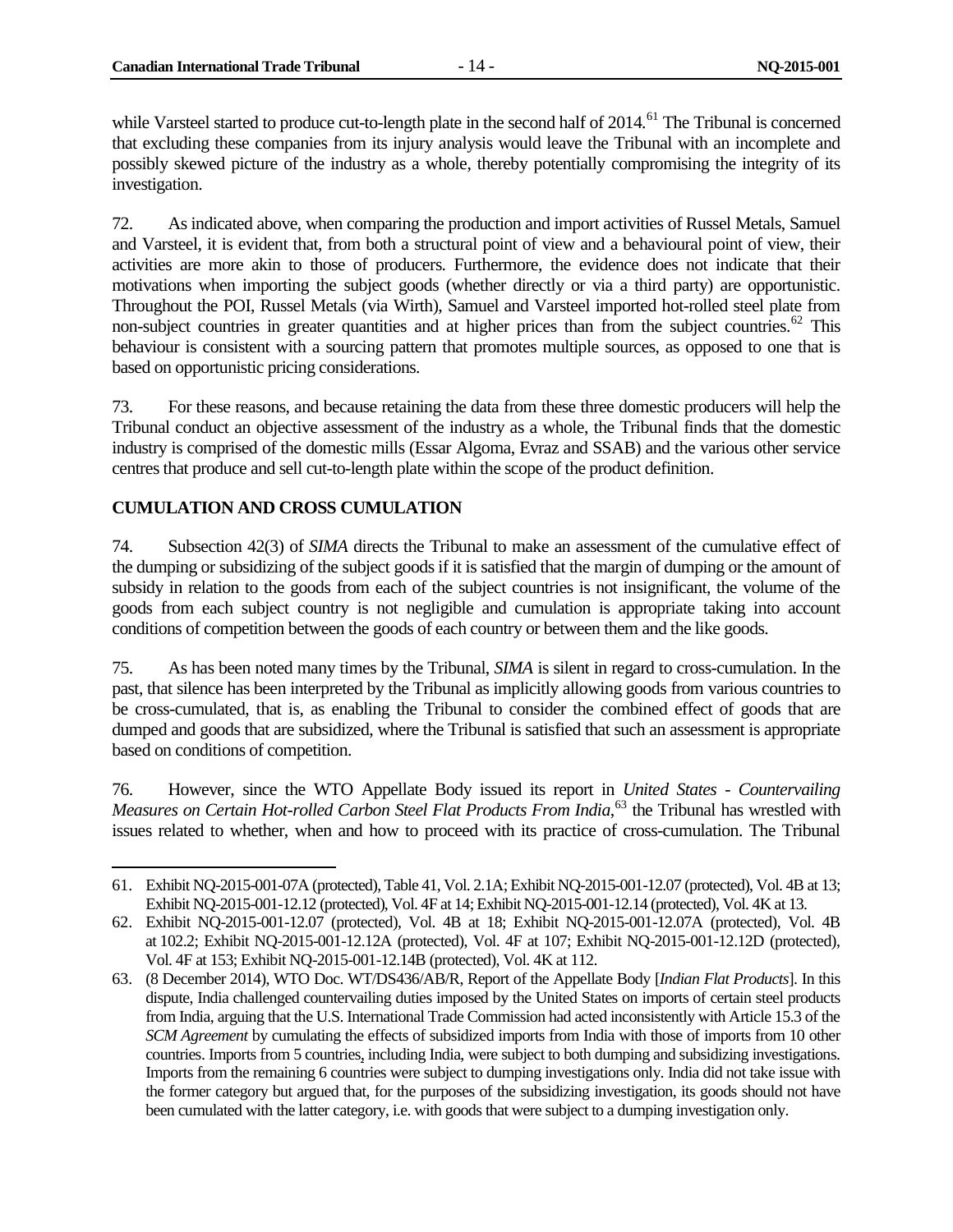while Varsteel started to produce cut-to-length plate in the second half of 2014.[61] The Tribunal is concerned that excluding these companies from its injury analysis would leave the Tribunal with an incomplete and possibly skewed picture of the industry as a whole, thereby potentially compromising the integrity of its investigation.

72. As indicated above, when comparing the production and import activities of Russel Metals, Samuel and Varsteel, it is evident that, from both a structural point of view and a behavioural point of view, their activities are more akin to those of producers. Furthermore, the evidence does not indicate that their motivations when importing the subject goods (whether directly or via a third party) are opportunistic. Throughout the POI, Russel Metals (via Wirth), Samuel and Varsteel imported hot-rolled steel plate from non-subject countries in greater quantities and at higher prices than from the subject countries.[62] This behaviour is consistent with a sourcing pattern that promotes multiple sources, as opposed to one that is based on opportunistic pricing considerations.

73. For these reasons, and because retaining the data from these three domestic producers will help the Tribunal conduct an objective assessment of the industry as a whole, the Tribunal finds that the domestic industry is comprised of the domestic mills (Essar Algoma, Evraz and SSAB) and the various other service centres that produce and sell cut-to-length plate within the scope of the product definition.

## CUMULATION AND CROSS CUMULATION

74. Subsection 42(3) of *SIMA* directs the Tribunal to make an assessment of the cumulative effect of the dumping or subsidizing of the subject goods if it is satisfied that the margin of dumping or the amount of subsidy in relation to the goods from each of the subject countries is not insignificant, the volume of the goods from each subject country is not negligible and cumulation is appropriate taking into account conditions of competition between the goods of each country or between them and the like goods.

75. As has been noted many times by the Tribunal, *SIMA* is silent in regard to cross-cumulation. In the past, that silence has been interpreted by the Tribunal as implicitly allowing goods from various countries to be cross-cumulated, that is, as enabling the Tribunal to consider the combined effect of goods that are dumped and goods that are subsidized, where the Tribunal is satisfied that such an assessment is appropriate based on conditions of competition.

76. However, since the WTO Appellate Body issued its report in *United States - Countervailing Measures on Certain Hot-rolled Carbon Steel Flat Products From India*,[63] the Tribunal has wrestled with issues related to whether, when and how to proceed with its practice of cross-cumulation. The Tribunal

---

61. Exhibit NQ-2015-001-07A (protected), Table 41, Vol. 2.1A; Exhibit NQ-2015-001-12.07 (protected), Vol. 4B at 13; Exhibit NQ-2015-001-12.12 (protected), Vol. 4F at 14; Exhibit NQ-2015-001-12.14 (protected), Vol. 4K at 13.

62. Exhibit NQ-2015-001-12.07 (protected), Vol. 4B at 18; Exhibit NQ-2015-001-12.07A (protected), Vol. 4B at 102.2; Exhibit NQ-2015-001-12.12A (protected), Vol. 4F at 107; Exhibit NQ-2015-001-12.12D (protected), Vol. 4F at 153; Exhibit NQ-2015-001-12.14B (protected), Vol. 4K at 112.

63. (8 December 2014), WTO Doc. WT/DS436/AB/R, Report of the Appellate Body [*Indian Flat Products*]. In this dispute, India challenged countervailing duties imposed by the United States on imports of certain steel products from India, arguing that the U.S. International Trade Commission had acted inconsistently with Article 15.3 of the *SCM Agreement* by cumulating the effects of subsidized imports from India with those of imports from 10 other countries. Imports from 5 countries, including India, were subject to both dumping and subsidizing investigations. Imports from the remaining 6 countries were subject to dumping investigations only. India did not take issue with the former category but argued that, for the purposes of the subsidizing investigation, its goods should not have been cumulated with the latter category, i.e. with goods that were subject to a dumping investigation only.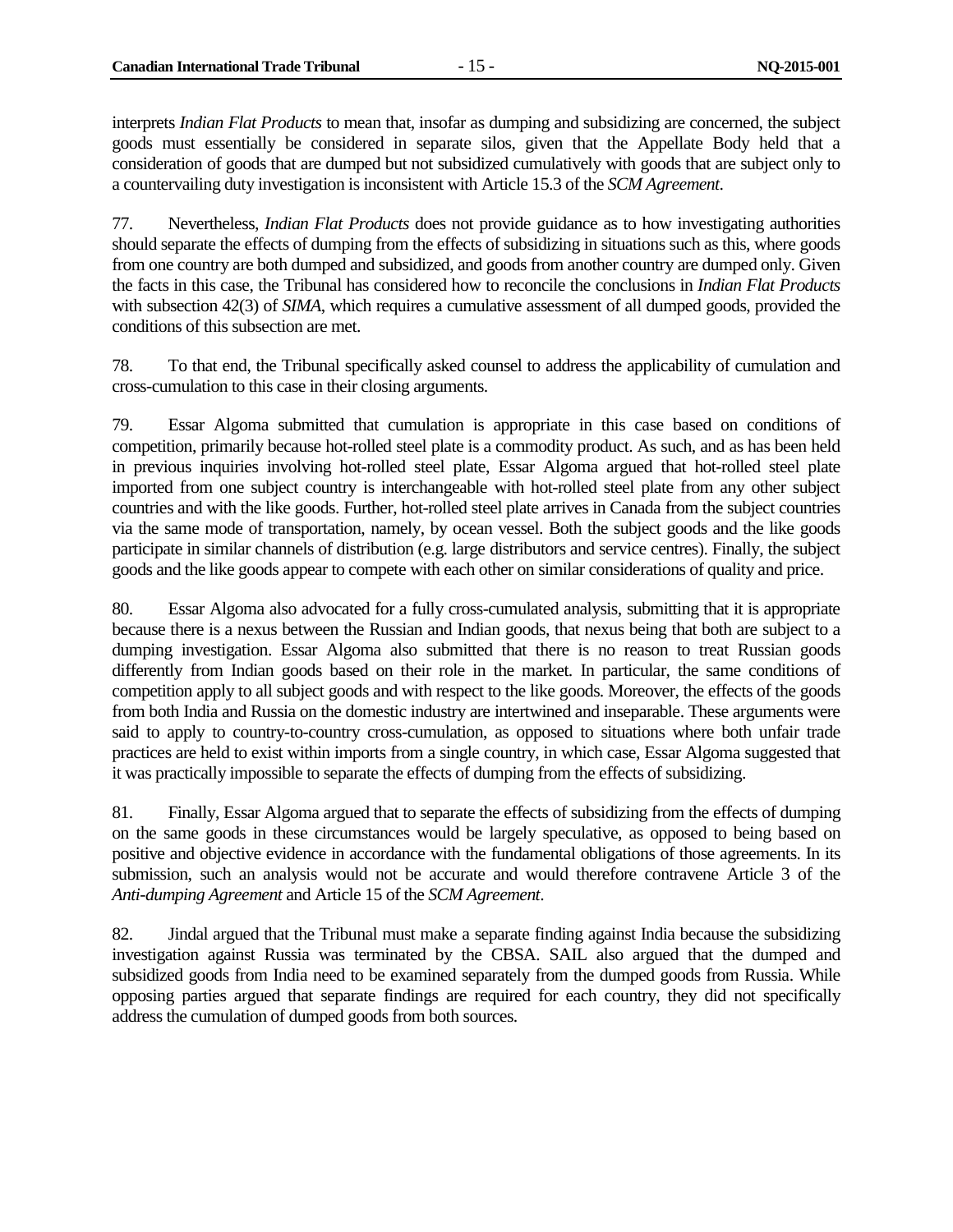interprets *Indian Flat Products* to mean that, insofar as dumping and subsidizing are concerned, the subject goods must essentially be considered in separate silos, given that the Appellate Body held that a consideration of goods that are dumped but not subsidized cumulatively with goods that are subject only to a countervailing duty investigation is inconsistent with Article 15.3 of the *SCM Agreement*.

77. Nevertheless, *Indian Flat Products* does not provide guidance as to how investigating authorities should separate the effects of dumping from the effects of subsidizing in situations such as this, where goods from one country are both dumped and subsidized, and goods from another country are dumped only. Given the facts in this case, the Tribunal has considered how to reconcile the conclusions in *Indian Flat Products* with subsection 42(3) of *SIMA*, which requires a cumulative assessment of all dumped goods, provided the conditions of this subsection are met.

78. To that end, the Tribunal specifically asked counsel to address the applicability of cumulation and cross-cumulation to this case in their closing arguments.

79. Essar Algoma submitted that cumulation is appropriate in this case based on conditions of competition, primarily because hot-rolled steel plate is a commodity product. As such, and as has been held in previous inquiries involving hot-rolled steel plate, Essar Algoma argued that hot-rolled steel plate imported from one subject country is interchangeable with hot-rolled steel plate from any other subject countries and with the like goods. Further, hot-rolled steel plate arrives in Canada from the subject countries via the same mode of transportation, namely, by ocean vessel. Both the subject goods and the like goods participate in similar channels of distribution (e.g. large distributors and service centres). Finally, the subject goods and the like goods appear to compete with each other on similar considerations of quality and price.

80. Essar Algoma also advocated for a fully cross-cumulated analysis, submitting that it is appropriate because there is a nexus between the Russian and Indian goods, that nexus being that both are subject to a dumping investigation. Essar Algoma also submitted that there is no reason to treat Russian goods differently from Indian goods based on their role in the market. In particular, the same conditions of competition apply to all subject goods and with respect to the like goods. Moreover, the effects of the goods from both India and Russia on the domestic industry are intertwined and inseparable. These arguments were said to apply to country-to-country cross-cumulation, as opposed to situations where both unfair trade practices are held to exist within imports from a single country, in which case, Essar Algoma suggested that it was practically impossible to separate the effects of dumping from the effects of subsidizing.

81. Finally, Essar Algoma argued that to separate the effects of subsidizing from the effects of dumping on the same goods in these circumstances would be largely speculative, as opposed to being based on positive and objective evidence in accordance with the fundamental obligations of those agreements. In its submission, such an analysis would not be accurate and would therefore contravene Article 3 of the *Anti-dumping Agreement* and Article 15 of the *SCM Agreement*.

82. Jindal argued that the Tribunal must make a separate finding against India because the subsidizing investigation against Russia was terminated by the CBSA. SAIL also argued that the dumped and subsidized goods from India need to be examined separately from the dumped goods from Russia. While opposing parties argued that separate findings are required for each country, they did not specifically address the cumulation of dumped goods from both sources.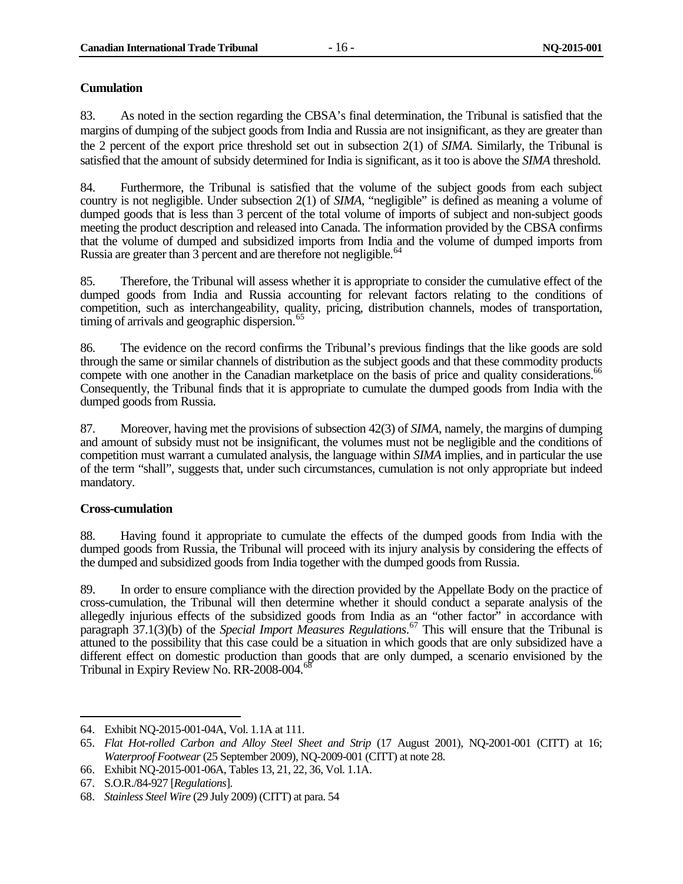**Cumulation**

83. As noted in the section regarding the CBSA's final determination, the Tribunal is satisfied that the margins of dumping of the subject goods from India and Russia are not insignificant, as they are greater than the 2 percent of the export price threshold set out in subsection 2(1) of *SIMA*. Similarly, the Tribunal is satisfied that the amount of subsidy determined for India is significant, as it too is above the *SIMA* threshold.

84. Furthermore, the Tribunal is satisfied that the volume of the subject goods from each subject country is not negligible. Under subsection 2(1) of *SIMA*, "negligible" is defined as meaning a volume of dumped goods that is less than 3 percent of the total volume of imports of subject and non-subject goods meeting the product description and released into Canada. The information provided by the CBSA confirms that the volume of dumped and subsidized imports from India and the volume of dumped imports from Russia are greater than 3 percent and are therefore not negligible.[64]

85. Therefore, the Tribunal will assess whether it is appropriate to consider the cumulative effect of the dumped goods from India and Russia accounting for relevant factors relating to the conditions of competition, such as interchangeability, quality, pricing, distribution channels, modes of transportation, timing of arrivals and geographic dispersion.[65]

86. The evidence on the record confirms the Tribunal's previous findings that the like goods are sold through the same or similar channels of distribution as the subject goods and that these commodity products compete with one another in the Canadian marketplace on the basis of price and quality considerations.[66] Consequently, the Tribunal finds that it is appropriate to cumulate the dumped goods from India with the dumped goods from Russia.

87. Moreover, having met the provisions of subsection 42(3) of *SIMA*, namely, the margins of dumping and amount of subsidy must not be insignificant, the volumes must not be negligible and the conditions of competition must warrant a cumulated analysis, the language within *SIMA* implies, and in particular the use of the term "shall", suggests that, under such circumstances, cumulation is not only appropriate but indeed mandatory.

**Cross-cumulation**

88. Having found it appropriate to cumulate the effects of the dumped goods from India with the dumped goods from Russia, the Tribunal will proceed with its injury analysis by considering the effects of the dumped and subsidized goods from India together with the dumped goods from Russia.

89. In order to ensure compliance with the direction provided by the Appellate Body on the practice of cross-cumulation, the Tribunal will then determine whether it should conduct a separate analysis of the allegedly injurious effects of the subsidized goods from India as an "other factor" in accordance with paragraph 37.1(3)(b) of the *Special Import Measures Regulations*.[67] This will ensure that the Tribunal is attuned to the possibility that this case could be a situation in which goods that are only subsidized have a different effect on domestic production than goods that are only dumped, a scenario envisioned by the Tribunal in Expiry Review No. RR-2008-004.[68]

---

64. Exhibit NQ-2015-001-04A, Vol. 1.1A at 111.
65. *Flat Hot-rolled Carbon and Alloy Steel Sheet and Strip* (17 August 2001), NQ-2001-001 (CITT) at 16; *Waterproof Footwear* (25 September 2009), NQ-2009-001 (CITT) at note 28.
66. Exhibit NQ-2015-001-06A, Tables 13, 21, 22, 36, Vol. 1.1A.
67. S.O.R./84-927 [*Regulations*].
68. *Stainless Steel Wire* (29 July 2009) (CITT) at para. 54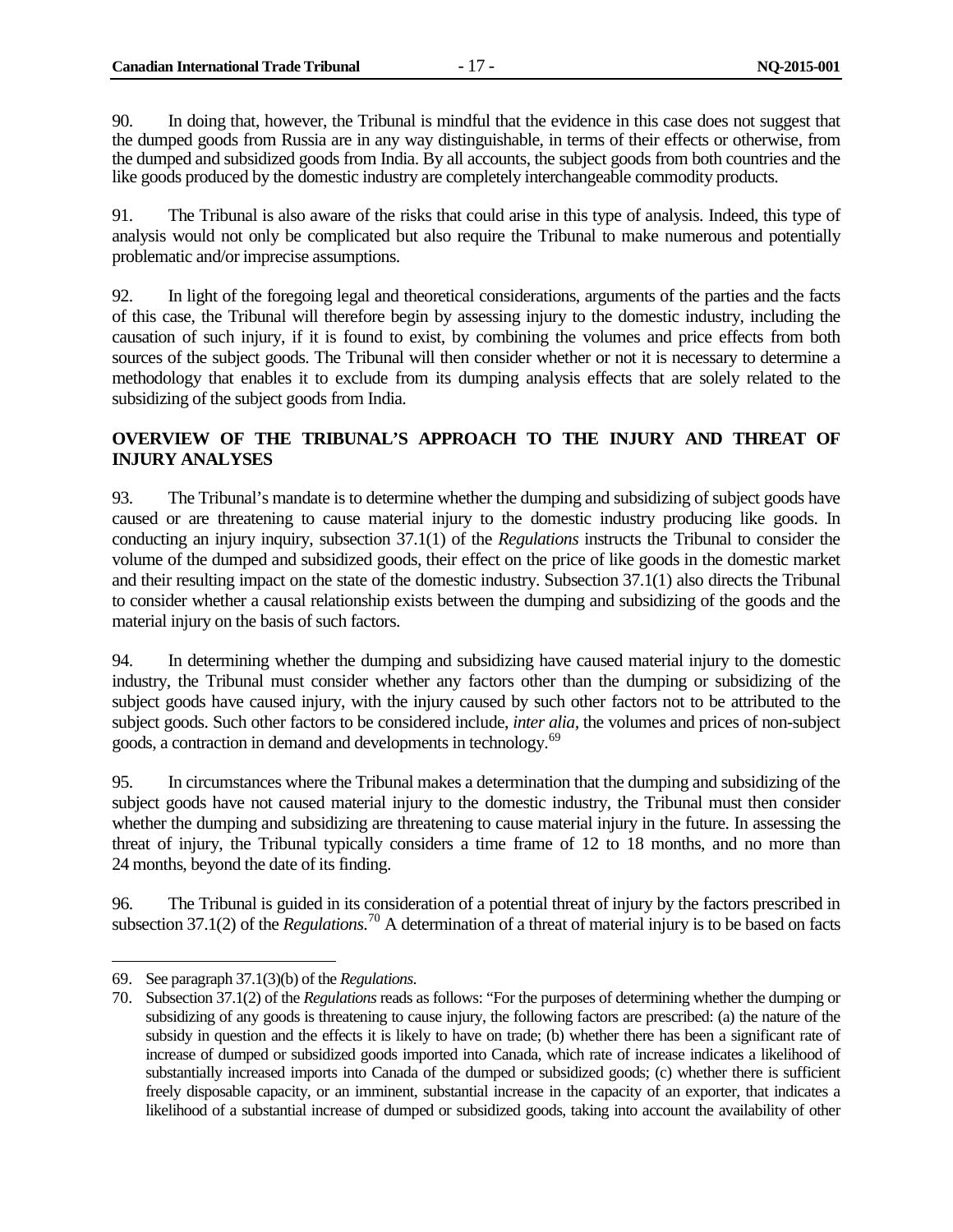90. In doing that, however, the Tribunal is mindful that the evidence in this case does not suggest that the dumped goods from Russia are in any way distinguishable, in terms of their effects or otherwise, from the dumped and subsidized goods from India. By all accounts, the subject goods from both countries and the like goods produced by the domestic industry are completely interchangeable commodity products.

91. The Tribunal is also aware of the risks that could arise in this type of analysis. Indeed, this type of analysis would not only be complicated but also require the Tribunal to make numerous and potentially problematic and/or imprecise assumptions.

92. In light of the foregoing legal and theoretical considerations, arguments of the parties and the facts of this case, the Tribunal will therefore begin by assessing injury to the domestic industry, including the causation of such injury, if it is found to exist, by combining the volumes and price effects from both sources of the subject goods. The Tribunal will then consider whether or not it is necessary to determine a methodology that enables it to exclude from its dumping analysis effects that are solely related to the subsidizing of the subject goods from India.

## OVERVIEW OF THE TRIBUNAL'S APPROACH TO THE INJURY AND THREAT OF INJURY ANALYSES

93. The Tribunal's mandate is to determine whether the dumping and subsidizing of subject goods have caused or are threatening to cause material injury to the domestic industry producing like goods. In conducting an injury inquiry, subsection 37.1(1) of the *Regulations* instructs the Tribunal to consider the volume of the dumped and subsidized goods, their effect on the price of like goods in the domestic market and their resulting impact on the state of the domestic industry. Subsection 37.1(1) also directs the Tribunal to consider whether a causal relationship exists between the dumping and subsidizing of the goods and the material injury on the basis of such factors.

94. In determining whether the dumping and subsidizing have caused material injury to the domestic industry, the Tribunal must consider whether any factors other than the dumping or subsidizing of the subject goods have caused injury, with the injury caused by such other factors not to be attributed to the subject goods. Such other factors to be considered include, *inter alia*, the volumes and prices of non-subject goods, a contraction in demand and developments in technology.[69]

95. In circumstances where the Tribunal makes a determination that the dumping and subsidizing of the subject goods have not caused material injury to the domestic industry, the Tribunal must then consider whether the dumping and subsidizing are threatening to cause material injury in the future. In assessing the threat of injury, the Tribunal typically considers a time frame of 12 to 18 months, and no more than 24 months, beyond the date of its finding.

96. The Tribunal is guided in its consideration of a potential threat of injury by the factors prescribed in subsection 37.1(2) of the *Regulations*.[70] A determination of a threat of material injury is to be based on facts

---

69. See paragraph 37.1(3)(b) of the *Regulations*.

70. Subsection 37.1(2) of the *Regulations* reads as follows: "For the purposes of determining whether the dumping or subsidizing of any goods is threatening to cause injury, the following factors are prescribed: (a) the nature of the subsidy in question and the effects it is likely to have on trade; (b) whether there has been a significant rate of increase of dumped or subsidized goods imported into Canada, which rate of increase indicates a likelihood of substantially increased imports into Canada of the dumped or subsidized goods; (c) whether there is sufficient freely disposable capacity, or an imminent, substantial increase in the capacity of an exporter, that indicates a likelihood of a substantial increase of dumped or subsidized goods, taking into account the availability of other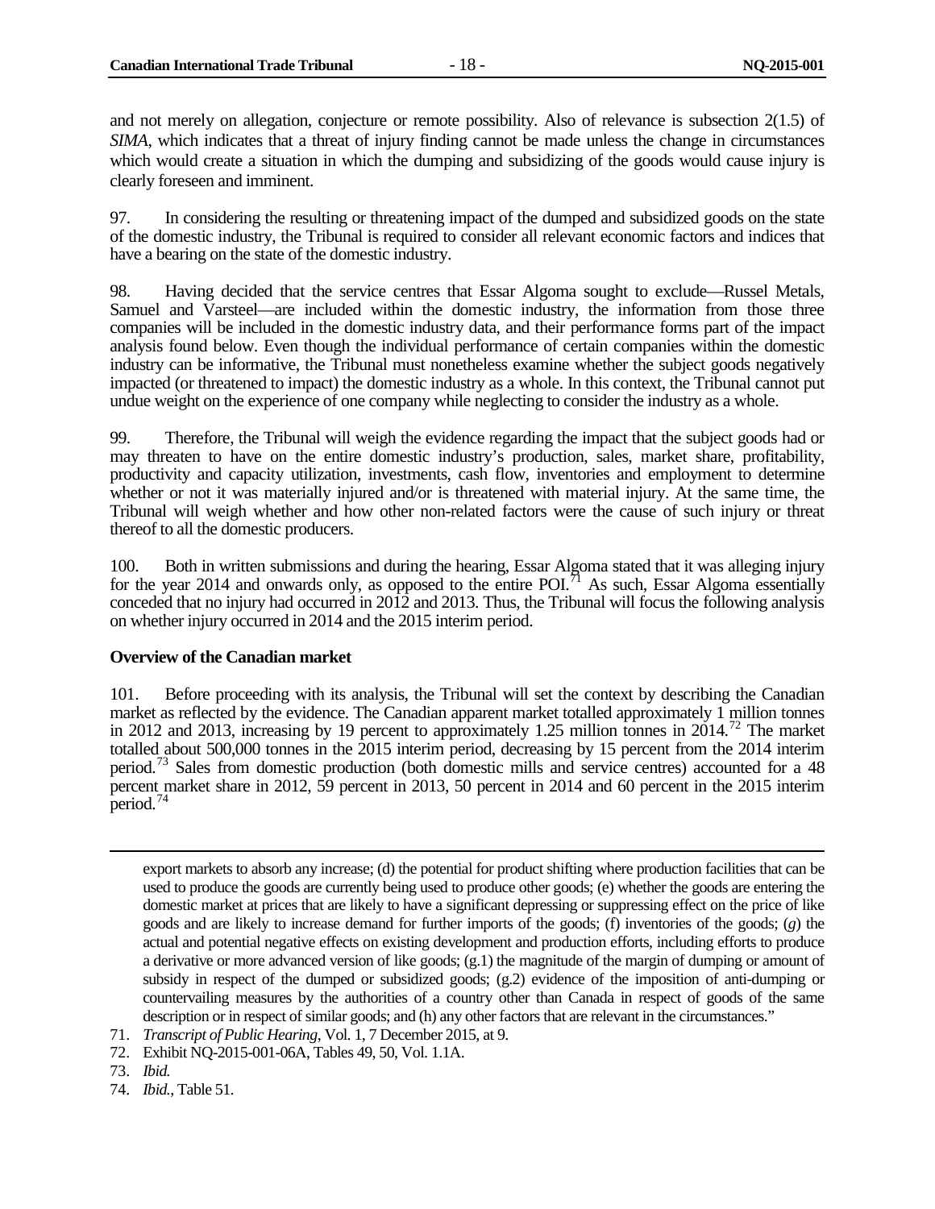and not merely on allegation, conjecture or remote possibility. Also of relevance is subsection 2(1.5) of *SIMA*, which indicates that a threat of injury finding cannot be made unless the change in circumstances which would create a situation in which the dumping and subsidizing of the goods would cause injury is clearly foreseen and imminent.

97. In considering the resulting or threatening impact of the dumped and subsidized goods on the state of the domestic industry, the Tribunal is required to consider all relevant economic factors and indices that have a bearing on the state of the domestic industry.

98. Having decided that the service centres that Essar Algoma sought to exclude—Russel Metals, Samuel and Varsteel—are included within the domestic industry, the information from those three companies will be included in the domestic industry data, and their performance forms part of the impact analysis found below. Even though the individual performance of certain companies within the domestic industry can be informative, the Tribunal must nonetheless examine whether the subject goods negatively impacted (or threatened to impact) the domestic industry as a whole. In this context, the Tribunal cannot put undue weight on the experience of one company while neglecting to consider the industry as a whole.

99. Therefore, the Tribunal will weigh the evidence regarding the impact that the subject goods had or may threaten to have on the entire domestic industry's production, sales, market share, profitability, productivity and capacity utilization, investments, cash flow, inventories and employment to determine whether or not it was materially injured and/or is threatened with material injury. At the same time, the Tribunal will weigh whether and how other non-related factors were the cause of such injury or threat thereof to all the domestic producers.

100. Both in written submissions and during the hearing, Essar Algoma stated that it was alleging injury for the year 2014 and onwards only, as opposed to the entire POI.[71] As such, Essar Algoma essentially conceded that no injury had occurred in 2012 and 2013. Thus, the Tribunal will focus the following analysis on whether injury occurred in 2014 and the 2015 interim period.

**Overview of the Canadian market**

101. Before proceeding with its analysis, the Tribunal will set the context by describing the Canadian market as reflected by the evidence. The Canadian apparent market totalled approximately 1 million tonnes in 2012 and 2013, increasing by 19 percent to approximately 1.25 million tonnes in 2014.[72] The market totalled about 500,000 tonnes in the 2015 interim period, decreasing by 15 percent from the 2014 interim period.[73] Sales from domestic production (both domestic mills and service centres) accounted for a 48 percent market share in 2012, 59 percent in 2013, 50 percent in 2014 and 60 percent in the 2015 interim period.[74]

---

export markets to absorb any increase; (d) the potential for product shifting where production facilities that can be used to produce the goods are currently being used to produce other goods; (e) whether the goods are entering the domestic market at prices that are likely to have a significant depressing or suppressing effect on the price of like goods and are likely to increase demand for further imports of the goods; (f) inventories of the goods; (*g*) the actual and potential negative effects on existing development and production efforts, including efforts to produce a derivative or more advanced version of like goods; (g.1) the magnitude of the margin of dumping or amount of subsidy in respect of the dumped or subsidized goods; (g.2) evidence of the imposition of anti-dumping or countervailing measures by the authorities of a country other than Canada in respect of goods of the same description or in respect of similar goods; and (h) any other factors that are relevant in the circumstances."

71. *Transcript of Public Hearing*, Vol. 1, 7 December 2015, at 9.
72. Exhibit NQ-2015-001-06A, Tables 49, 50, Vol. 1.1A.
73. *Ibid.*
74. *Ibid.*, Table 51.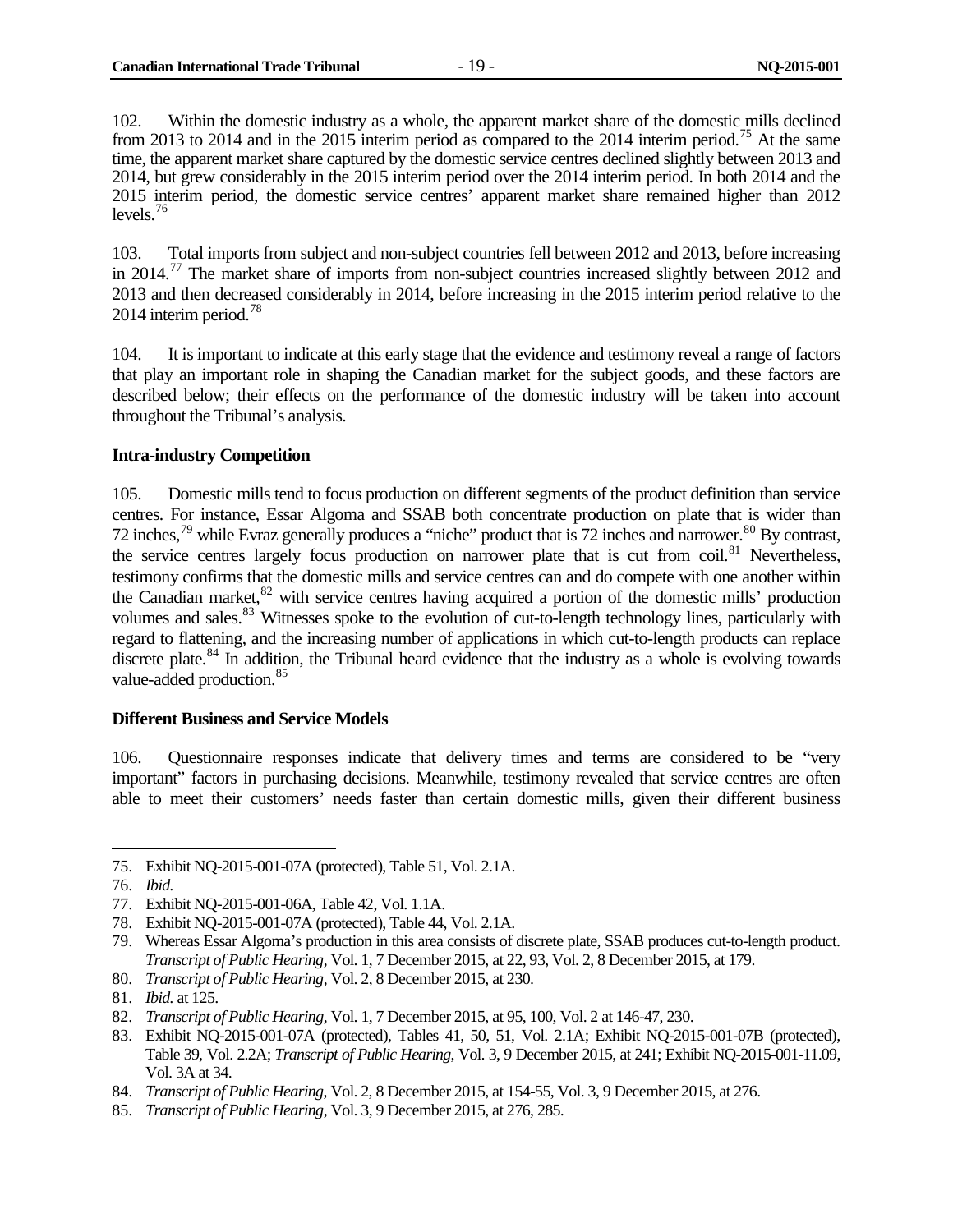102. Within the domestic industry as a whole, the apparent market share of the domestic mills declined from 2013 to 2014 and in the 2015 interim period as compared to the 2014 interim period.[75] At the same time, the apparent market share captured by the domestic service centres declined slightly between 2013 and 2014, but grew considerably in the 2015 interim period over the 2014 interim period. In both 2014 and the 2015 interim period, the domestic service centres' apparent market share remained higher than 2012 levels.[76]

103. Total imports from subject and non-subject countries fell between 2012 and 2013, before increasing in 2014.[77] The market share of imports from non-subject countries increased slightly between 2012 and 2013 and then decreased considerably in 2014, before increasing in the 2015 interim period relative to the 2014 interim period.[78]

104. It is important to indicate at this early stage that the evidence and testimony reveal a range of factors that play an important role in shaping the Canadian market for the subject goods, and these factors are described below; their effects on the performance of the domestic industry will be taken into account throughout the Tribunal's analysis.

**Intra-industry Competition**

105. Domestic mills tend to focus production on different segments of the product definition than service centres. For instance, Essar Algoma and SSAB both concentrate production on plate that is wider than 72 inches,[79] while Evraz generally produces a "niche" product that is 72 inches and narrower.[80] By contrast, the service centres largely focus production on narrower plate that is cut from coil.[81] Nevertheless, testimony confirms that the domestic mills and service centres can and do compete with one another within the Canadian market,[82] with service centres having acquired a portion of the domestic mills' production volumes and sales.[83] Witnesses spoke to the evolution of cut-to-length technology lines, particularly with regard to flattening, and the increasing number of applications in which cut-to-length products can replace discrete plate.[84] In addition, the Tribunal heard evidence that the industry as a whole is evolving towards value-added production.[85]

**Different Business and Service Models**

106. Questionnaire responses indicate that delivery times and terms are considered to be "very important" factors in purchasing decisions. Meanwhile, testimony revealed that service centres are often able to meet their customers' needs faster than certain domestic mills, given their different business

---

75. Exhibit NQ-2015-001-07A (protected), Table 51, Vol. 2.1A.

76. *Ibid.*

77. Exhibit NQ-2015-001-06A, Table 42, Vol. 1.1A.

78. Exhibit NQ-2015-001-07A (protected), Table 44, Vol. 2.1A.

79. Whereas Essar Algoma's production in this area consists of discrete plate, SSAB produces cut-to-length product. *Transcript of Public Hearing*, Vol. 1, 7 December 2015, at 22, 93, Vol. 2, 8 December 2015, at 179.

80. *Transcript of Public Hearing*, Vol. 2, 8 December 2015, at 230.

81. *Ibid.* at 125.

82. *Transcript of Public Hearing*, Vol. 1, 7 December 2015, at 95, 100, Vol. 2 at 146-47, 230.

83. Exhibit NQ-2015-001-07A (protected), Tables 41, 50, 51, Vol. 2.1A; Exhibit NQ-2015-001-07B (protected), Table 39, Vol. 2.2A; *Transcript of Public Hearing*, Vol. 3, 9 December 2015, at 241; Exhibit NQ-2015-001-11.09, Vol. 3A at 34.

84. *Transcript of Public Hearing*, Vol. 2, 8 December 2015, at 154-55, Vol. 3, 9 December 2015, at 276.

85. *Transcript of Public Hearing*, Vol. 3, 9 December 2015, at 276, 285.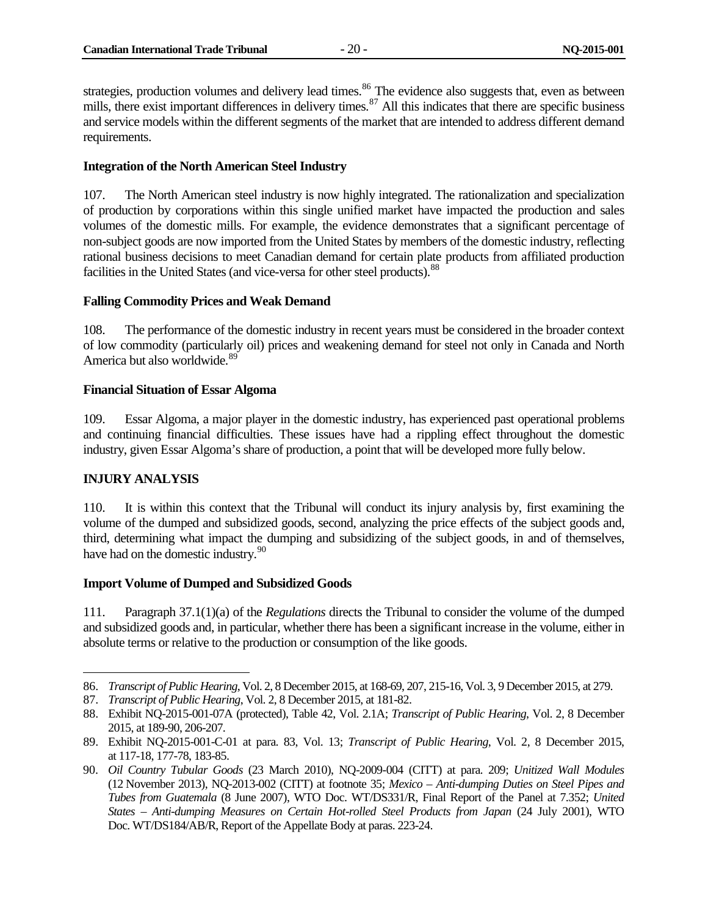strategies, production volumes and delivery lead times.[86] The evidence also suggests that, even as between mills, there exist important differences in delivery times.[87] All this indicates that there are specific business and service models within the different segments of the market that are intended to address different demand requirements.

**Integration of the North American Steel Industry**

107. The North American steel industry is now highly integrated. The rationalization and specialization of production by corporations within this single unified market have impacted the production and sales volumes of the domestic mills. For example, the evidence demonstrates that a significant percentage of non-subject goods are now imported from the United States by members of the domestic industry, reflecting rational business decisions to meet Canadian demand for certain plate products from affiliated production facilities in the United States (and vice-versa for other steel products).[88]

**Falling Commodity Prices and Weak Demand**

108. The performance of the domestic industry in recent years must be considered in the broader context of low commodity (particularly oil) prices and weakening demand for steel not only in Canada and North America but also worldwide.[89]

**Financial Situation of Essar Algoma**

109. Essar Algoma, a major player in the domestic industry, has experienced past operational problems and continuing financial difficulties. These issues have had a rippling effect throughout the domestic industry, given Essar Algoma's share of production, a point that will be developed more fully below.

## INJURY ANALYSIS

110. It is within this context that the Tribunal will conduct its injury analysis by, first examining the volume of the dumped and subsidized goods, second, analyzing the price effects of the subject goods and, third, determining what impact the dumping and subsidizing of the subject goods, in and of themselves, have had on the domestic industry.[90]

**Import Volume of Dumped and Subsidized Goods**

111. Paragraph 37.1(1)(a) of the *Regulations* directs the Tribunal to consider the volume of the dumped and subsidized goods and, in particular, whether there has been a significant increase in the volume, either in absolute terms or relative to the production or consumption of the like goods.

---

86. *Transcript of Public Hearing*, Vol. 2, 8 December 2015, at 168-69, 207, 215-16, Vol. 3, 9 December 2015, at 279.
87. *Transcript of Public Hearing*, Vol. 2, 8 December 2015, at 181-82.
88. Exhibit NQ-2015-001-07A (protected), Table 42, Vol. 2.1A; *Transcript of Public Hearing*, Vol. 2, 8 December 2015, at 189-90, 206-207.
89. Exhibit NQ-2015-001-C-01 at para. 83, Vol. 13; *Transcript of Public Hearing*, Vol. 2, 8 December 2015, at 117-18, 177-78, 183-85.
90. *Oil Country Tubular Goods* (23 March 2010), NQ-2009-004 (CITT) at para. 209; *Unitized Wall Modules* (12 November 2013), NQ-2013-002 (CITT) at footnote 35; *Mexico – Anti-dumping Duties on Steel Pipes and Tubes from Guatemala* (8 June 2007), WTO Doc. WT/DS331/R, Final Report of the Panel at 7.352; *United States – Anti-dumping Measures on Certain Hot-rolled Steel Products from Japan* (24 July 2001), WTO Doc. WT/DS184/AB/R, Report of the Appellate Body at paras. 223-24.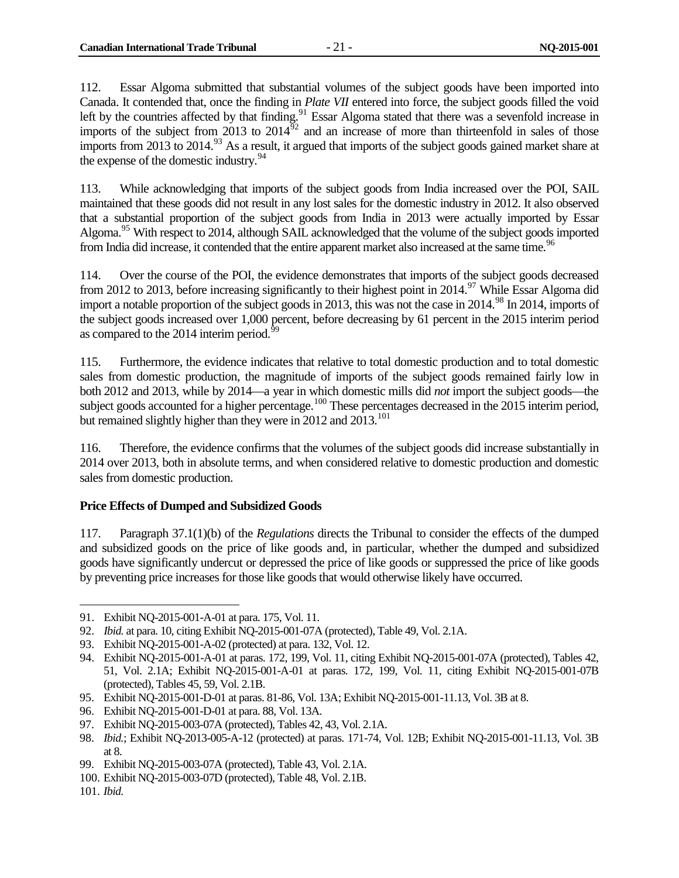112. Essar Algoma submitted that substantial volumes of the subject goods have been imported into Canada. It contended that, once the finding in *Plate VII* entered into force, the subject goods filled the void left by the countries affected by that finding.[91] Essar Algoma stated that there was a sevenfold increase in imports of the subject from 2013 to 2014[92] and an increase of more than thirteenfold in sales of those imports from 2013 to 2014.[93] As a result, it argued that imports of the subject goods gained market share at the expense of the domestic industry.[94]

113. While acknowledging that imports of the subject goods from India increased over the POI, SAIL maintained that these goods did not result in any lost sales for the domestic industry in 2012. It also observed that a substantial proportion of the subject goods from India in 2013 were actually imported by Essar Algoma.[95] With respect to 2014, although SAIL acknowledged that the volume of the subject goods imported from India did increase, it contended that the entire apparent market also increased at the same time.[96]

114. Over the course of the POI, the evidence demonstrates that imports of the subject goods decreased from 2012 to 2013, before increasing significantly to their highest point in 2014.[97] While Essar Algoma did import a notable proportion of the subject goods in 2013, this was not the case in 2014.[98] In 2014, imports of the subject goods increased over 1,000 percent, before decreasing by 61 percent in the 2015 interim period as compared to the 2014 interim period.[99]

115. Furthermore, the evidence indicates that relative to total domestic production and to total domestic sales from domestic production, the magnitude of imports of the subject goods remained fairly low in both 2012 and 2013, while by 2014—a year in which domestic mills did *not* import the subject goods—the subject goods accounted for a higher percentage.[100] These percentages decreased in the 2015 interim period, but remained slightly higher than they were in 2012 and 2013.[101]

116. Therefore, the evidence confirms that the volumes of the subject goods did increase substantially in 2014 over 2013, both in absolute terms, and when considered relative to domestic production and domestic sales from domestic production.

**Price Effects of Dumped and Subsidized Goods**

117. Paragraph 37.1(1)(b) of the *Regulations* directs the Tribunal to consider the effects of the dumped and subsidized goods on the price of like goods and, in particular, whether the dumped and subsidized goods have significantly undercut or depressed the price of like goods or suppressed the price of like goods by preventing price increases for those like goods that would otherwise likely have occurred.

---

91. Exhibit NQ-2015-001-A-01 at para. 175, Vol. 11.
92. *Ibid.* at para. 10, citing Exhibit NQ-2015-001-07A (protected), Table 49, Vol. 2.1A.
93. Exhibit NQ-2015-001-A-02 (protected) at para. 132, Vol. 12.
94. Exhibit NQ-2015-001-A-01 at paras. 172, 199, Vol. 11, citing Exhibit NQ-2015-001-07A (protected), Tables 42, 51, Vol. 2.1A; Exhibit NQ-2015-001-A-01 at paras. 172, 199, Vol. 11, citing Exhibit NQ-2015-001-07B (protected), Tables 45, 59, Vol. 2.1B.
95. Exhibit NQ-2015-001-D-01 at paras. 81-86, Vol. 13A; Exhibit NQ-2015-001-11.13, Vol. 3B at 8.
96. Exhibit NQ-2015-001-D-01 at para. 88, Vol. 13A.
97. Exhibit NQ-2015-003-07A (protected), Tables 42, 43, Vol. 2.1A.
98. *Ibid.*; Exhibit NQ-2013-005-A-12 (protected) at paras. 171-74, Vol. 12B; Exhibit NQ-2015-001-11.13, Vol. 3B at 8.
99. Exhibit NQ-2015-003-07A (protected), Table 43, Vol. 2.1A.
100. Exhibit NQ-2015-003-07D (protected), Table 48, Vol. 2.1B.
101. *Ibid.*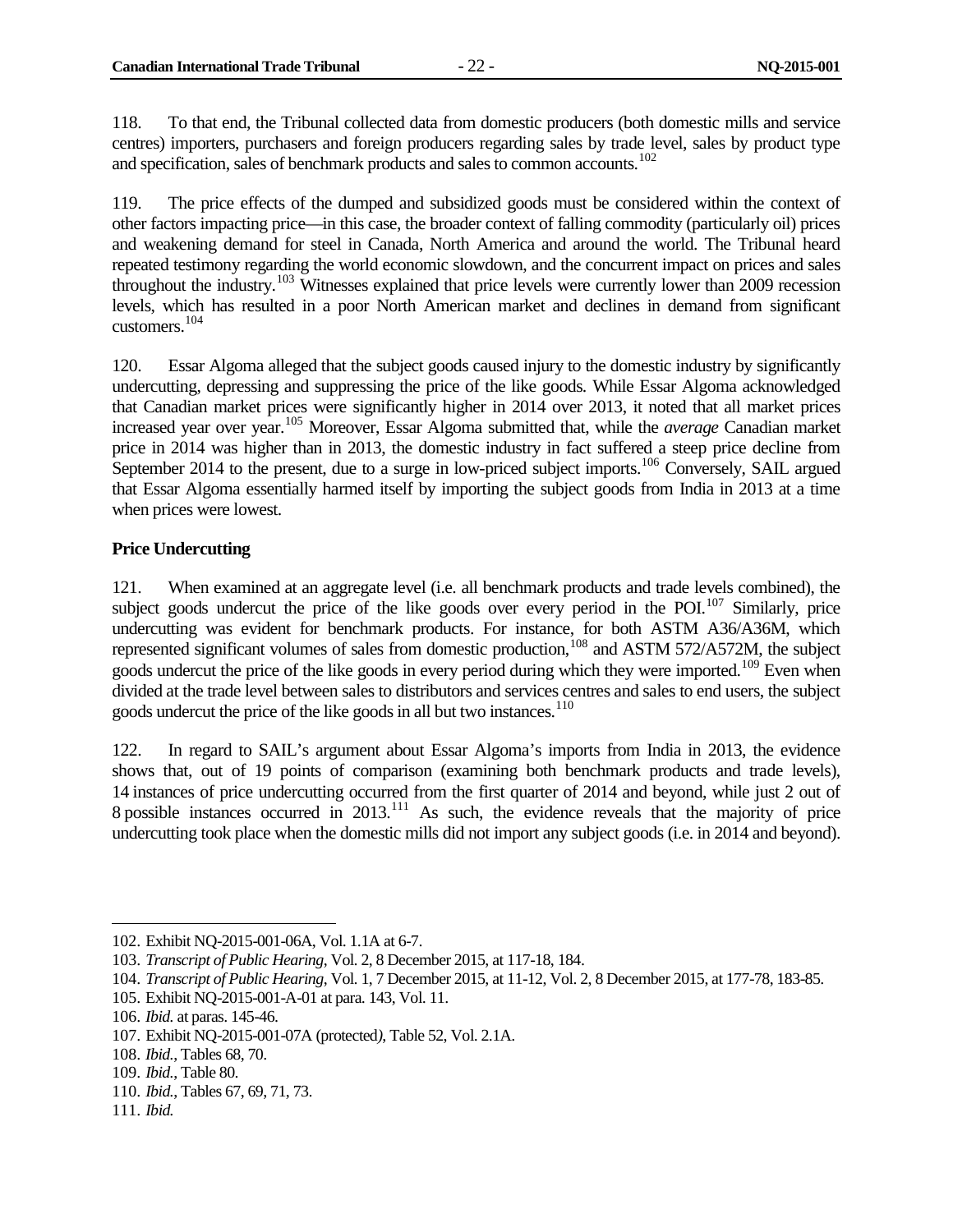118. To that end, the Tribunal collected data from domestic producers (both domestic mills and service centres) importers, purchasers and foreign producers regarding sales by trade level, sales by product type and specification, sales of benchmark products and sales to common accounts.[102]

119. The price effects of the dumped and subsidized goods must be considered within the context of other factors impacting price—in this case, the broader context of falling commodity (particularly oil) prices and weakening demand for steel in Canada, North America and around the world. The Tribunal heard repeated testimony regarding the world economic slowdown, and the concurrent impact on prices and sales throughout the industry.[103] Witnesses explained that price levels were currently lower than 2009 recession levels, which has resulted in a poor North American market and declines in demand from significant customers.[104]

120. Essar Algoma alleged that the subject goods caused injury to the domestic industry by significantly undercutting, depressing and suppressing the price of the like goods. While Essar Algoma acknowledged that Canadian market prices were significantly higher in 2014 over 2013, it noted that all market prices increased year over year.[105] Moreover, Essar Algoma submitted that, while the *average* Canadian market price in 2014 was higher than in 2013, the domestic industry in fact suffered a steep price decline from September 2014 to the present, due to a surge in low-priced subject imports.[106] Conversely, SAIL argued that Essar Algoma essentially harmed itself by importing the subject goods from India in 2013 at a time when prices were lowest.

**Price Undercutting**

121. When examined at an aggregate level (i.e. all benchmark products and trade levels combined), the subject goods undercut the price of the like goods over every period in the POI.[107] Similarly, price undercutting was evident for benchmark products. For instance, for both ASTM A36/A36M, which represented significant volumes of sales from domestic production,[108] and ASTM 572/A572M, the subject goods undercut the price of the like goods in every period during which they were imported.[109] Even when divided at the trade level between sales to distributors and services centres and sales to end users, the subject goods undercut the price of the like goods in all but two instances.[110]

122. In regard to SAIL's argument about Essar Algoma's imports from India in 2013, the evidence shows that, out of 19 points of comparison (examining both benchmark products and trade levels), 14 instances of price undercutting occurred from the first quarter of 2014 and beyond, while just 2 out of 8 possible instances occurred in 2013.[111] As such, the evidence reveals that the majority of price undercutting took place when the domestic mills did not import any subject goods (i.e. in 2014 and beyond).

---

102. Exhibit NQ-2015-001-06A, Vol. 1.1A at 6-7.
103. *Transcript of Public Hearing*, Vol. 2, 8 December 2015, at 117-18, 184.
104. *Transcript of Public Hearing*, Vol. 1, 7 December 2015, at 11-12, Vol. 2, 8 December 2015, at 177-78, 183-85.
105. Exhibit NQ-2015-001-A-01 at para. 143, Vol. 11.
106. *Ibid.* at paras. 145-46.
107. Exhibit NQ-2015-001-07A (protected), Table 52, Vol. 2.1A.
108. *Ibid.*, Tables 68, 70.
109. *Ibid.*, Table 80.
110. *Ibid.*, Tables 67, 69, 71, 73.
111. *Ibid.*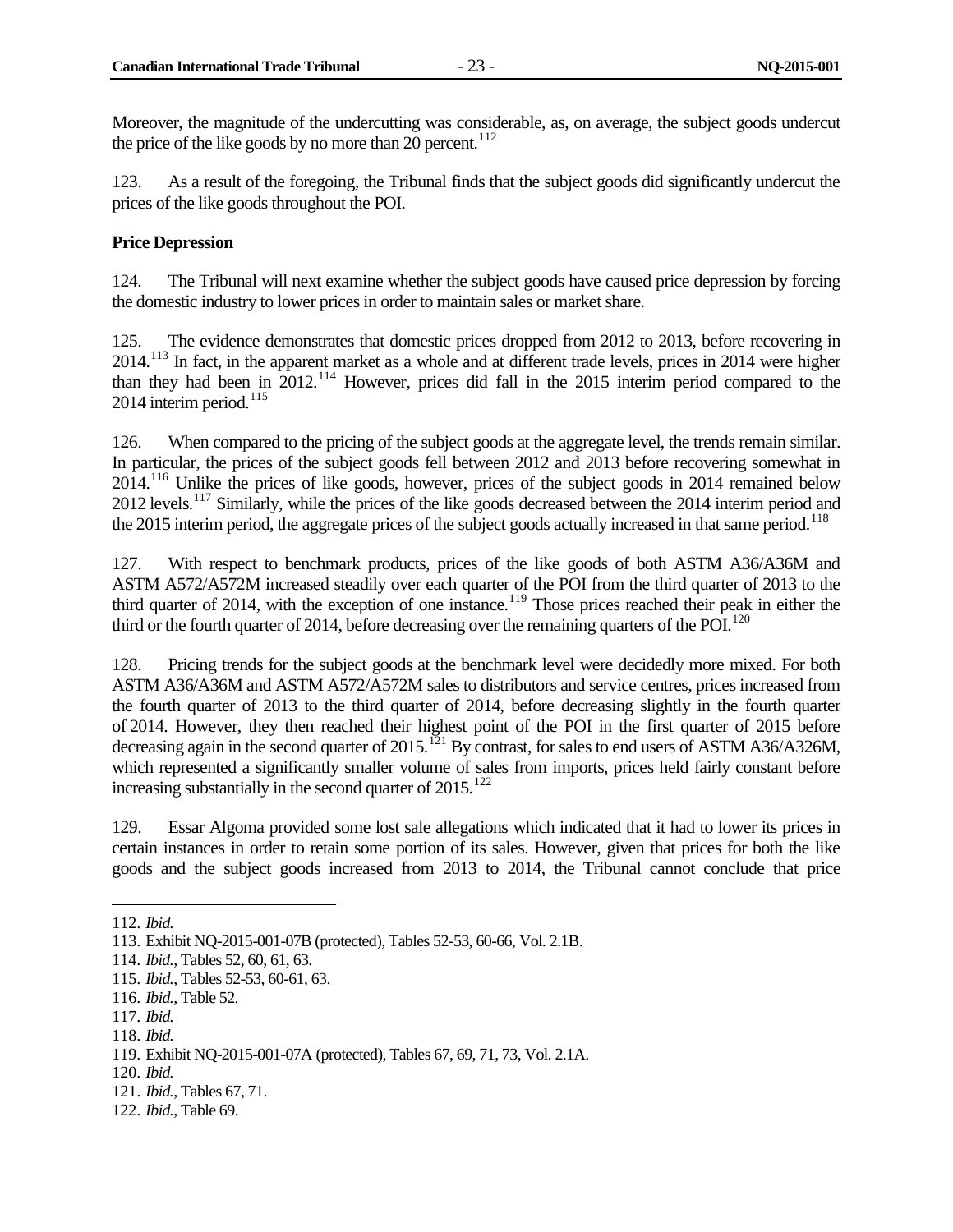Moreover, the magnitude of the undercutting was considerable, as, on average, the subject goods undercut the price of the like goods by no more than 20 percent.[112]

123. As a result of the foregoing, the Tribunal finds that the subject goods did significantly undercut the prices of the like goods throughout the POI.

**Price Depression**

124. The Tribunal will next examine whether the subject goods have caused price depression by forcing the domestic industry to lower prices in order to maintain sales or market share.

125. The evidence demonstrates that domestic prices dropped from 2012 to 2013, before recovering in 2014.[113] In fact, in the apparent market as a whole and at different trade levels, prices in 2014 were higher than they had been in 2012.[114] However, prices did fall in the 2015 interim period compared to the 2014 interim period.[115]

126. When compared to the pricing of the subject goods at the aggregate level, the trends remain similar. In particular, the prices of the subject goods fell between 2012 and 2013 before recovering somewhat in 2014.[116] Unlike the prices of like goods, however, prices of the subject goods in 2014 remained below 2012 levels.[117] Similarly, while the prices of the like goods decreased between the 2014 interim period and the 2015 interim period, the aggregate prices of the subject goods actually increased in that same period.[118]

127. With respect to benchmark products, prices of the like goods of both ASTM A36/A36M and ASTM A572/A572M increased steadily over each quarter of the POI from the third quarter of 2013 to the third quarter of 2014, with the exception of one instance.[119] Those prices reached their peak in either the third or the fourth quarter of 2014, before decreasing over the remaining quarters of the POI.[120]

128. Pricing trends for the subject goods at the benchmark level were decidedly more mixed. For both ASTM A36/A36M and ASTM A572/A572M sales to distributors and service centres, prices increased from the fourth quarter of 2013 to the third quarter of 2014, before decreasing slightly in the fourth quarter of 2014. However, they then reached their highest point of the POI in the first quarter of 2015 before decreasing again in the second quarter of 2015.[121] By contrast, for sales to end users of ASTM A36/A326M, which represented a significantly smaller volume of sales from imports, prices held fairly constant before increasing substantially in the second quarter of 2015.[122]

129. Essar Algoma provided some lost sale allegations which indicated that it had to lower its prices in certain instances in order to retain some portion of its sales. However, given that prices for both the like goods and the subject goods increased from 2013 to 2014, the Tribunal cannot conclude that price

---

112. *Ibid.*
113. Exhibit NQ-2015-001-07B (protected), Tables 52-53, 60-66, Vol. 2.1B.
114. *Ibid.*, Tables 52, 60, 61, 63.
115. *Ibid.*, Tables 52-53, 60-61, 63.
116. *Ibid.*, Table 52.
117. *Ibid.*
118. *Ibid.*
119. Exhibit NQ-2015-001-07A (protected), Tables 67, 69, 71, 73, Vol. 2.1A.
120. *Ibid.*
121. *Ibid.*, Tables 67, 71.
122. *Ibid.*, Table 69.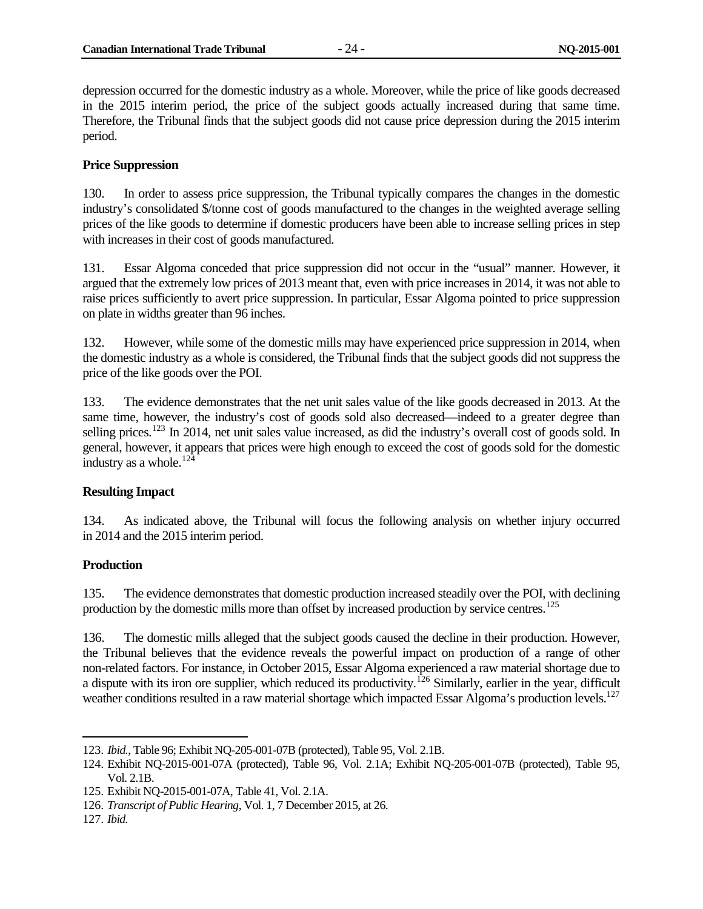depression occurred for the domestic industry as a whole. Moreover, while the price of like goods decreased in the 2015 interim period, the price of the subject goods actually increased during that same time. Therefore, the Tribunal finds that the subject goods did not cause price depression during the 2015 interim period.

**Price Suppression**

130. In order to assess price suppression, the Tribunal typically compares the changes in the domestic industry's consolidated $/tonne cost of goods manufactured to the changes in the weighted average selling prices of the like goods to determine if domestic producers have been able to increase selling prices in step with increases in their cost of goods manufactured.

131. Essar Algoma conceded that price suppression did not occur in the "usual" manner. However, it argued that the extremely low prices of 2013 meant that, even with price increases in 2014, it was not able to raise prices sufficiently to avert price suppression. In particular, Essar Algoma pointed to price suppression on plate in widths greater than 96 inches.

132. However, while some of the domestic mills may have experienced price suppression in 2014, when the domestic industry as a whole is considered, the Tribunal finds that the subject goods did not suppress the price of the like goods over the POI.

133. The evidence demonstrates that the net unit sales value of the like goods decreased in 2013. At the same time, however, the industry's cost of goods sold also decreased—indeed to a greater degree than selling prices.[123] In 2014, net unit sales value increased, as did the industry's overall cost of goods sold. In general, however, it appears that prices were high enough to exceed the cost of goods sold for the domestic industry as a whole.[124]

**Resulting Impact**

134. As indicated above, the Tribunal will focus the following analysis on whether injury occurred in 2014 and the 2015 interim period.

**Production**

135. The evidence demonstrates that domestic production increased steadily over the POI, with declining production by the domestic mills more than offset by increased production by service centres.[125]

136. The domestic mills alleged that the subject goods caused the decline in their production. However, the Tribunal believes that the evidence reveals the powerful impact on production of a range of other non-related factors. For instance, in October 2015, Essar Algoma experienced a raw material shortage due to a dispute with its iron ore supplier, which reduced its productivity.[126] Similarly, earlier in the year, difficult weather conditions resulted in a raw material shortage which impacted Essar Algoma's production levels.[127]

---

123. *Ibid.*, Table 96; Exhibit NQ-205-001-07B (protected), Table 95, Vol. 2.1B.

124. Exhibit NQ-2015-001-07A (protected), Table 96, Vol. 2.1A; Exhibit NQ-205-001-07B (protected), Table 95, Vol. 2.1B.

125. Exhibit NQ-2015-001-07A, Table 41, Vol. 2.1A.

126. *Transcript of Public Hearing*, Vol. 1, 7 December 2015, at 26.

127. *Ibid.*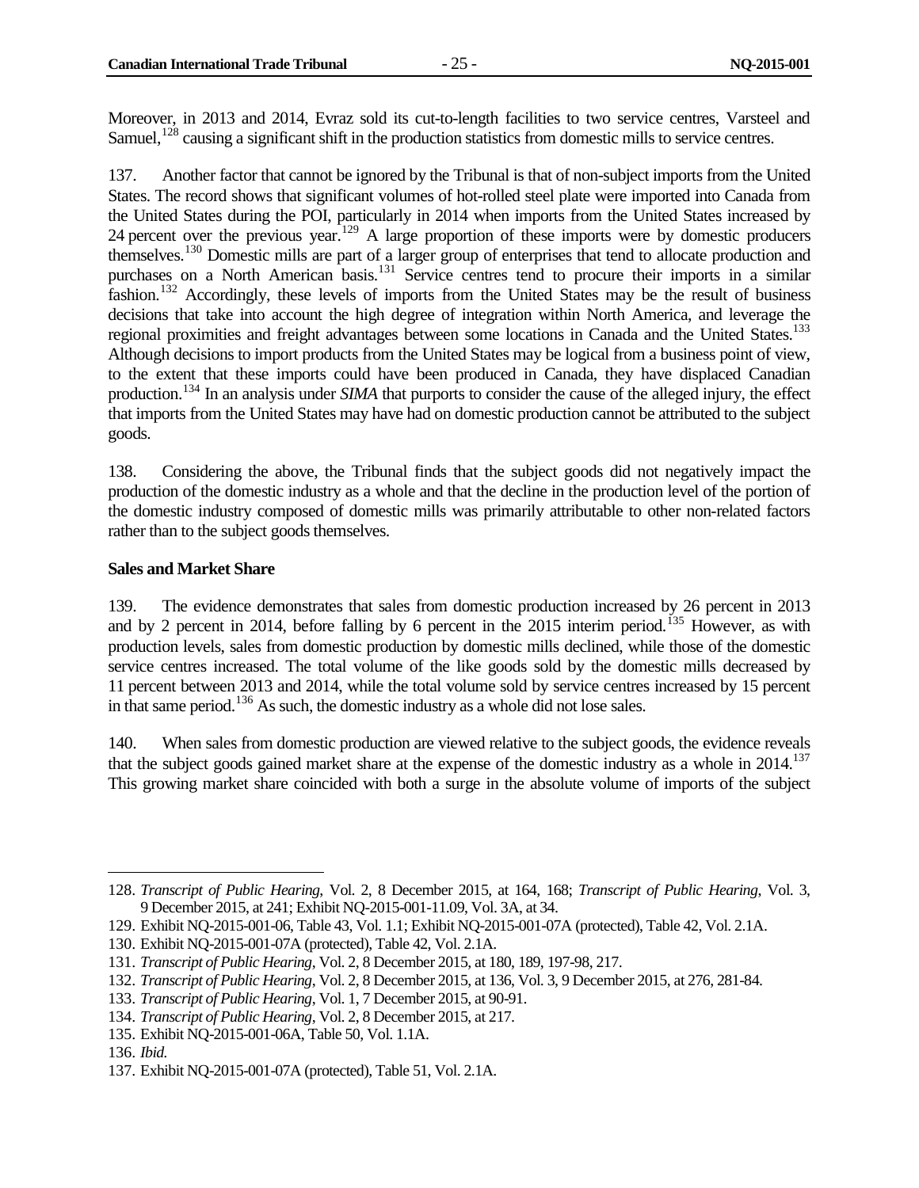Moreover, in 2013 and 2014, Evraz sold its cut-to-length facilities to two service centres, Varsteel and Samuel,[128] causing a significant shift in the production statistics from domestic mills to service centres.

137. Another factor that cannot be ignored by the Tribunal is that of non-subject imports from the United States. The record shows that significant volumes of hot-rolled steel plate were imported into Canada from the United States during the POI, particularly in 2014 when imports from the United States increased by 24 percent over the previous year.[129] A large proportion of these imports were by domestic producers themselves.[130] Domestic mills are part of a larger group of enterprises that tend to allocate production and purchases on a North American basis.[131] Service centres tend to procure their imports in a similar fashion.[132] Accordingly, these levels of imports from the United States may be the result of business decisions that take into account the high degree of integration within North America, and leverage the regional proximities and freight advantages between some locations in Canada and the United States.[133] Although decisions to import products from the United States may be logical from a business point of view, to the extent that these imports could have been produced in Canada, they have displaced Canadian production.[134] In an analysis under *SIMA* that purports to consider the cause of the alleged injury, the effect that imports from the United States may have had on domestic production cannot be attributed to the subject goods.

138. Considering the above, the Tribunal finds that the subject goods did not negatively impact the production of the domestic industry as a whole and that the decline in the production level of the portion of the domestic industry composed of domestic mills was primarily attributable to other non-related factors rather than to the subject goods themselves.

**Sales and Market Share**

139. The evidence demonstrates that sales from domestic production increased by 26 percent in 2013 and by 2 percent in 2014, before falling by 6 percent in the 2015 interim period.[135] However, as with production levels, sales from domestic production by domestic mills declined, while those of the domestic service centres increased. The total volume of the like goods sold by the domestic mills decreased by 11 percent between 2013 and 2014, while the total volume sold by service centres increased by 15 percent in that same period.[136] As such, the domestic industry as a whole did not lose sales.

140. When sales from domestic production are viewed relative to the subject goods, the evidence reveals that the subject goods gained market share at the expense of the domestic industry as a whole in 2014.[137] This growing market share coincided with both a surge in the absolute volume of imports of the subject

---

128. *Transcript of Public Hearing*, Vol. 2, 8 December 2015, at 164, 168; *Transcript of Public Hearing*, Vol. 3, 9 December 2015, at 241; Exhibit NQ-2015-001-11.09, Vol. 3A, at 34.
129. Exhibit NQ-2015-001-06, Table 43, Vol. 1.1; Exhibit NQ-2015-001-07A (protected), Table 42, Vol. 2.1A.
130. Exhibit NQ-2015-001-07A (protected), Table 42, Vol. 2.1A.
131. *Transcript of Public Hearing*, Vol. 2, 8 December 2015, at 180, 189, 197-98, 217.
132. *Transcript of Public Hearing*, Vol. 2, 8 December 2015, at 136, Vol. 3, 9 December 2015, at 276, 281-84.
133. *Transcript of Public Hearing*, Vol. 1, 7 December 2015, at 90-91.
134. *Transcript of Public Hearing*, Vol. 2, 8 December 2015, at 217.
135. Exhibit NQ-2015-001-06A, Table 50, Vol. 1.1A.
136. *Ibid.*
137. Exhibit NQ-2015-001-07A (protected), Table 51, Vol. 2.1A.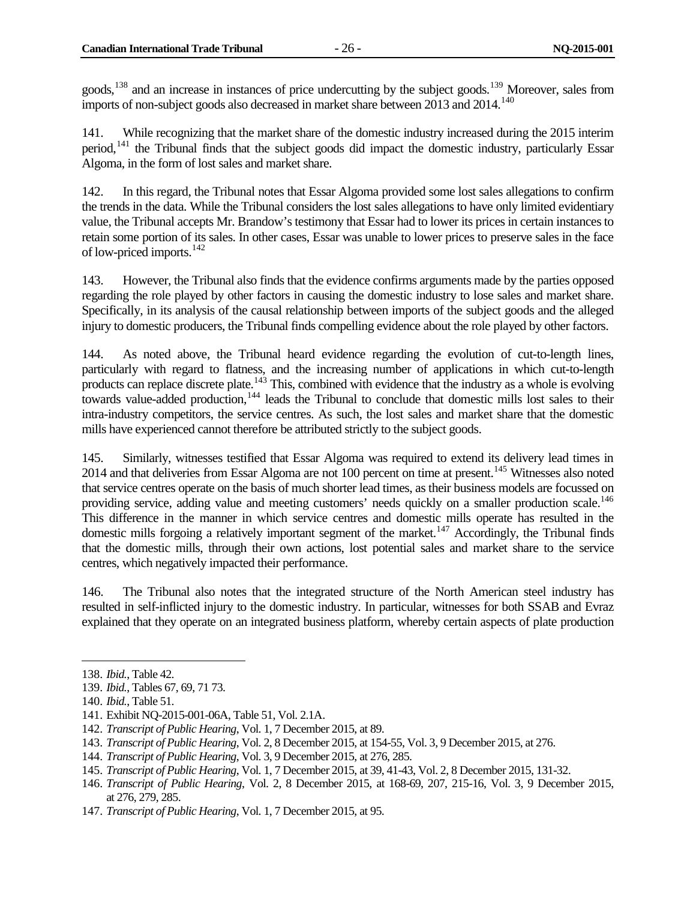goods,[138] and an increase in instances of price undercutting by the subject goods.[139] Moreover, sales from imports of non-subject goods also decreased in market share between 2013 and 2014.[140]

141. While recognizing that the market share of the domestic industry increased during the 2015 interim period,[141] the Tribunal finds that the subject goods did impact the domestic industry, particularly Essar Algoma, in the form of lost sales and market share.

142. In this regard, the Tribunal notes that Essar Algoma provided some lost sales allegations to confirm the trends in the data. While the Tribunal considers the lost sales allegations to have only limited evidentiary value, the Tribunal accepts Mr. Brandow's testimony that Essar had to lower its prices in certain instances to retain some portion of its sales. In other cases, Essar was unable to lower prices to preserve sales in the face of low-priced imports.[142]

143. However, the Tribunal also finds that the evidence confirms arguments made by the parties opposed regarding the role played by other factors in causing the domestic industry to lose sales and market share. Specifically, in its analysis of the causal relationship between imports of the subject goods and the alleged injury to domestic producers, the Tribunal finds compelling evidence about the role played by other factors.

144. As noted above, the Tribunal heard evidence regarding the evolution of cut-to-length lines, particularly with regard to flatness, and the increasing number of applications in which cut-to-length products can replace discrete plate.[143] This, combined with evidence that the industry as a whole is evolving towards value-added production,[144] leads the Tribunal to conclude that domestic mills lost sales to their intra-industry competitors, the service centres. As such, the lost sales and market share that the domestic mills have experienced cannot therefore be attributed strictly to the subject goods.

145. Similarly, witnesses testified that Essar Algoma was required to extend its delivery lead times in 2014 and that deliveries from Essar Algoma are not 100 percent on time at present.[145] Witnesses also noted that service centres operate on the basis of much shorter lead times, as their business models are focussed on providing service, adding value and meeting customers' needs quickly on a smaller production scale.[146] This difference in the manner in which service centres and domestic mills operate has resulted in the domestic mills forgoing a relatively important segment of the market.[147] Accordingly, the Tribunal finds that the domestic mills, through their own actions, lost potential sales and market share to the service centres, which negatively impacted their performance.

146. The Tribunal also notes that the integrated structure of the North American steel industry has resulted in self-inflicted injury to the domestic industry. In particular, witnesses for both SSAB and Evraz explained that they operate on an integrated business platform, whereby certain aspects of plate production

---

138. *Ibid.*, Table 42.

139. *Ibid.*, Tables 67, 69, 71 73.

140. *Ibid.*, Table 51.

141. Exhibit NQ-2015-001-06A, Table 51, Vol. 2.1A.

142. *Transcript of Public Hearing*, Vol. 1, 7 December 2015, at 89.

143. *Transcript of Public Hearing*, Vol. 2, 8 December 2015, at 154-55, Vol. 3, 9 December 2015, at 276.

144. *Transcript of Public Hearing*, Vol. 3, 9 December 2015, at 276, 285.

145. *Transcript of Public Hearing*, Vol. 1, 7 December 2015, at 39, 41-43, Vol. 2, 8 December 2015, 131-32.

146. *Transcript of Public Hearing*, Vol. 2, 8 December 2015, at 168-69, 207, 215-16, Vol. 3, 9 December 2015, at 276, 279, 285.

147. *Transcript of Public Hearing*, Vol. 1, 7 December 2015, at 95.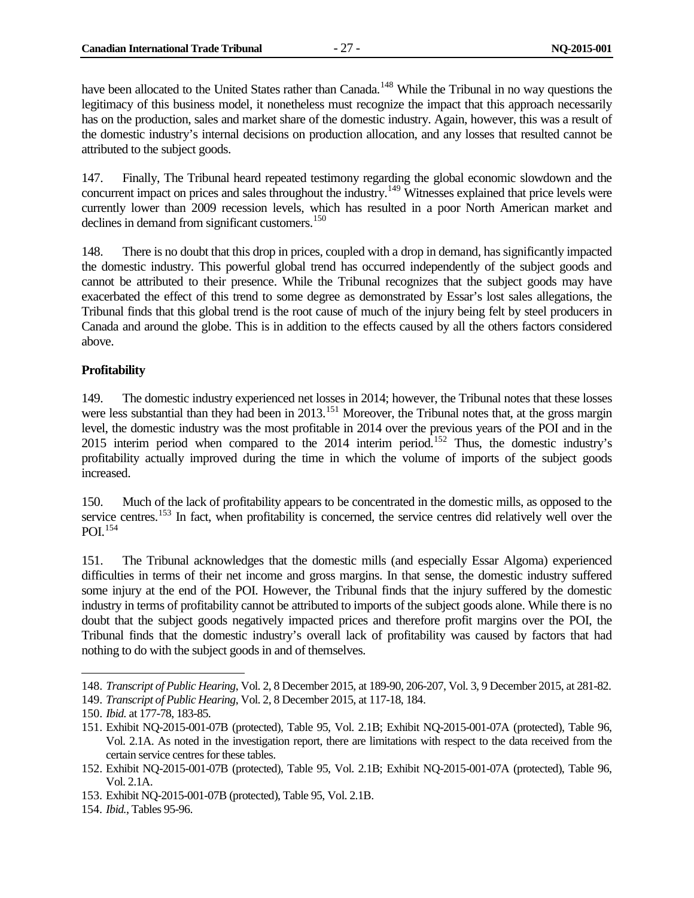have been allocated to the United States rather than Canada.[148] While the Tribunal in no way questions the legitimacy of this business model, it nonetheless must recognize the impact that this approach necessarily has on the production, sales and market share of the domestic industry. Again, however, this was a result of the domestic industry's internal decisions on production allocation, and any losses that resulted cannot be attributed to the subject goods.

147. Finally, The Tribunal heard repeated testimony regarding the global economic slowdown and the concurrent impact on prices and sales throughout the industry.[149] Witnesses explained that price levels were currently lower than 2009 recession levels, which has resulted in a poor North American market and declines in demand from significant customers.[150]

148. There is no doubt that this drop in prices, coupled with a drop in demand, has significantly impacted the domestic industry. This powerful global trend has occurred independently of the subject goods and cannot be attributed to their presence. While the Tribunal recognizes that the subject goods may have exacerbated the effect of this trend to some degree as demonstrated by Essar's lost sales allegations, the Tribunal finds that this global trend is the root cause of much of the injury being felt by steel producers in Canada and around the globe. This is in addition to the effects caused by all the others factors considered above.

**Profitability**

149. The domestic industry experienced net losses in 2014; however, the Tribunal notes that these losses were less substantial than they had been in 2013.[151] Moreover, the Tribunal notes that, at the gross margin level, the domestic industry was the most profitable in 2014 over the previous years of the POI and in the 2015 interim period when compared to the 2014 interim period.[152] Thus, the domestic industry's profitability actually improved during the time in which the volume of imports of the subject goods increased.

150. Much of the lack of profitability appears to be concentrated in the domestic mills, as opposed to the service centres.[153] In fact, when profitability is concerned, the service centres did relatively well over the POI.[154]

151. The Tribunal acknowledges that the domestic mills (and especially Essar Algoma) experienced difficulties in terms of their net income and gross margins. In that sense, the domestic industry suffered some injury at the end of the POI. However, the Tribunal finds that the injury suffered by the domestic industry in terms of profitability cannot be attributed to imports of the subject goods alone. While there is no doubt that the subject goods negatively impacted prices and therefore profit margins over the POI, the Tribunal finds that the domestic industry's overall lack of profitability was caused by factors that had nothing to do with the subject goods in and of themselves.

---

148. *Transcript of Public Hearing*, Vol. 2, 8 December 2015, at 189-90, 206-207, Vol. 3, 9 December 2015, at 281-82.

149. *Transcript of Public Hearing*, Vol. 2, 8 December 2015, at 117-18, 184.

150. *Ibid.* at 177-78, 183-85.

151. Exhibit NQ-2015-001-07B (protected), Table 95, Vol. 2.1B; Exhibit NQ-2015-001-07A (protected), Table 96, Vol. 2.1A. As noted in the investigation report, there are limitations with respect to the data received from the certain service centres for these tables.

152. Exhibit NQ-2015-001-07B (protected), Table 95, Vol. 2.1B; Exhibit NQ-2015-001-07A (protected), Table 96, Vol. 2.1A.

153. Exhibit NQ-2015-001-07B (protected), Table 95, Vol. 2.1B.

154. *Ibid.*, Tables 95-96.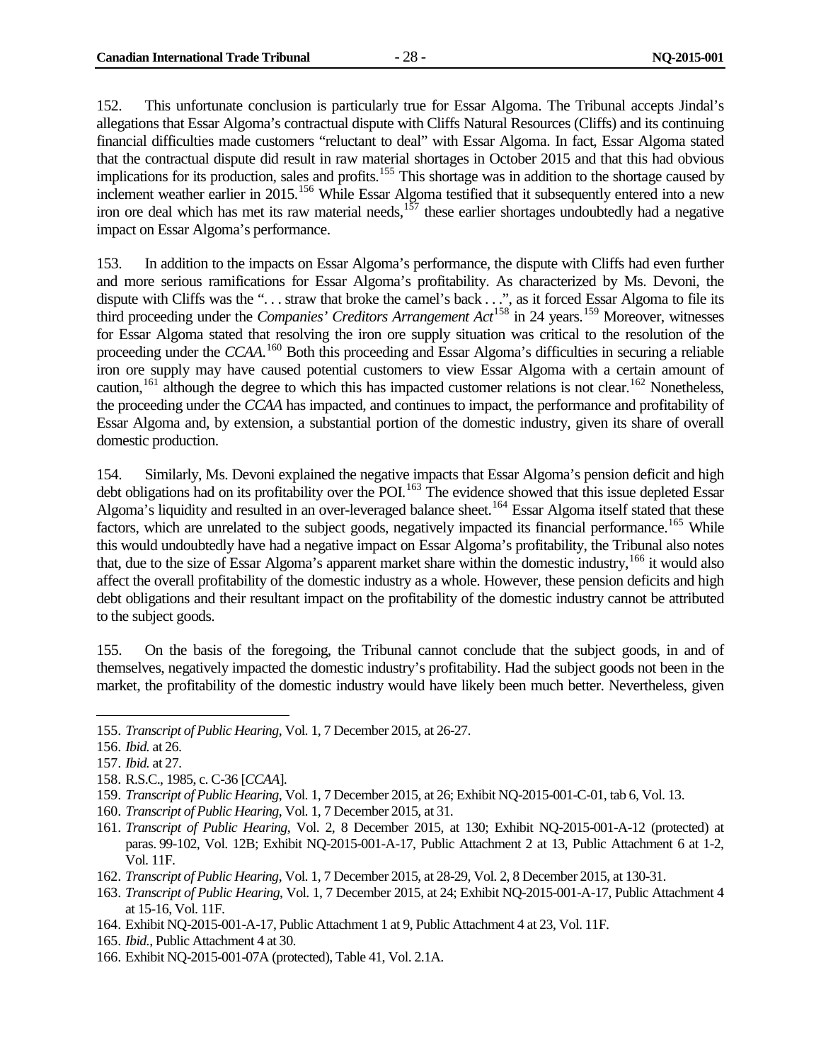152. This unfortunate conclusion is particularly true for Essar Algoma. The Tribunal accepts Jindal's allegations that Essar Algoma's contractual dispute with Cliffs Natural Resources (Cliffs) and its continuing financial difficulties made customers "reluctant to deal" with Essar Algoma. In fact, Essar Algoma stated that the contractual dispute did result in raw material shortages in October 2015 and that this had obvious implications for its production, sales and profits.[155] This shortage was in addition to the shortage caused by inclement weather earlier in 2015.[156] While Essar Algoma testified that it subsequently entered into a new iron ore deal which has met its raw material needs,[157] these earlier shortages undoubtedly had a negative impact on Essar Algoma's performance.

153. In addition to the impacts on Essar Algoma's performance, the dispute with Cliffs had even further and more serious ramifications for Essar Algoma's profitability. As characterized by Ms. Devoni, the dispute with Cliffs was the ". . . straw that broke the camel's back . . .", as it forced Essar Algoma to file its third proceeding under the *Companies' Creditors Arrangement Act*[158] in 24 years.[159] Moreover, witnesses for Essar Algoma stated that resolving the iron ore supply situation was critical to the resolution of the proceeding under the *CCAA*.[160] Both this proceeding and Essar Algoma's difficulties in securing a reliable iron ore supply may have caused potential customers to view Essar Algoma with a certain amount of caution,[161] although the degree to which this has impacted customer relations is not clear.[162] Nonetheless, the proceeding under the *CCAA* has impacted, and continues to impact, the performance and profitability of Essar Algoma and, by extension, a substantial portion of the domestic industry, given its share of overall domestic production.

154. Similarly, Ms. Devoni explained the negative impacts that Essar Algoma's pension deficit and high debt obligations had on its profitability over the POI.[163] The evidence showed that this issue depleted Essar Algoma's liquidity and resulted in an over-leveraged balance sheet.[164] Essar Algoma itself stated that these factors, which are unrelated to the subject goods, negatively impacted its financial performance.[165] While this would undoubtedly have had a negative impact on Essar Algoma's profitability, the Tribunal also notes that, due to the size of Essar Algoma's apparent market share within the domestic industry,[166] it would also affect the overall profitability of the domestic industry as a whole. However, these pension deficits and high debt obligations and their resultant impact on the profitability of the domestic industry cannot be attributed to the subject goods.

155. On the basis of the foregoing, the Tribunal cannot conclude that the subject goods, in and of themselves, negatively impacted the domestic industry's profitability. Had the subject goods not been in the market, the profitability of the domestic industry would have likely been much better. Nevertheless, given

---

155. *Transcript of Public Hearing*, Vol. 1, 7 December 2015, at 26-27.

156. *Ibid.* at 26.

157. *Ibid.* at 27.

158. R.S.C., 1985, c. C-36 [*CCAA*].

159. *Transcript of Public Hearing*, Vol. 1, 7 December 2015, at 26; Exhibit NQ-2015-001-C-01, tab 6, Vol. 13.

160. *Transcript of Public Hearing*, Vol. 1, 7 December 2015, at 31.

161. *Transcript of Public Hearing*, Vol. 2, 8 December 2015, at 130; Exhibit NQ-2015-001-A-12 (protected) at paras. 99-102, Vol. 12B; Exhibit NQ-2015-001-A-17, Public Attachment 2 at 13, Public Attachment 6 at 1-2, Vol. 11F.

162. *Transcript of Public Hearing*, Vol. 1, 7 December 2015, at 28-29, Vol. 2, 8 December 2015, at 130-31.

163. *Transcript of Public Hearing*, Vol. 1, 7 December 2015, at 24; Exhibit NQ-2015-001-A-17, Public Attachment 4 at 15-16, Vol. 11F.

164. Exhibit NQ-2015-001-A-17, Public Attachment 1 at 9, Public Attachment 4 at 23, Vol. 11F.

165. *Ibid.*, Public Attachment 4 at 30.

166. Exhibit NQ-2015-001-07A (protected), Table 41, Vol. 2.1A.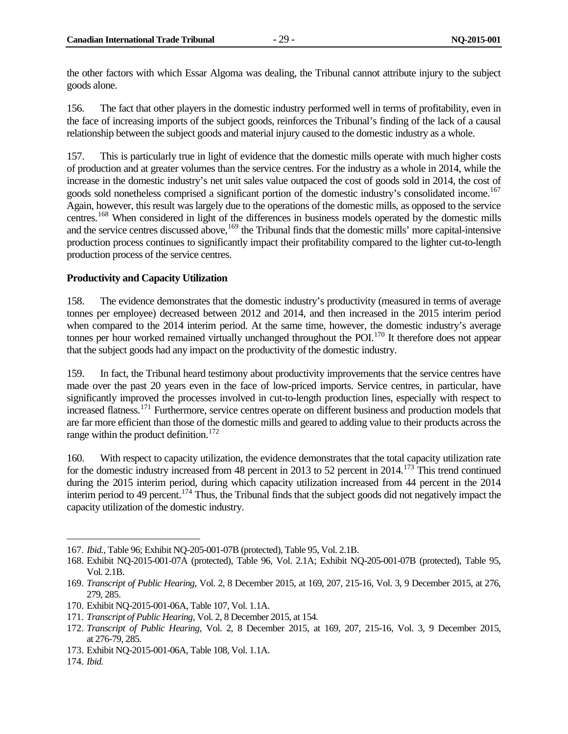the other factors with which Essar Algoma was dealing, the Tribunal cannot attribute injury to the subject goods alone.

156. The fact that other players in the domestic industry performed well in terms of profitability, even in the face of increasing imports of the subject goods, reinforces the Tribunal's finding of the lack of a causal relationship between the subject goods and material injury caused to the domestic industry as a whole.

157. This is particularly true in light of evidence that the domestic mills operate with much higher costs of production and at greater volumes than the service centres. For the industry as a whole in 2014, while the increase in the domestic industry's net unit sales value outpaced the cost of goods sold in 2014, the cost of goods sold nonetheless comprised a significant portion of the domestic industry's consolidated income.[167] Again, however, this result was largely due to the operations of the domestic mills, as opposed to the service centres.[168] When considered in light of the differences in business models operated by the domestic mills and the service centres discussed above,[169] the Tribunal finds that the domestic mills' more capital-intensive production process continues to significantly impact their profitability compared to the lighter cut-to-length production process of the service centres.

**Productivity and Capacity Utilization**

158. The evidence demonstrates that the domestic industry's productivity (measured in terms of average tonnes per employee) decreased between 2012 and 2014, and then increased in the 2015 interim period when compared to the 2014 interim period. At the same time, however, the domestic industry's average tonnes per hour worked remained virtually unchanged throughout the POI.[170] It therefore does not appear that the subject goods had any impact on the productivity of the domestic industry.

159. In fact, the Tribunal heard testimony about productivity improvements that the service centres have made over the past 20 years even in the face of low-priced imports. Service centres, in particular, have significantly improved the processes involved in cut-to-length production lines, especially with respect to increased flatness.[171] Furthermore, service centres operate on different business and production models that are far more efficient than those of the domestic mills and geared to adding value to their products across the range within the product definition.[172]

160. With respect to capacity utilization, the evidence demonstrates that the total capacity utilization rate for the domestic industry increased from 48 percent in 2013 to 52 percent in 2014.[173] This trend continued during the 2015 interim period, during which capacity utilization increased from 44 percent in the 2014 interim period to 49 percent.[174] Thus, the Tribunal finds that the subject goods did not negatively impact the capacity utilization of the domestic industry.

---

167. *Ibid.*, Table 96; Exhibit NQ-205-001-07B (protected), Table 95, Vol. 2.1B.

168. Exhibit NQ-2015-001-07A (protected), Table 96, Vol. 2.1A; Exhibit NQ-205-001-07B (protected), Table 95, Vol. 2.1B.

169. *Transcript of Public Hearing*, Vol. 2, 8 December 2015, at 169, 207, 215-16, Vol. 3, 9 December 2015, at 276, 279, 285.

170. Exhibit NQ-2015-001-06A, Table 107, Vol. 1.1A.

171. *Transcript of Public Hearing*, Vol. 2, 8 December 2015, at 154.

172. *Transcript of Public Hearing*, Vol. 2, 8 December 2015, at 169, 207, 215-16, Vol. 3, 9 December 2015, at 276-79, 285.

173. Exhibit NQ-2015-001-06A, Table 108, Vol. 1.1A.

174. *Ibid.*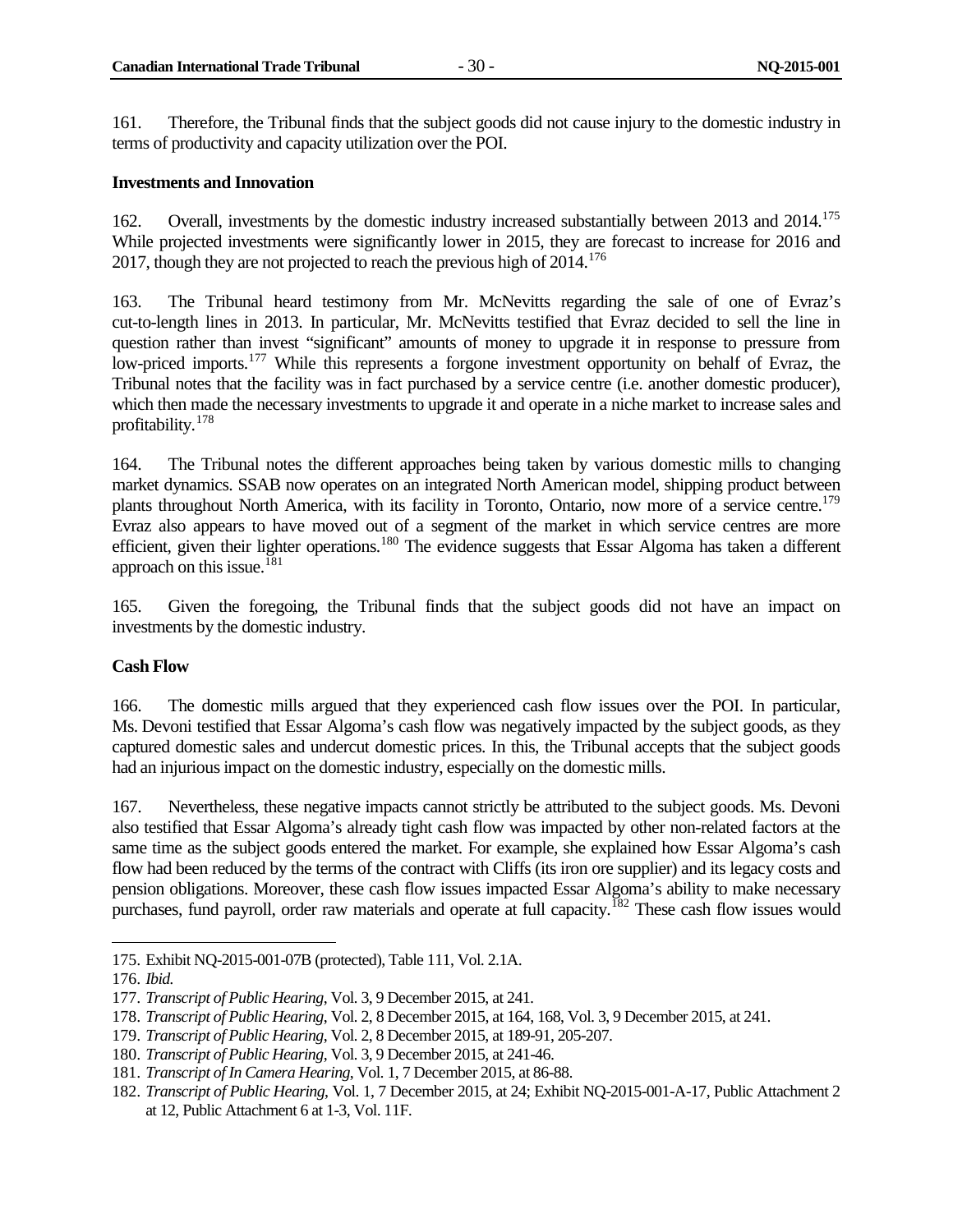161. Therefore, the Tribunal finds that the subject goods did not cause injury to the domestic industry in terms of productivity and capacity utilization over the POI.

**Investments and Innovation**

162. Overall, investments by the domestic industry increased substantially between 2013 and 2014.[175] While projected investments were significantly lower in 2015, they are forecast to increase for 2016 and 2017, though they are not projected to reach the previous high of 2014.[176]

163. The Tribunal heard testimony from Mr. McNevitts regarding the sale of one of Evraz's cut-to-length lines in 2013. In particular, Mr. McNevitts testified that Evraz decided to sell the line in question rather than invest "significant" amounts of money to upgrade it in response to pressure from low-priced imports.[177] While this represents a forgone investment opportunity on behalf of Evraz, the Tribunal notes that the facility was in fact purchased by a service centre (i.e. another domestic producer), which then made the necessary investments to upgrade it and operate in a niche market to increase sales and profitability.[178]

164. The Tribunal notes the different approaches being taken by various domestic mills to changing market dynamics. SSAB now operates on an integrated North American model, shipping product between plants throughout North America, with its facility in Toronto, Ontario, now more of a service centre.[179] Evraz also appears to have moved out of a segment of the market in which service centres are more efficient, given their lighter operations.[180] The evidence suggests that Essar Algoma has taken a different approach on this issue.[181]

165. Given the foregoing, the Tribunal finds that the subject goods did not have an impact on investments by the domestic industry.

**Cash Flow**

166. The domestic mills argued that they experienced cash flow issues over the POI. In particular, Ms. Devoni testified that Essar Algoma's cash flow was negatively impacted by the subject goods, as they captured domestic sales and undercut domestic prices. In this, the Tribunal accepts that the subject goods had an injurious impact on the domestic industry, especially on the domestic mills.

167. Nevertheless, these negative impacts cannot strictly be attributed to the subject goods. Ms. Devoni also testified that Essar Algoma's already tight cash flow was impacted by other non-related factors at the same time as the subject goods entered the market. For example, she explained how Essar Algoma's cash flow had been reduced by the terms of the contract with Cliffs (its iron ore supplier) and its legacy costs and pension obligations. Moreover, these cash flow issues impacted Essar Algoma's ability to make necessary purchases, fund payroll, order raw materials and operate at full capacity.[182] These cash flow issues would

---

175. Exhibit NQ-2015-001-07B (protected), Table 111, Vol. 2.1A.

176. *Ibid.*

177. *Transcript of Public Hearing*, Vol. 3, 9 December 2015, at 241.

178. *Transcript of Public Hearing*, Vol. 2, 8 December 2015, at 164, 168, Vol. 3, 9 December 2015, at 241.

179. *Transcript of Public Hearing*, Vol. 2, 8 December 2015, at 189-91, 205-207.

180. *Transcript of Public Hearing*, Vol. 3, 9 December 2015, at 241-46.

181. *Transcript of In Camera Hearing*, Vol. 1, 7 December 2015, at 86-88.

182. *Transcript of Public Hearing*, Vol. 1, 7 December 2015, at 24; Exhibit NQ-2015-001-A-17, Public Attachment 2 at 12, Public Attachment 6 at 1-3, Vol. 11F.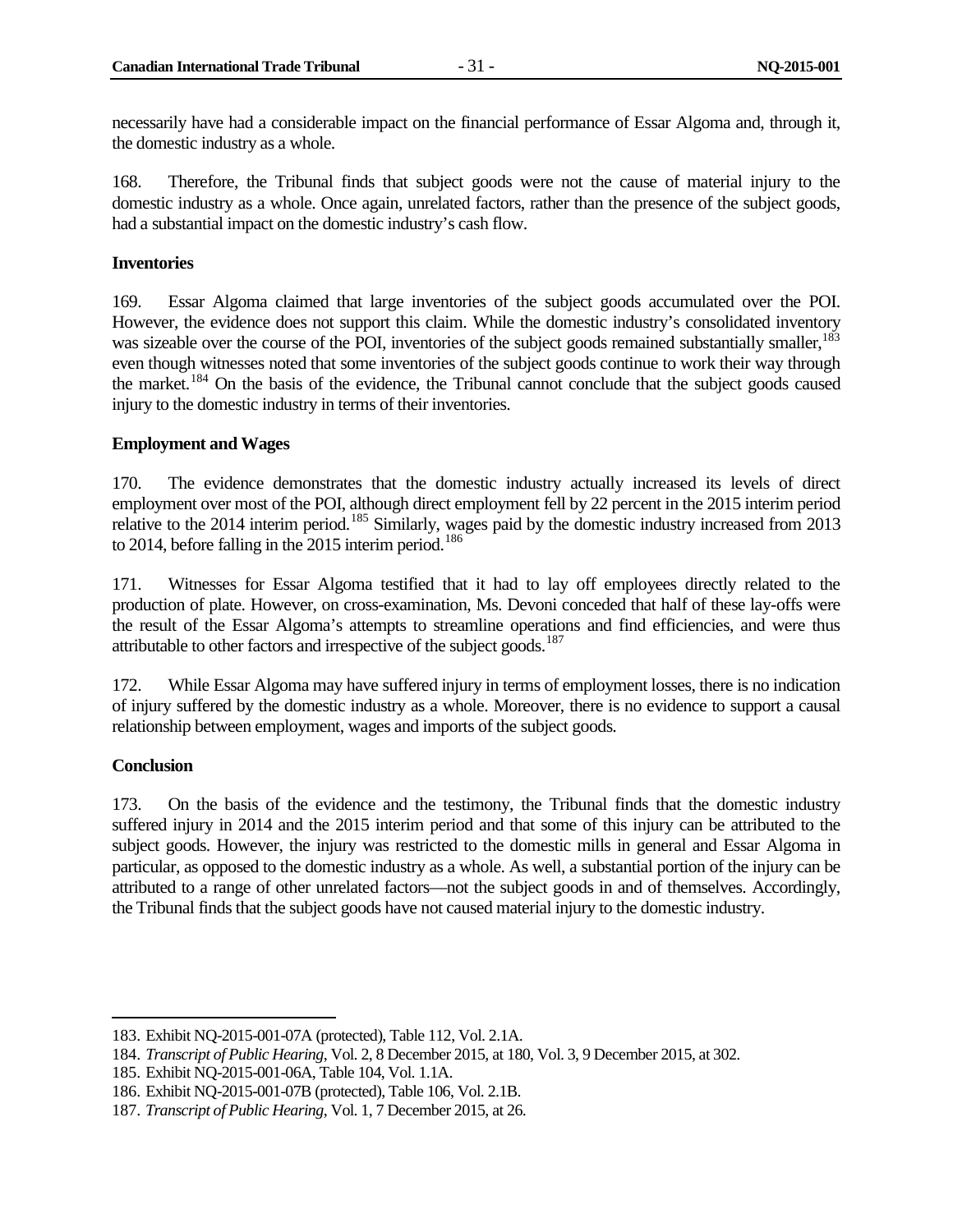necessarily have had a considerable impact on the financial performance of Essar Algoma and, through it, the domestic industry as a whole.

168. Therefore, the Tribunal finds that subject goods were not the cause of material injury to the domestic industry as a whole. Once again, unrelated factors, rather than the presence of the subject goods, had a substantial impact on the domestic industry's cash flow.

**Inventories**

169. Essar Algoma claimed that large inventories of the subject goods accumulated over the POI. However, the evidence does not support this claim. While the domestic industry's consolidated inventory was sizeable over the course of the POI, inventories of the subject goods remained substantially smaller,[183] even though witnesses noted that some inventories of the subject goods continue to work their way through the market.[184] On the basis of the evidence, the Tribunal cannot conclude that the subject goods caused injury to the domestic industry in terms of their inventories.

**Employment and Wages**

170. The evidence demonstrates that the domestic industry actually increased its levels of direct employment over most of the POI, although direct employment fell by 22 percent in the 2015 interim period relative to the 2014 interim period.[185] Similarly, wages paid by the domestic industry increased from 2013 to 2014, before falling in the 2015 interim period.[186]

171. Witnesses for Essar Algoma testified that it had to lay off employees directly related to the production of plate. However, on cross-examination, Ms. Devoni conceded that half of these lay-offs were the result of the Essar Algoma's attempts to streamline operations and find efficiencies, and were thus attributable to other factors and irrespective of the subject goods.[187]

172. While Essar Algoma may have suffered injury in terms of employment losses, there is no indication of injury suffered by the domestic industry as a whole. Moreover, there is no evidence to support a causal relationship between employment, wages and imports of the subject goods.

**Conclusion**

173. On the basis of the evidence and the testimony, the Tribunal finds that the domestic industry suffered injury in 2014 and the 2015 interim period and that some of this injury can be attributed to the subject goods. However, the injury was restricted to the domestic mills in general and Essar Algoma in particular, as opposed to the domestic industry as a whole. As well, a substantial portion of the injury can be attributed to a range of other unrelated factors—not the subject goods in and of themselves. Accordingly, the Tribunal finds that the subject goods have not caused material injury to the domestic industry.

---

183. Exhibit NQ-2015-001-07A (protected), Table 112, Vol. 2.1A.
184. *Transcript of Public Hearing*, Vol. 2, 8 December 2015, at 180, Vol. 3, 9 December 2015, at 302.
185. Exhibit NQ-2015-001-06A, Table 104, Vol. 1.1A.
186. Exhibit NQ-2015-001-07B (protected), Table 106, Vol. 2.1B.
187. *Transcript of Public Hearing*, Vol. 1, 7 December 2015, at 26.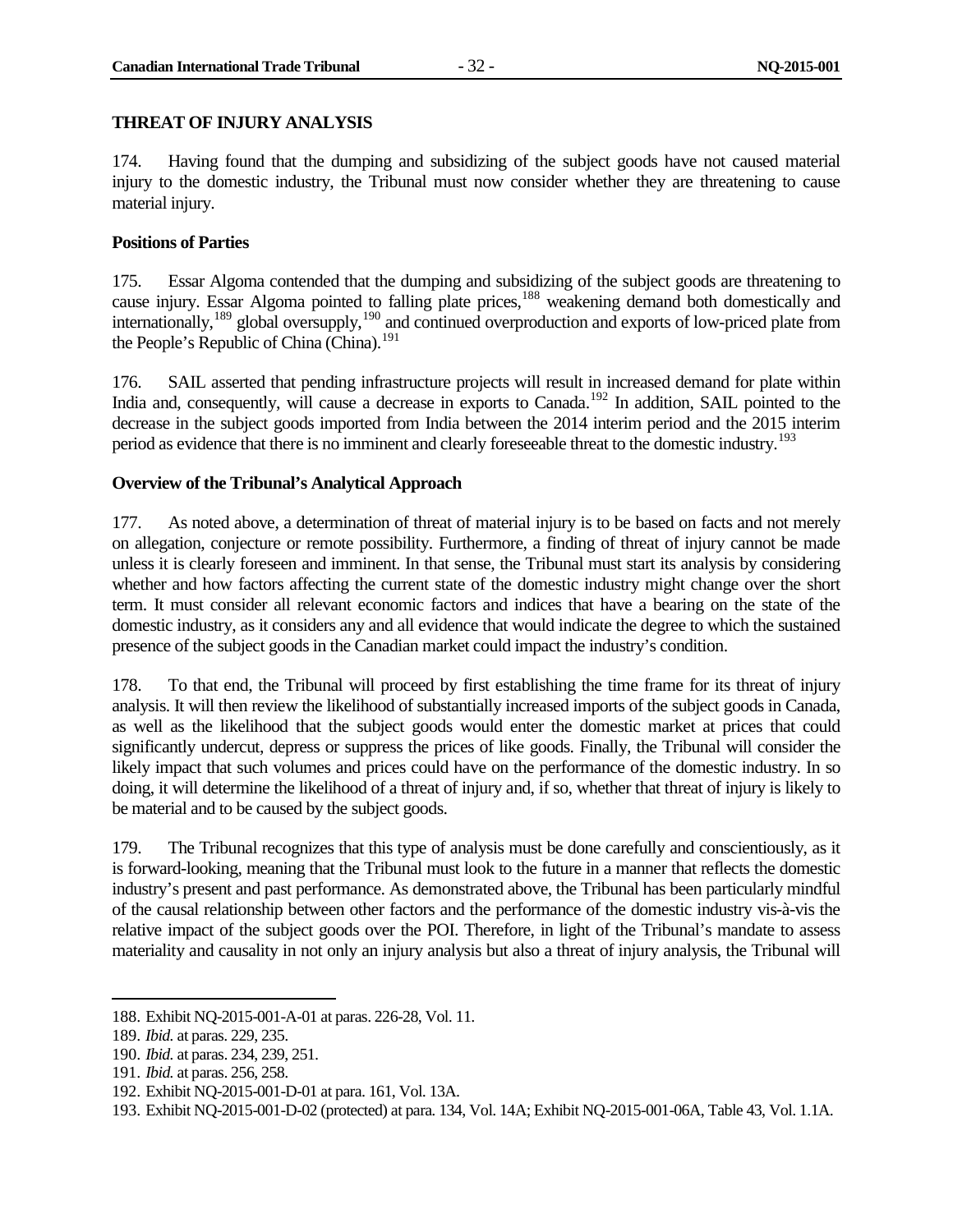## THREAT OF INJURY ANALYSIS

174. Having found that the dumping and subsidizing of the subject goods have not caused material injury to the domestic industry, the Tribunal must now consider whether they are threatening to cause material injury.

### Positions of Parties

175. Essar Algoma contended that the dumping and subsidizing of the subject goods are threatening to cause injury. Essar Algoma pointed to falling plate prices,[188] weakening demand both domestically and internationally,[189] global oversupply,[190] and continued overproduction and exports of low-priced plate from the People's Republic of China (China).[191]

176. SAIL asserted that pending infrastructure projects will result in increased demand for plate within India and, consequently, will cause a decrease in exports to Canada.[192] In addition, SAIL pointed to the decrease in the subject goods imported from India between the 2014 interim period and the 2015 interim period as evidence that there is no imminent and clearly foreseeable threat to the domestic industry.[193]

### Overview of the Tribunal's Analytical Approach

177. As noted above, a determination of threat of material injury is to be based on facts and not merely on allegation, conjecture or remote possibility. Furthermore, a finding of threat of injury cannot be made unless it is clearly foreseen and imminent. In that sense, the Tribunal must start its analysis by considering whether and how factors affecting the current state of the domestic industry might change over the short term. It must consider all relevant economic factors and indices that have a bearing on the state of the domestic industry, as it considers any and all evidence that would indicate the degree to which the sustained presence of the subject goods in the Canadian market could impact the industry's condition.

178. To that end, the Tribunal will proceed by first establishing the time frame for its threat of injury analysis. It will then review the likelihood of substantially increased imports of the subject goods in Canada, as well as the likelihood that the subject goods would enter the domestic market at prices that could significantly undercut, depress or suppress the prices of like goods. Finally, the Tribunal will consider the likely impact that such volumes and prices could have on the performance of the domestic industry. In so doing, it will determine the likelihood of a threat of injury and, if so, whether that threat of injury is likely to be material and to be caused by the subject goods.

179. The Tribunal recognizes that this type of analysis must be done carefully and conscientiously, as it is forward-looking, meaning that the Tribunal must look to the future in a manner that reflects the domestic industry's present and past performance. As demonstrated above, the Tribunal has been particularly mindful of the causal relationship between other factors and the performance of the domestic industry vis-à-vis the relative impact of the subject goods over the POI. Therefore, in light of the Tribunal's mandate to assess materiality and causality in not only an injury analysis but also a threat of injury analysis, the Tribunal will

---

188. Exhibit NQ-2015-001-A-01 at paras. 226-28, Vol. 11.

189. *Ibid.* at paras. 229, 235.

190. *Ibid.* at paras. 234, 239, 251.

191. *Ibid.* at paras. 256, 258.

192. Exhibit NQ-2015-001-D-01 at para. 161, Vol. 13A.

193. Exhibit NQ-2015-001-D-02 (protected) at para. 134, Vol. 14A; Exhibit NQ-2015-001-06A, Table 43, Vol. 1.1A.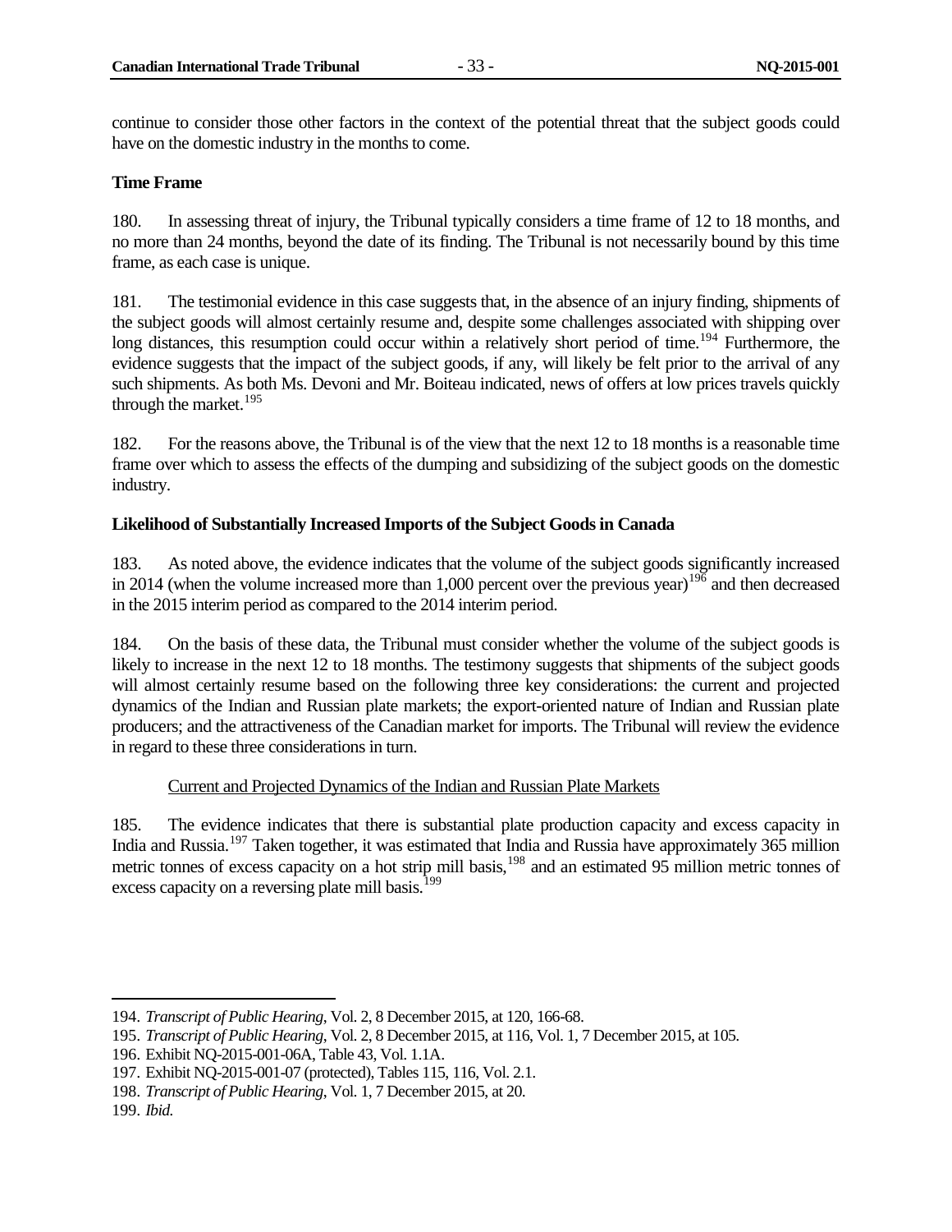continue to consider those other factors in the context of the potential threat that the subject goods could have on the domestic industry in the months to come.

**Time Frame**

180. In assessing threat of injury, the Tribunal typically considers a time frame of 12 to 18 months, and no more than 24 months, beyond the date of its finding. The Tribunal is not necessarily bound by this time frame, as each case is unique.

181. The testimonial evidence in this case suggests that, in the absence of an injury finding, shipments of the subject goods will almost certainly resume and, despite some challenges associated with shipping over long distances, this resumption could occur within a relatively short period of time.[194] Furthermore, the evidence suggests that the impact of the subject goods, if any, will likely be felt prior to the arrival of any such shipments. As both Ms. Devoni and Mr. Boiteau indicated, news of offers at low prices travels quickly through the market.[195]

182. For the reasons above, the Tribunal is of the view that the next 12 to 18 months is a reasonable time frame over which to assess the effects of the dumping and subsidizing of the subject goods on the domestic industry.

**Likelihood of Substantially Increased Imports of the Subject Goods in Canada**

183. As noted above, the evidence indicates that the volume of the subject goods significantly increased in 2014 (when the volume increased more than 1,000 percent over the previous year)[196] and then decreased in the 2015 interim period as compared to the 2014 interim period.

184. On the basis of these data, the Tribunal must consider whether the volume of the subject goods is likely to increase in the next 12 to 18 months. The testimony suggests that shipments of the subject goods will almost certainly resume based on the following three key considerations: the current and projected dynamics of the Indian and Russian plate markets; the export-oriented nature of Indian and Russian plate producers; and the attractiveness of the Canadian market for imports. The Tribunal will review the evidence in regard to these three considerations in turn.

Current and Projected Dynamics of the Indian and Russian Plate Markets

185. The evidence indicates that there is substantial plate production capacity and excess capacity in India and Russia.[197] Taken together, it was estimated that India and Russia have approximately 365 million metric tonnes of excess capacity on a hot strip mill basis,[198] and an estimated 95 million metric tonnes of excess capacity on a reversing plate mill basis.[199]

---

194. *Transcript of Public Hearing*, Vol. 2, 8 December 2015, at 120, 166-68.

195. *Transcript of Public Hearing*, Vol. 2, 8 December 2015, at 116, Vol. 1, 7 December 2015, at 105.

196. Exhibit NQ-2015-001-06A, Table 43, Vol. 1.1A.

197. Exhibit NQ-2015-001-07 (protected), Tables 115, 116, Vol. 2.1.

198. *Transcript of Public Hearing*, Vol. 1, 7 December 2015, at 20.

199. *Ibid.*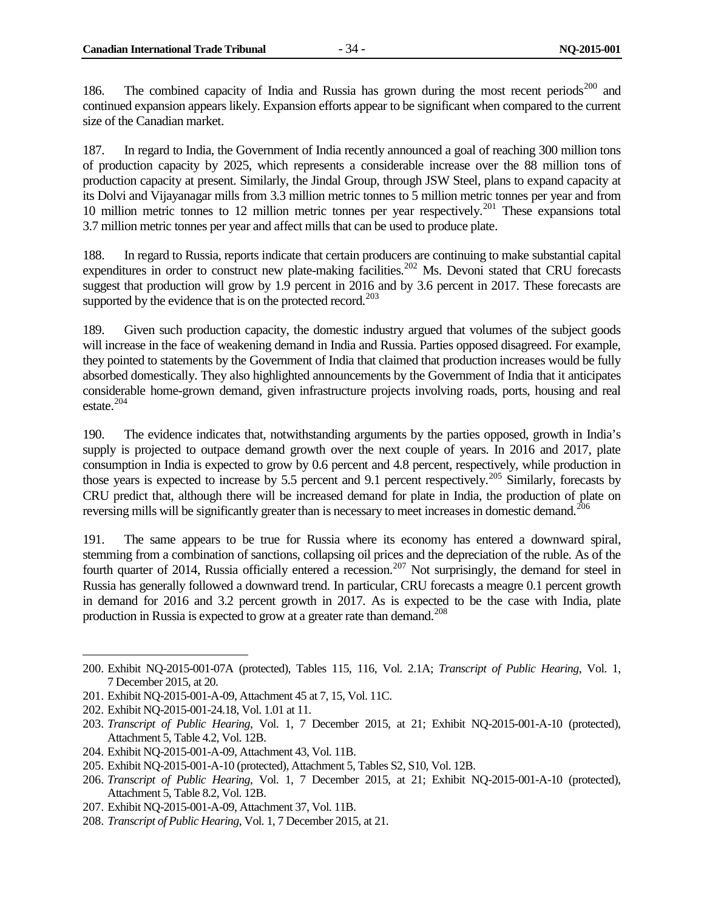186. The combined capacity of India and Russia has grown during the most recent periods[200] and continued expansion appears likely. Expansion efforts appear to be significant when compared to the current size of the Canadian market.

187. In regard to India, the Government of India recently announced a goal of reaching 300 million tons of production capacity by 2025, which represents a considerable increase over the 88 million tons of production capacity at present. Similarly, the Jindal Group, through JSW Steel, plans to expand capacity at its Dolvi and Vijayanagar mills from 3.3 million metric tonnes to 5 million metric tonnes per year and from 10 million metric tonnes to 12 million metric tonnes per year respectively.[201] These expansions total 3.7 million metric tonnes per year and affect mills that can be used to produce plate.

188. In regard to Russia, reports indicate that certain producers are continuing to make substantial capital expenditures in order to construct new plate-making facilities.[202] Ms. Devoni stated that CRU forecasts suggest that production will grow by 1.9 percent in 2016 and by 3.6 percent in 2017. These forecasts are supported by the evidence that is on the protected record.[203]

189. Given such production capacity, the domestic industry argued that volumes of the subject goods will increase in the face of weakening demand in India and Russia. Parties opposed disagreed. For example, they pointed to statements by the Government of India that claimed that production increases would be fully absorbed domestically. They also highlighted announcements by the Government of India that it anticipates considerable home-grown demand, given infrastructure projects involving roads, ports, housing and real estate.[204]

190. The evidence indicates that, notwithstanding arguments by the parties opposed, growth in India's supply is projected to outpace demand growth over the next couple of years. In 2016 and 2017, plate consumption in India is expected to grow by 0.6 percent and 4.8 percent, respectively, while production in those years is expected to increase by 5.5 percent and 9.1 percent respectively.[205] Similarly, forecasts by CRU predict that, although there will be increased demand for plate in India, the production of plate on reversing mills will be significantly greater than is necessary to meet increases in domestic demand.[206]

191. The same appears to be true for Russia where its economy has entered a downward spiral, stemming from a combination of sanctions, collapsing oil prices and the depreciation of the ruble. As of the fourth quarter of 2014, Russia officially entered a recession.[207] Not surprisingly, the demand for steel in Russia has generally followed a downward trend. In particular, CRU forecasts a meagre 0.1 percent growth in demand for 2016 and 3.2 percent growth in 2017. As is expected to be the case with India, plate production in Russia is expected to grow at a greater rate than demand.[208]

---

200. Exhibit NQ-2015-001-07A (protected), Tables 115, 116, Vol. 2.1A; *Transcript of Public Hearing*, Vol. 1, 7 December 2015, at 20.

201. Exhibit NQ-2015-001-A-09, Attachment 45 at 7, 15, Vol. 11C.

202. Exhibit NQ-2015-001-24.18, Vol. 1.01 at 11.

203. *Transcript of Public Hearing*, Vol. 1, 7 December 2015, at 21; Exhibit NQ-2015-001-A-10 (protected), Attachment 5, Table 4.2, Vol. 12B.

204. Exhibit NQ-2015-001-A-09, Attachment 43, Vol. 11B.

205. Exhibit NQ-2015-001-A-10 (protected), Attachment 5, Tables S2, S10, Vol. 12B.

206. *Transcript of Public Hearing*, Vol. 1, 7 December 2015, at 21; Exhibit NQ-2015-001-A-10 (protected), Attachment 5, Table 8.2, Vol. 12B.

207. Exhibit NQ-2015-001-A-09, Attachment 37, Vol. 11B.

208. *Transcript of Public Hearing*, Vol. 1, 7 December 2015, at 21.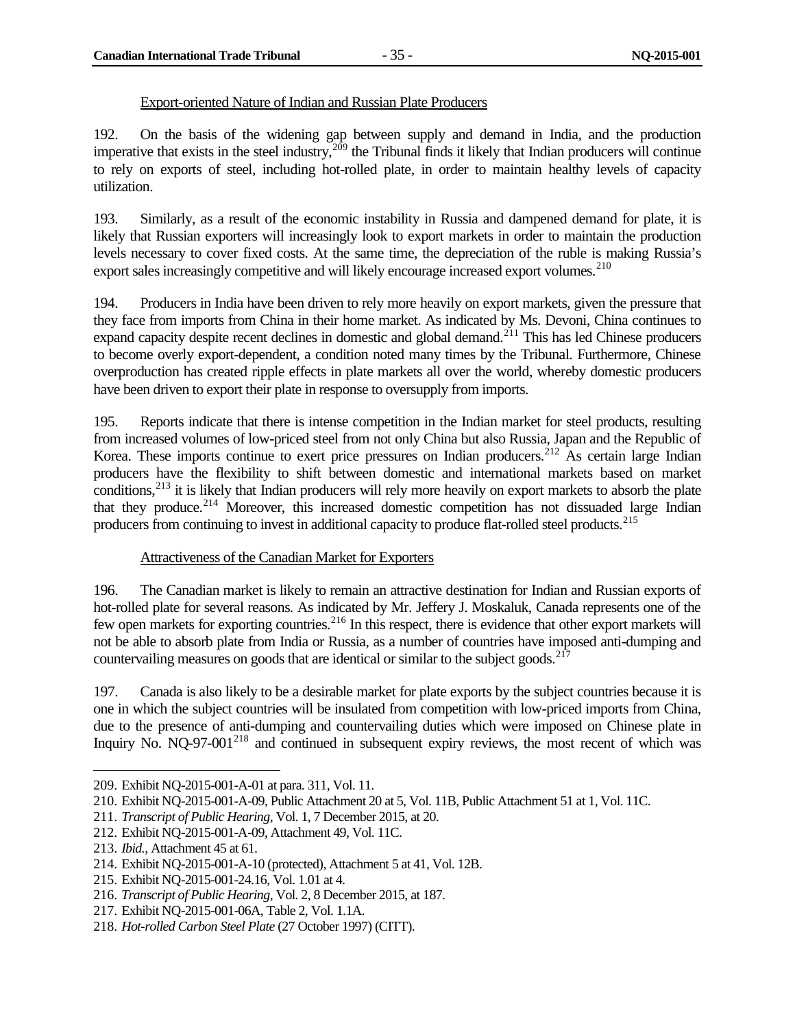Export-oriented Nature of Indian and Russian Plate Producers

192. On the basis of the widening gap between supply and demand in India, and the production imperative that exists in the steel industry,[209] the Tribunal finds it likely that Indian producers will continue to rely on exports of steel, including hot-rolled plate, in order to maintain healthy levels of capacity utilization.

193. Similarly, as a result of the economic instability in Russia and dampened demand for plate, it is likely that Russian exporters will increasingly look to export markets in order to maintain the production levels necessary to cover fixed costs. At the same time, the depreciation of the ruble is making Russia's export sales increasingly competitive and will likely encourage increased export volumes.[210]

194. Producers in India have been driven to rely more heavily on export markets, given the pressure that they face from imports from China in their home market. As indicated by Ms. Devoni, China continues to expand capacity despite recent declines in domestic and global demand.[211] This has led Chinese producers to become overly export-dependent, a condition noted many times by the Tribunal. Furthermore, Chinese overproduction has created ripple effects in plate markets all over the world, whereby domestic producers have been driven to export their plate in response to oversupply from imports.

195. Reports indicate that there is intense competition in the Indian market for steel products, resulting from increased volumes of low-priced steel from not only China but also Russia, Japan and the Republic of Korea. These imports continue to exert price pressures on Indian producers.[212] As certain large Indian producers have the flexibility to shift between domestic and international markets based on market conditions,[213] it is likely that Indian producers will rely more heavily on export markets to absorb the plate that they produce.[214] Moreover, this increased domestic competition has not dissuaded large Indian producers from continuing to invest in additional capacity to produce flat-rolled steel products.[215]

Attractiveness of the Canadian Market for Exporters

196. The Canadian market is likely to remain an attractive destination for Indian and Russian exports of hot-rolled plate for several reasons. As indicated by Mr. Jeffery J. Moskaluk, Canada represents one of the few open markets for exporting countries.[216] In this respect, there is evidence that other export markets will not be able to absorb plate from India or Russia, as a number of countries have imposed anti-dumping and countervailing measures on goods that are identical or similar to the subject goods.[217]

197. Canada is also likely to be a desirable market for plate exports by the subject countries because it is one in which the subject countries will be insulated from competition with low-priced imports from China, due to the presence of anti-dumping and countervailing duties which were imposed on Chinese plate in Inquiry No. NQ-97-001[218] and continued in subsequent expiry reviews, the most recent of which was

---

209. Exhibit NQ-2015-001-A-01 at para. 311, Vol. 11.

210. Exhibit NQ-2015-001-A-09, Public Attachment 20 at 5, Vol. 11B, Public Attachment 51 at 1, Vol. 11C.

211. *Transcript of Public Hearing*, Vol. 1, 7 December 2015, at 20.

212. Exhibit NQ-2015-001-A-09, Attachment 49, Vol. 11C.

213. *Ibid.*, Attachment 45 at 61.

214. Exhibit NQ-2015-001-A-10 (protected), Attachment 5 at 41, Vol. 12B.

215. Exhibit NQ-2015-001-24.16, Vol. 1.01 at 4.

216. *Transcript of Public Hearing*, Vol. 2, 8 December 2015, at 187.

217. Exhibit NQ-2015-001-06A, Table 2, Vol. 1.1A.

218. *Hot-rolled Carbon Steel Plate* (27 October 1997) (CITT).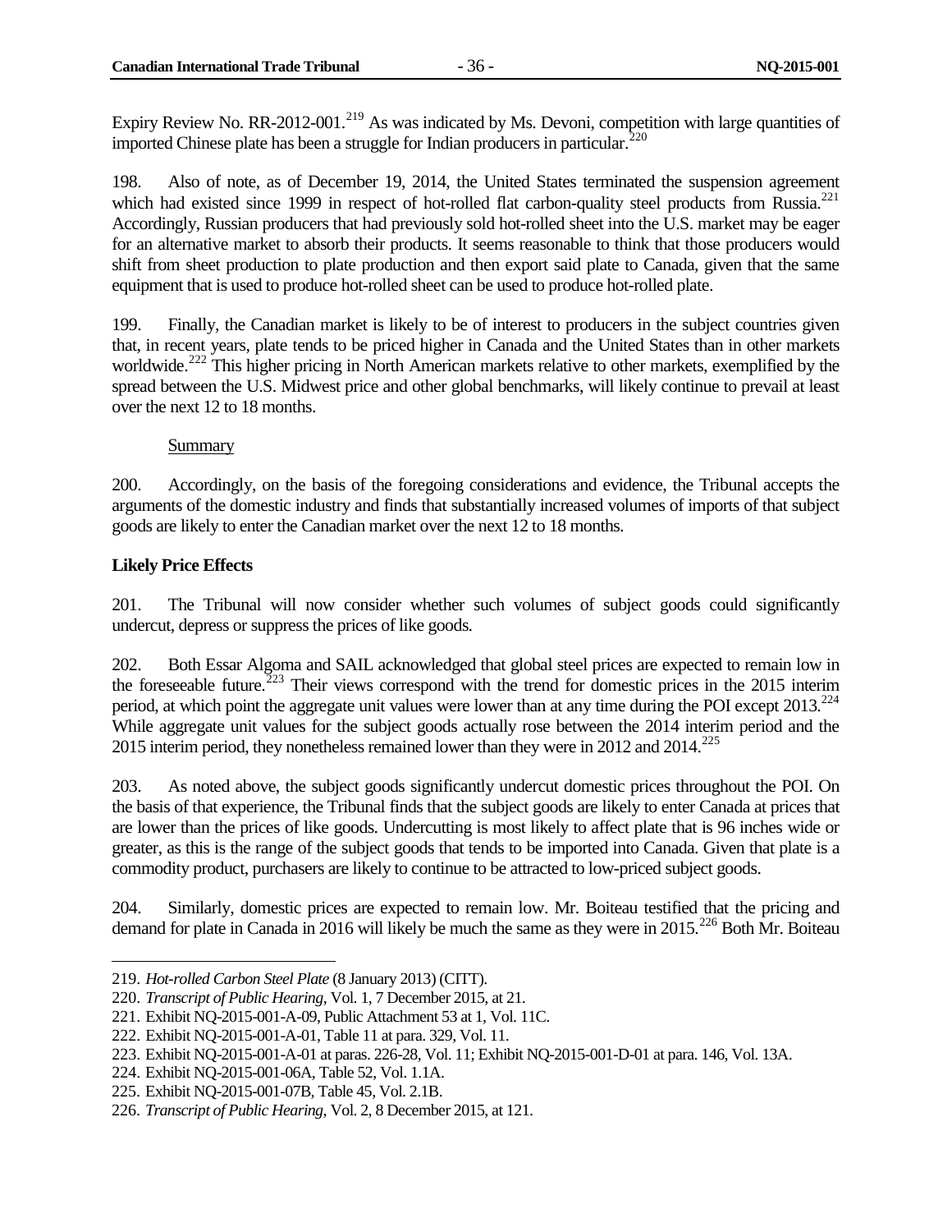Expiry Review No. RR-2012-001.[219] As was indicated by Ms. Devoni, competition with large quantities of imported Chinese plate has been a struggle for Indian producers in particular.[220]

198. Also of note, as of December 19, 2014, the United States terminated the suspension agreement which had existed since 1999 in respect of hot-rolled flat carbon-quality steel products from Russia.[221] Accordingly, Russian producers that had previously sold hot-rolled sheet into the U.S. market may be eager for an alternative market to absorb their products. It seems reasonable to think that those producers would shift from sheet production to plate production and then export said plate to Canada, given that the same equipment that is used to produce hot-rolled sheet can be used to produce hot-rolled plate.

199. Finally, the Canadian market is likely to be of interest to producers in the subject countries given that, in recent years, plate tends to be priced higher in Canada and the United States than in other markets worldwide.[222] This higher pricing in North American markets relative to other markets, exemplified by the spread between the U.S. Midwest price and other global benchmarks, will likely continue to prevail at least over the next 12 to 18 months.

Summary

200. Accordingly, on the basis of the foregoing considerations and evidence, the Tribunal accepts the arguments of the domestic industry and finds that substantially increased volumes of imports of that subject goods are likely to enter the Canadian market over the next 12 to 18 months.

**Likely Price Effects**

201. The Tribunal will now consider whether such volumes of subject goods could significantly undercut, depress or suppress the prices of like goods.

202. Both Essar Algoma and SAIL acknowledged that global steel prices are expected to remain low in the foreseeable future.[223] Their views correspond with the trend for domestic prices in the 2015 interim period, at which point the aggregate unit values were lower than at any time during the POI except 2013.[224] While aggregate unit values for the subject goods actually rose between the 2014 interim period and the 2015 interim period, they nonetheless remained lower than they were in 2012 and 2014.[225]

203. As noted above, the subject goods significantly undercut domestic prices throughout the POI. On the basis of that experience, the Tribunal finds that the subject goods are likely to enter Canada at prices that are lower than the prices of like goods. Undercutting is most likely to affect plate that is 96 inches wide or greater, as this is the range of the subject goods that tends to be imported into Canada. Given that plate is a commodity product, purchasers are likely to continue to be attracted to low-priced subject goods.

204. Similarly, domestic prices are expected to remain low. Mr. Boiteau testified that the pricing and demand for plate in Canada in 2016 will likely be much the same as they were in 2015.[226] Both Mr. Boiteau

---

219. *Hot-rolled Carbon Steel Plate* (8 January 2013) (CITT).
220. *Transcript of Public Hearing*, Vol. 1, 7 December 2015, at 21.
221. Exhibit NQ-2015-001-A-09, Public Attachment 53 at 1, Vol. 11C.
222. Exhibit NQ-2015-001-A-01, Table 11 at para. 329, Vol. 11.
223. Exhibit NQ-2015-001-A-01 at paras. 226-28, Vol. 11; Exhibit NQ-2015-001-D-01 at para. 146, Vol. 13A.
224. Exhibit NQ-2015-001-06A, Table 52, Vol. 1.1A.
225. Exhibit NQ-2015-001-07B, Table 45, Vol. 2.1B.
226. *Transcript of Public Hearing*, Vol. 2, 8 December 2015, at 121.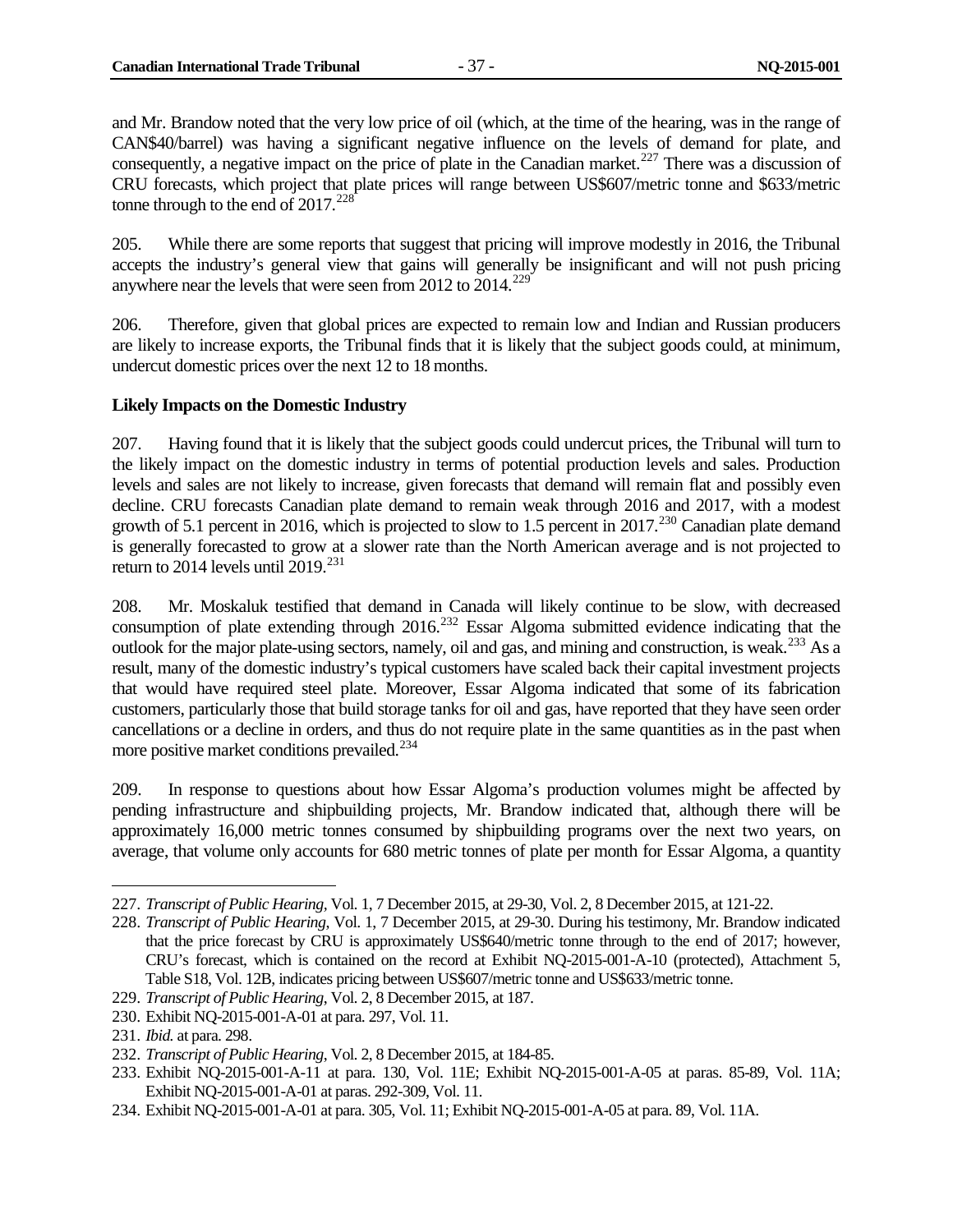and Mr. Brandow noted that the very low price of oil (which, at the time of the hearing, was in the range of CAN$40/barrel) was having a significant negative influence on the levels of demand for plate, and consequently, a negative impact on the price of plate in the Canadian market.[227] There was a discussion of CRU forecasts, which project that plate prices will range between US$607/metric tonne and $633/metric tonne through to the end of 2017.[228]

205. While there are some reports that suggest that pricing will improve modestly in 2016, the Tribunal accepts the industry's general view that gains will generally be insignificant and will not push pricing anywhere near the levels that were seen from 2012 to 2014.[229]

206. Therefore, given that global prices are expected to remain low and Indian and Russian producers are likely to increase exports, the Tribunal finds that it is likely that the subject goods could, at minimum, undercut domestic prices over the next 12 to 18 months.

**Likely Impacts on the Domestic Industry**

207. Having found that it is likely that the subject goods could undercut prices, the Tribunal will turn to the likely impact on the domestic industry in terms of potential production levels and sales. Production levels and sales are not likely to increase, given forecasts that demand will remain flat and possibly even decline. CRU forecasts Canadian plate demand to remain weak through 2016 and 2017, with a modest growth of 5.1 percent in 2016, which is projected to slow to 1.5 percent in 2017.[230] Canadian plate demand is generally forecasted to grow at a slower rate than the North American average and is not projected to return to 2014 levels until 2019.[231]

208. Mr. Moskaluk testified that demand in Canada will likely continue to be slow, with decreased consumption of plate extending through 2016.[232] Essar Algoma submitted evidence indicating that the outlook for the major plate-using sectors, namely, oil and gas, and mining and construction, is weak.[233] As a result, many of the domestic industry's typical customers have scaled back their capital investment projects that would have required steel plate. Moreover, Essar Algoma indicated that some of its fabrication customers, particularly those that build storage tanks for oil and gas, have reported that they have seen order cancellations or a decline in orders, and thus do not require plate in the same quantities as in the past when more positive market conditions prevailed.[234]

209. In response to questions about how Essar Algoma's production volumes might be affected by pending infrastructure and shipbuilding projects, Mr. Brandow indicated that, although there will be approximately 16,000 metric tonnes consumed by shipbuilding programs over the next two years, on average, that volume only accounts for 680 metric tonnes of plate per month for Essar Algoma, a quantity

---

227. *Transcript of Public Hearing*, Vol. 1, 7 December 2015, at 29-30, Vol. 2, 8 December 2015, at 121-22.

228. *Transcript of Public Hearing*, Vol. 1, 7 December 2015, at 29-30. During his testimony, Mr. Brandow indicated that the price forecast by CRU is approximately US$640/metric tonne through to the end of 2017; however, CRU's forecast, which is contained on the record at Exhibit NQ-2015-001-A-10 (protected), Attachment 5, Table S18, Vol. 12B, indicates pricing between US$607/metric tonne and US$633/metric tonne.

229. *Transcript of Public Hearing*, Vol. 2, 8 December 2015, at 187.

230. Exhibit NQ-2015-001-A-01 at para. 297, Vol. 11.

231. *Ibid.* at para. 298.

232. *Transcript of Public Hearing*, Vol. 2, 8 December 2015, at 184-85.

233. Exhibit NQ-2015-001-A-11 at para. 130, Vol. 11E; Exhibit NQ-2015-001-A-05 at paras. 85-89, Vol. 11A; Exhibit NQ-2015-001-A-01 at paras. 292-309, Vol. 11.

234. Exhibit NQ-2015-001-A-01 at para. 305, Vol. 11; Exhibit NQ-2015-001-A-05 at para. 89, Vol. 11A.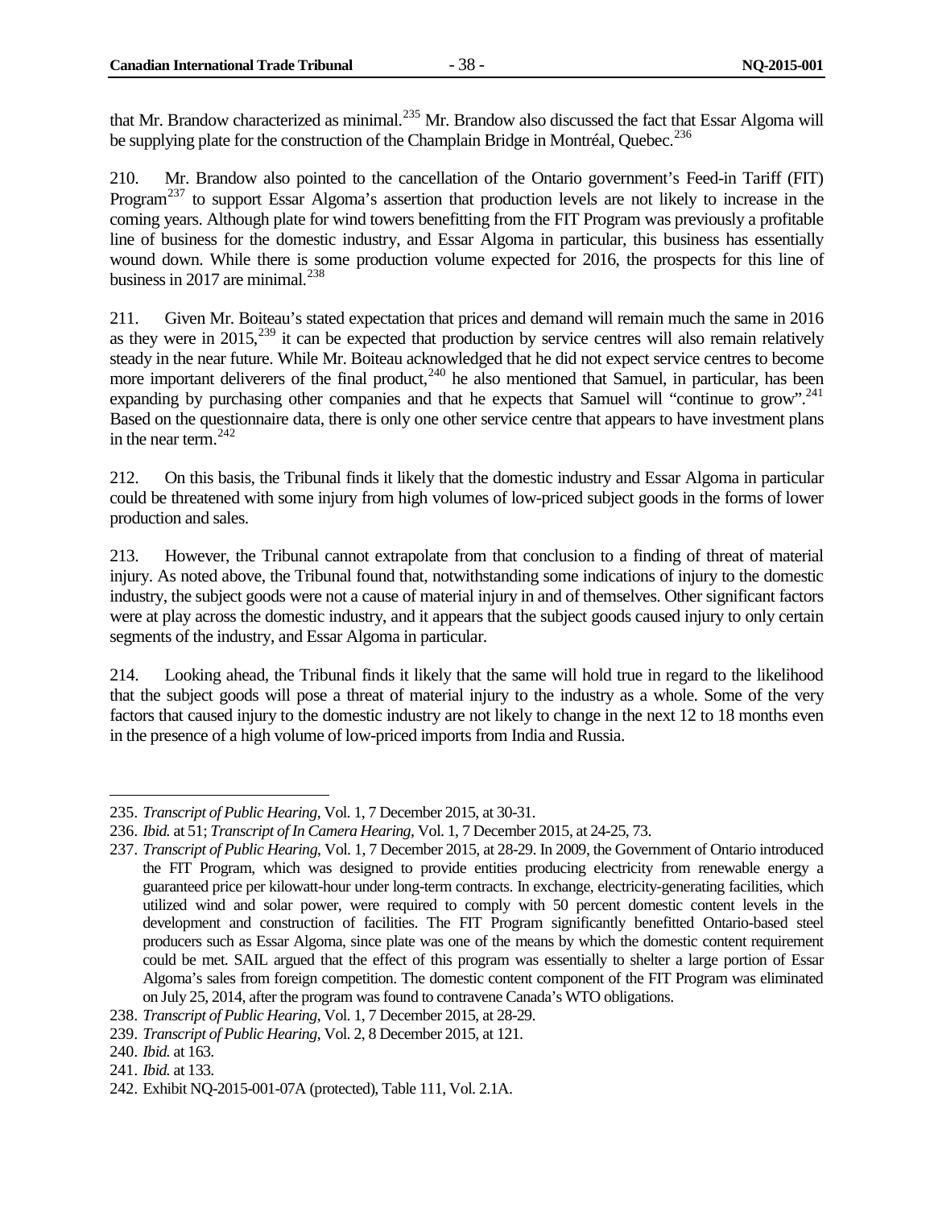that Mr. Brandow characterized as minimal.[235] Mr. Brandow also discussed the fact that Essar Algoma will be supplying plate for the construction of the Champlain Bridge in Montréal, Quebec.[236]

210. Mr. Brandow also pointed to the cancellation of the Ontario government's Feed-in Tariff (FIT) Program[237] to support Essar Algoma's assertion that production levels are not likely to increase in the coming years. Although plate for wind towers benefitting from the FIT Program was previously a profitable line of business for the domestic industry, and Essar Algoma in particular, this business has essentially wound down. While there is some production volume expected for 2016, the prospects for this line of business in 2017 are minimal.[238]

211. Given Mr. Boiteau's stated expectation that prices and demand will remain much the same in 2016 as they were in 2015,[239] it can be expected that production by service centres will also remain relatively steady in the near future. While Mr. Boiteau acknowledged that he did not expect service centres to become more important deliverers of the final product,[240] he also mentioned that Samuel, in particular, has been expanding by purchasing other companies and that he expects that Samuel will "continue to grow".[241] Based on the questionnaire data, there is only one other service centre that appears to have investment plans in the near term.[242]

212. On this basis, the Tribunal finds it likely that the domestic industry and Essar Algoma in particular could be threatened with some injury from high volumes of low-priced subject goods in the forms of lower production and sales.

213. However, the Tribunal cannot extrapolate from that conclusion to a finding of threat of material injury. As noted above, the Tribunal found that, notwithstanding some indications of injury to the domestic industry, the subject goods were not a cause of material injury in and of themselves. Other significant factors were at play across the domestic industry, and it appears that the subject goods caused injury to only certain segments of the industry, and Essar Algoma in particular.

214. Looking ahead, the Tribunal finds it likely that the same will hold true in regard to the likelihood that the subject goods will pose a threat of material injury to the industry as a whole. Some of the very factors that caused injury to the domestic industry are not likely to change in the next 12 to 18 months even in the presence of a high volume of low-priced imports from India and Russia.

---

235. *Transcript of Public Hearing*, Vol. 1, 7 December 2015, at 30-31.

236. *Ibid.* at 51; *Transcript of In Camera Hearing*, Vol. 1, 7 December 2015, at 24-25, 73.

237. *Transcript of Public Hearing*, Vol. 1, 7 December 2015, at 28-29. In 2009, the Government of Ontario introduced the FIT Program, which was designed to provide entities producing electricity from renewable energy a guaranteed price per kilowatt-hour under long-term contracts. In exchange, electricity-generating facilities, which utilized wind and solar power, were required to comply with 50 percent domestic content levels in the development and construction of facilities. The FIT Program significantly benefitted Ontario-based steel producers such as Essar Algoma, since plate was one of the means by which the domestic content requirement could be met. SAIL argued that the effect of this program was essentially to shelter a large portion of Essar Algoma's sales from foreign competition. The domestic content component of the FIT Program was eliminated on July 25, 2014, after the program was found to contravene Canada's WTO obligations.

238. *Transcript of Public Hearing*, Vol. 1, 7 December 2015, at 28-29.

239. *Transcript of Public Hearing*, Vol. 2, 8 December 2015, at 121.

240. *Ibid.* at 163.

241. *Ibid.* at 133.

242. Exhibit NQ-2015-001-07A (protected), Table 111, Vol. 2.1A.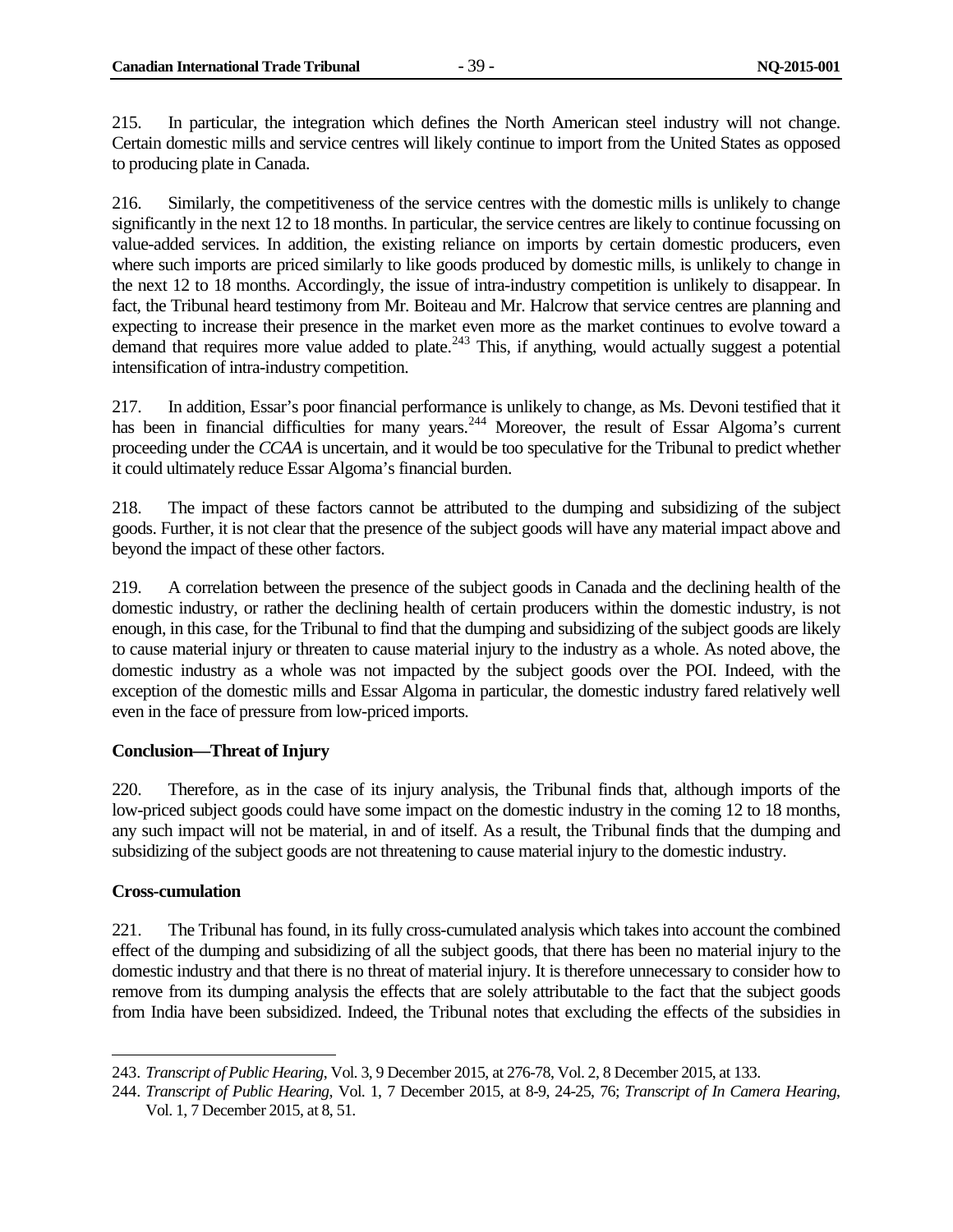215. In particular, the integration which defines the North American steel industry will not change. Certain domestic mills and service centres will likely continue to import from the United States as opposed to producing plate in Canada.

216. Similarly, the competitiveness of the service centres with the domestic mills is unlikely to change significantly in the next 12 to 18 months. In particular, the service centres are likely to continue focussing on value-added services. In addition, the existing reliance on imports by certain domestic producers, even where such imports are priced similarly to like goods produced by domestic mills, is unlikely to change in the next 12 to 18 months. Accordingly, the issue of intra-industry competition is unlikely to disappear. In fact, the Tribunal heard testimony from Mr. Boiteau and Mr. Halcrow that service centres are planning and expecting to increase their presence in the market even more as the market continues to evolve toward a demand that requires more value added to plate.[243] This, if anything, would actually suggest a potential intensification of intra-industry competition.

217. In addition, Essar's poor financial performance is unlikely to change, as Ms. Devoni testified that it has been in financial difficulties for many years.[244] Moreover, the result of Essar Algoma's current proceeding under the *CCAA* is uncertain, and it would be too speculative for the Tribunal to predict whether it could ultimately reduce Essar Algoma's financial burden.

218. The impact of these factors cannot be attributed to the dumping and subsidizing of the subject goods. Further, it is not clear that the presence of the subject goods will have any material impact above and beyond the impact of these other factors.

219. A correlation between the presence of the subject goods in Canada and the declining health of the domestic industry, or rather the declining health of certain producers within the domestic industry, is not enough, in this case, for the Tribunal to find that the dumping and subsidizing of the subject goods are likely to cause material injury or threaten to cause material injury to the industry as a whole. As noted above, the domestic industry as a whole was not impacted by the subject goods over the POI. Indeed, with the exception of the domestic mills and Essar Algoma in particular, the domestic industry fared relatively well even in the face of pressure from low-priced imports.

**Conclusion—Threat of Injury**

220. Therefore, as in the case of its injury analysis, the Tribunal finds that, although imports of the low-priced subject goods could have some impact on the domestic industry in the coming 12 to 18 months, any such impact will not be material, in and of itself. As a result, the Tribunal finds that the dumping and subsidizing of the subject goods are not threatening to cause material injury to the domestic industry.

**Cross-cumulation**

221. The Tribunal has found, in its fully cross-cumulated analysis which takes into account the combined effect of the dumping and subsidizing of all the subject goods, that there has been no material injury to the domestic industry and that there is no threat of material injury. It is therefore unnecessary to consider how to remove from its dumping analysis the effects that are solely attributable to the fact that the subject goods from India have been subsidized. Indeed, the Tribunal notes that excluding the effects of the subsidies in

---

243. *Transcript of Public Hearing*, Vol. 3, 9 December 2015, at 276-78, Vol. 2, 8 December 2015, at 133.

244. *Transcript of Public Hearing*, Vol. 1, 7 December 2015, at 8-9, 24-25, 76; *Transcript of In Camera Hearing*, Vol. 1, 7 December 2015, at 8, 51.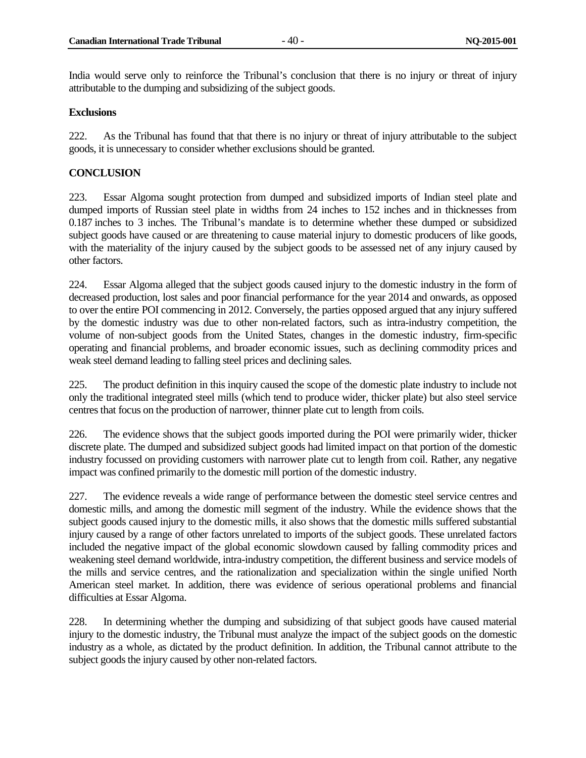India would serve only to reinforce the Tribunal's conclusion that there is no injury or threat of injury attributable to the dumping and subsidizing of the subject goods.

**Exclusions**

222. As the Tribunal has found that that there is no injury or threat of injury attributable to the subject goods, it is unnecessary to consider whether exclusions should be granted.

**CONCLUSION**

223. Essar Algoma sought protection from dumped and subsidized imports of Indian steel plate and dumped imports of Russian steel plate in widths from 24 inches to 152 inches and in thicknesses from 0.187 inches to 3 inches. The Tribunal's mandate is to determine whether these dumped or subsidized subject goods have caused or are threatening to cause material injury to domestic producers of like goods, with the materiality of the injury caused by the subject goods to be assessed net of any injury caused by other factors.

224. Essar Algoma alleged that the subject goods caused injury to the domestic industry in the form of decreased production, lost sales and poor financial performance for the year 2014 and onwards, as opposed to over the entire POI commencing in 2012. Conversely, the parties opposed argued that any injury suffered by the domestic industry was due to other non-related factors, such as intra-industry competition, the volume of non-subject goods from the United States, changes in the domestic industry, firm-specific operating and financial problems, and broader economic issues, such as declining commodity prices and weak steel demand leading to falling steel prices and declining sales.

225. The product definition in this inquiry caused the scope of the domestic plate industry to include not only the traditional integrated steel mills (which tend to produce wider, thicker plate) but also steel service centres that focus on the production of narrower, thinner plate cut to length from coils.

226. The evidence shows that the subject goods imported during the POI were primarily wider, thicker discrete plate. The dumped and subsidized subject goods had limited impact on that portion of the domestic industry focussed on providing customers with narrower plate cut to length from coil. Rather, any negative impact was confined primarily to the domestic mill portion of the domestic industry.

227. The evidence reveals a wide range of performance between the domestic steel service centres and domestic mills, and among the domestic mill segment of the industry. While the evidence shows that the subject goods caused injury to the domestic mills, it also shows that the domestic mills suffered substantial injury caused by a range of other factors unrelated to imports of the subject goods. These unrelated factors included the negative impact of the global economic slowdown caused by falling commodity prices and weakening steel demand worldwide, intra-industry competition, the different business and service models of the mills and service centres, and the rationalization and specialization within the single unified North American steel market. In addition, there was evidence of serious operational problems and financial difficulties at Essar Algoma.

228. In determining whether the dumping and subsidizing of that subject goods have caused material injury to the domestic industry, the Tribunal must analyze the impact of the subject goods on the domestic industry as a whole, as dictated by the product definition. In addition, the Tribunal cannot attribute to the subject goods the injury caused by other non-related factors.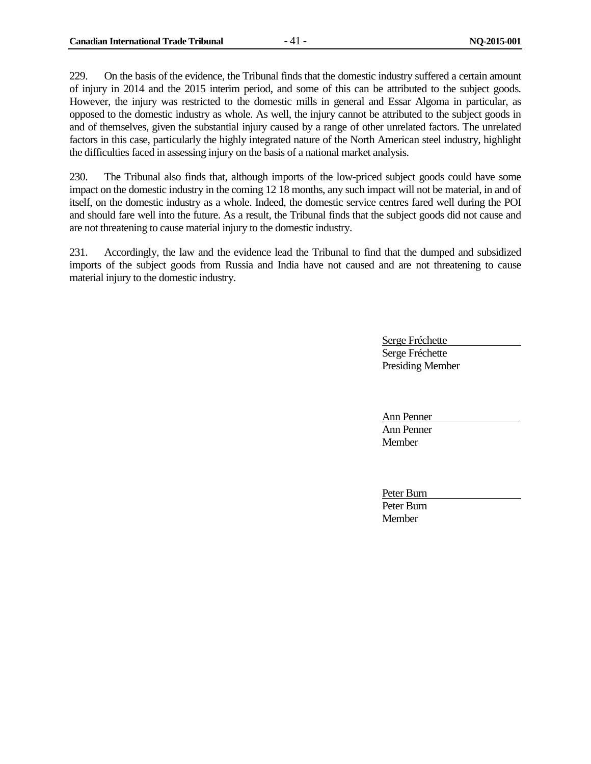229. On the basis of the evidence, the Tribunal finds that the domestic industry suffered a certain amount of injury in 2014 and the 2015 interim period, and some of this can be attributed to the subject goods. However, the injury was restricted to the domestic mills in general and Essar Algoma in particular, as opposed to the domestic industry as whole. As well, the injury cannot be attributed to the subject goods in and of themselves, given the substantial injury caused by a range of other unrelated factors. The unrelated factors in this case, particularly the highly integrated nature of the North American steel industry, highlight the difficulties faced in assessing injury on the basis of a national market analysis.

230. The Tribunal also finds that, although imports of the low-priced subject goods could have some impact on the domestic industry in the coming 12 18 months, any such impact will not be material, in and of itself, on the domestic industry as a whole. Indeed, the domestic service centres fared well during the POI and should fare well into the future. As a result, the Tribunal finds that the subject goods did not cause and are not threatening to cause material injury to the domestic industry.

231. Accordingly, the law and the evidence lead the Tribunal to find that the dumped and subsidized imports of the subject goods from Russia and India have not caused and are not threatening to cause material injury to the domestic industry.

Serge Fréchette
Serge Fréchette
Presiding Member

Ann Penner
Ann Penner
Member

Peter Burn
Peter Burn
Member